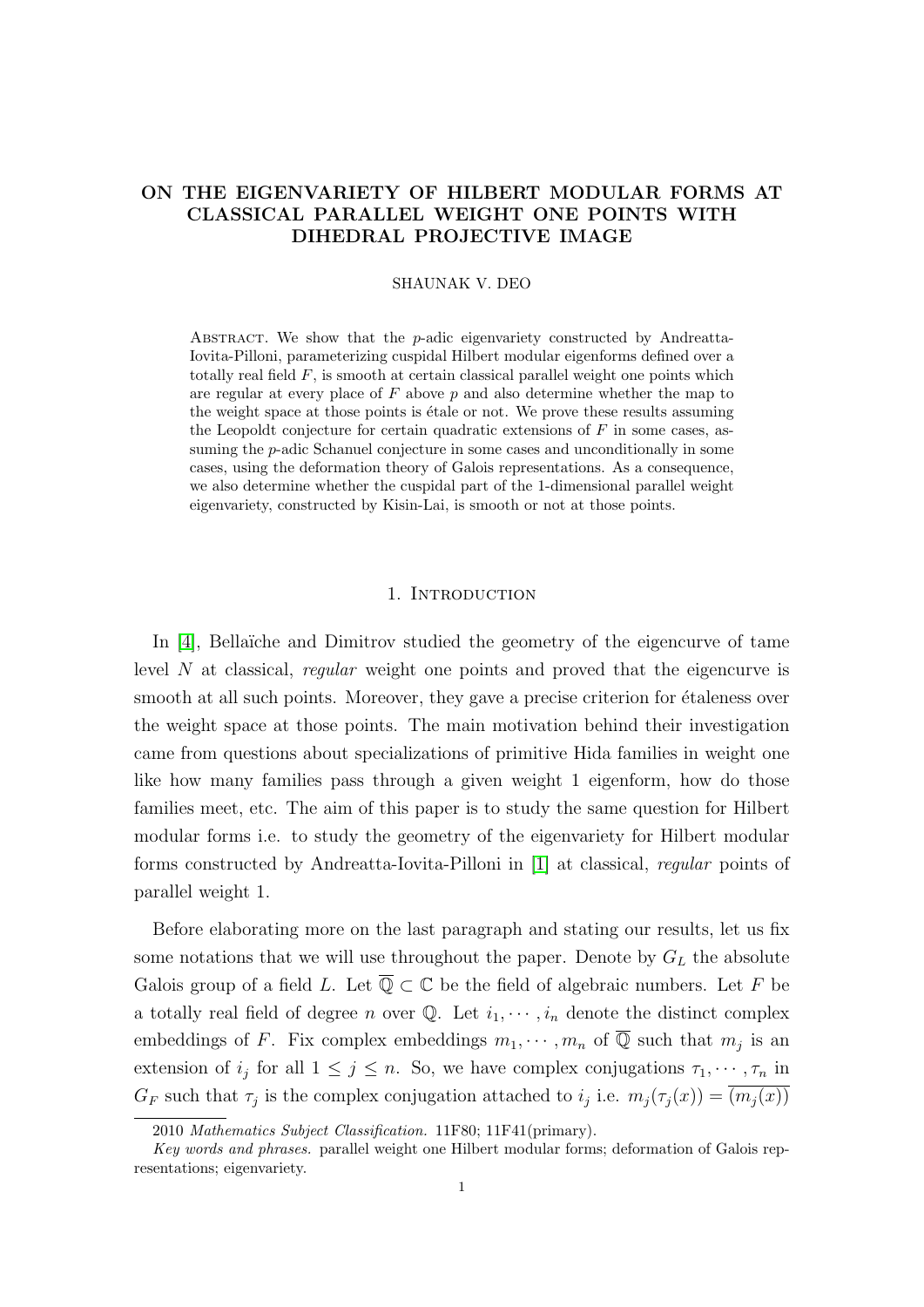# ON THE EIGENVARIETY OF HILBERT MODULAR FORMS AT CLASSICAL PARALLEL WEIGHT ONE POINTS WITH DIHEDRAL PROJECTIVE IMAGE

SHAUNAK V. DEO

Abstract. We show that the $p$-adic eigenvariety constructed by Andreatta-Iovita-Pilloni, parameterizing cuspidal Hilbert modular eigenforms defined over a totally real field $F$, is smooth at certain classical parallel weight one points which are regular at every place of $F$ above $p$ and also determine whether the map to the weight space at those points is étale or not. We prove these results assuming the Leopoldt conjecture for certain quadratic extensions of $F$ in some cases, assuming the $p$-adic Schanuel conjecture in some cases and unconditionally in some cases, using the deformation theory of Galois representations. As a consequence, we also determine whether the cuspidal part of the 1-dimensional parallel weight eigenvariety, constructed by Kisin-Lai, is smooth or not at those points.

## 1. Introduction

In [4], Bellaïche and Dimitrov studied the geometry of the eigencurve of tame level $N$ at classical, *regular* weight one points and proved that the eigencurve is smooth at all such points. Moreover, they gave a precise criterion for étaleness over the weight space at those points. The main motivation behind their investigation came from questions about specializations of primitive Hida families in weight one like how many families pass through a given weight 1 eigenform, how do those families meet, etc. The aim of this paper is to study the same question for Hilbert modular forms i.e. to study the geometry of the eigenvariety for Hilbert modular forms constructed by Andreatta-Iovita-Pilloni in [1] at classical, *regular* points of parallel weight 1.

Before elaborating more on the last paragraph and stating our results, let us fix some notations that we will use throughout the paper. Denote by $G_L$ the absolute Galois group of a field $L$. Let $\overline{\mathbb{Q}} \subset \mathbb{C}$ be the field of algebraic numbers. Let $F$ be a totally real field of degree $n$ over $\mathbb{Q}$. Let $i_1, \cdots, i_n$ denote the distinct complex embeddings of $F$. Fix complex embeddings $m_1, \cdots, m_n$ of $\overline{\mathbb{Q}}$ such that $m_j$ is an extension of $i_j$ for all $1 \leq j \leq n$. So, we have complex conjugations $\tau_1, \cdots, \tau_n$ in $G_F$ such that $\tau_j$ is the complex conjugation attached to $i_j$ i.e. $m_j(\tau_j(x)) = \overline{(m_j(x))}$

2010 *Mathematics Subject Classification.* 11F80; 11F41(primary).

*Key words and phrases.* parallel weight one Hilbert modular forms; deformation of Galois representations; eigenvariety.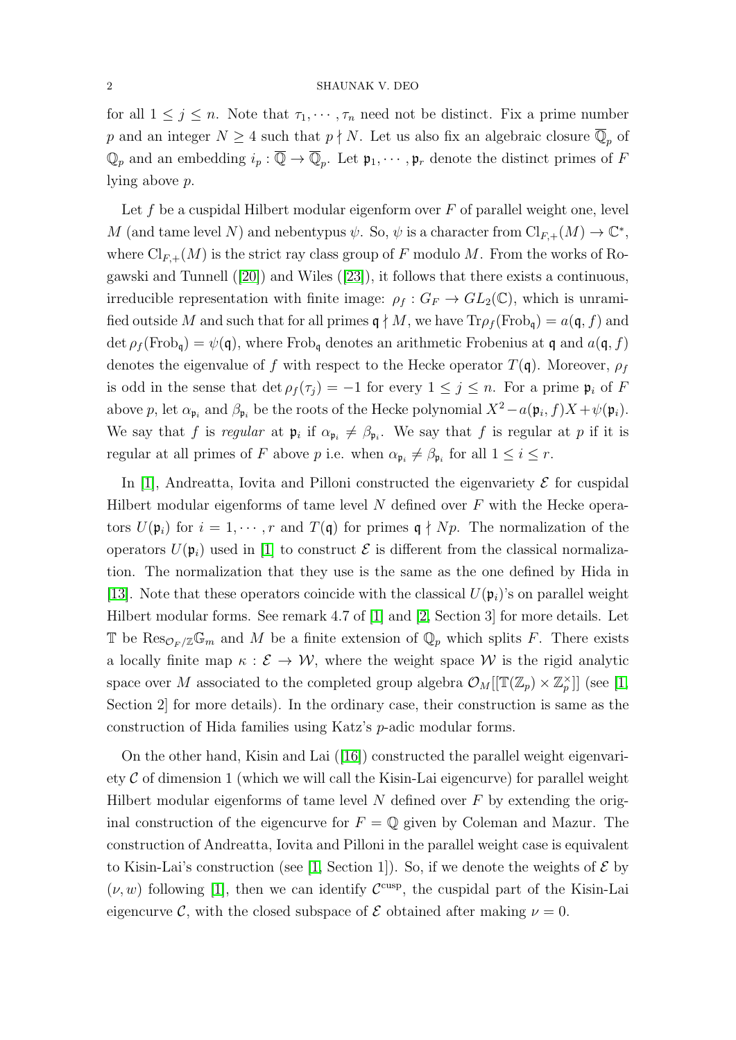for all $1 \leq j \leq n$. Note that $\tau_1, \cdots, \tau_n$ need not be distinct. Fix a prime number $p$ and an integer $N \geq 4$ such that $p \nmid N$. Let us also fix an algebraic closure $\overline{\mathbb{Q}}_p$ of $\mathbb{Q}_p$ and an embedding $i_p : \overline{\mathbb{Q}} \to \overline{\mathbb{Q}}_p$. Let $\mathfrak{p}_1, \cdots, \mathfrak{p}_r$ denote the distinct primes of $F$ lying above $p$.

Let $f$ be a cuspidal Hilbert modular eigenform over $F$ of parallel weight one, level $M$ (and tame level $N$) and nebentypus $\psi$. So, $\psi$ is a character from $\mathrm{Cl}_{F,+}(M) \to \mathbb{C}^*$, where $\mathrm{Cl}_{F,+}(M)$ is the strict ray class group of $F$ modulo $M$. From the works of Rogawski and Tunnell ([20]) and Wiles ([23]), it follows that there exists a continuous, irreducible representation with finite image: $\rho_f : G_F \to GL_2(\mathbb{C})$, which is unramified outside $M$ and such that for all primes $\mathfrak{q} \nmid M$, we have $\mathrm{Tr}\rho_f(\mathrm{Frob}_\mathfrak{q}) = a(\mathfrak{q}, f)$ and $\det \rho_f(\mathrm{Frob}_\mathfrak{q}) = \psi(\mathfrak{q})$, where $\mathrm{Frob}_\mathfrak{q}$ denotes an arithmetic Frobenius at $\mathfrak{q}$ and $a(\mathfrak{q}, f)$ denotes the eigenvalue of $f$ with respect to the Hecke operator $T(\mathfrak{q})$. Moreover, $\rho_f$ is odd in the sense that $\det \rho_f(\tau_j) = -1$ for every $1 \leq j \leq n$. For a prime $\mathfrak{p}_i$ of $F$ above $p$, let $\alpha_{\mathfrak{p}_i}$ and $\beta_{\mathfrak{p}_i}$ be the roots of the Hecke polynomial $X^2 - a(\mathfrak{p}_i, f)X + \psi(\mathfrak{p}_i)$. We say that $f$ is *regular* at $\mathfrak{p}_i$ if $\alpha_{\mathfrak{p}_i} \neq \beta_{\mathfrak{p}_i}$. We say that $f$ is regular at $p$ if it is regular at all primes of $F$ above $p$ i.e. when $\alpha_{\mathfrak{p}_i} \neq \beta_{\mathfrak{p}_i}$ for all $1 \leq i \leq r$.

In [1], Andreatta, Iovita and Pilloni constructed the eigenvariety $\mathcal{E}$ for cuspidal Hilbert modular eigenforms of tame level $N$ defined over $F$ with the Hecke operators $U(\mathfrak{p}_i)$ for $i = 1, \cdots, r$ and $T(\mathfrak{q})$ for primes $\mathfrak{q} \nmid Np$. The normalization of the operators $U(\mathfrak{p}_i)$ used in [1] to construct $\mathcal{E}$ is different from the classical normalization. The normalization that they use is the same as the one defined by Hida in [13]. Note that these operators coincide with the classical $U(\mathfrak{p}_i)$'s on parallel weight Hilbert modular forms. See remark 4.7 of [1] and [2, Section 3] for more details. Let $\mathbb{T}$ be $\mathrm{Res}_{\mathcal{O}_F/\mathbb{Z}}\mathbb{G}_m$ and $M$ be a finite extension of $\mathbb{Q}_p$ which splits $F$. There exists a locally finite map $\kappa : \mathcal{E} \to \mathcal{W}$, where the weight space $\mathcal{W}$ is the rigid analytic space over $M$ associated to the completed group algebra $\mathcal{O}_M[[\mathbb{T}(\mathbb{Z}_p) \times \mathbb{Z}_p^\times]]$ (see [1, Section 2] for more details). In the ordinary case, their construction is same as the construction of Hida families using Katz's $p$-adic modular forms.

On the other hand, Kisin and Lai ([16]) constructed the parallel weight eigenvariety $\mathcal{C}$ of dimension 1 (which we will call the Kisin-Lai eigencurve) for parallel weight Hilbert modular eigenforms of tame level $N$ defined over $F$ by extending the original construction of the eigencurve for $F = \mathbb{Q}$ given by Coleman and Mazur. The construction of Andreatta, Iovita and Pilloni in the parallel weight case is equivalent to Kisin-Lai's construction (see [1, Section 1]). So, if we denote the weights of $\mathcal{E}$ by $(\nu, w)$ following [1], then we can identify $\mathcal{C}^{\mathrm{cusp}}$, the cuspidal part of the Kisin-Lai eigencurve $\mathcal{C}$, with the closed subspace of $\mathcal{E}$ obtained after making $\nu = 0$.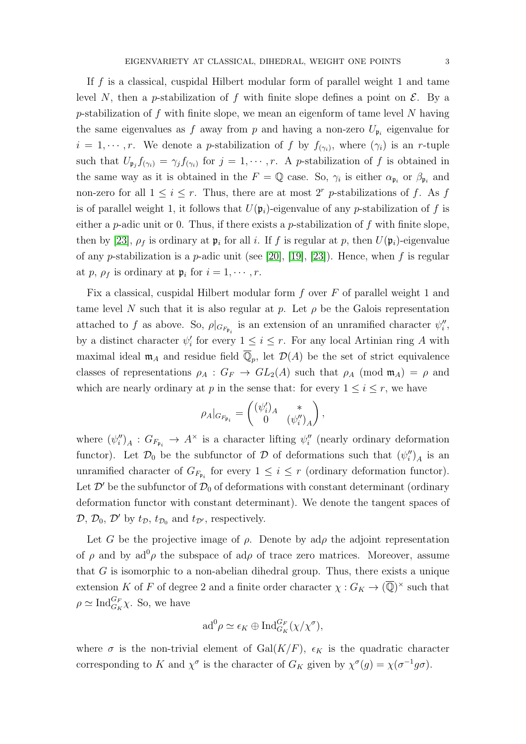If $f$ is a classical, cuspidal Hilbert modular form of parallel weight 1 and tame level $N$, then a $p$-stabilization of $f$ with finite slope defines a point on $\mathcal{E}$. By a $p$-stabilization of $f$ with finite slope, we mean an eigenform of tame level $N$ having the same eigenvalues as $f$ away from $p$ and having a non-zero $U_{\mathfrak{p}_i}$ eigenvalue for $i = 1, \cdots, r$. We denote a $p$-stabilization of $f$ by $f_{(\gamma_i)}$, where $(\gamma_i)$ is an $r$-tuple such that $U_{\mathfrak{p}_j} f_{(\gamma_i)} = \gamma_j f_{(\gamma_i)}$ for $j = 1, \cdots, r$. A $p$-stabilization of $f$ is obtained in the same way as it is obtained in the $F = \mathbb{Q}$ case. So, $\gamma_i$ is either $\alpha_{\mathfrak{p}_i}$ or $\beta_{\mathfrak{p}_i}$ and non-zero for all $1 \leq i \leq r$. Thus, there are at most $2^r$ $p$-stabilizations of $f$. As $f$ is of parallel weight 1, it follows that $U(\mathfrak{p}_i)$-eigenvalue of any $p$-stabilization of $f$ is either a $p$-adic unit or 0. Thus, if there exists a $p$-stabilization of $f$ with finite slope, then by [23], $\rho_f$ is ordinary at $\mathfrak{p}_i$ for all $i$. If $f$ is regular at $p$, then $U(\mathfrak{p}_i)$-eigenvalue of any $p$-stabilization is a $p$-adic unit (see [20], [19], [23]). Hence, when $f$ is regular at $p$, $\rho_f$ is ordinary at $\mathfrak{p}_i$ for $i = 1, \cdots, r$.

Fix a classical, cuspidal Hilbert modular form $f$ over $F$ of parallel weight 1 and tame level $N$ such that it is also regular at $p$. Let $\rho$ be the Galois representation attached to $f$ as above. So, $\rho|_{G_{F_{\mathfrak{p}_i}}}$ is an extension of an unramified character $\psi_i''$, by a distinct character $\psi_i'$ for every $1 \leq i \leq r$. For any local Artinian ring $A$ with maximal ideal $\mathfrak{m}_A$ and residue field $\overline{\mathbb{Q}}_p$, let $\mathcal{D}(A)$ be the set of strict equivalence classes of representations $\rho_A : G_F \to GL_2(A)$ such that $\rho_A \pmod{\mathfrak{m}_A} = \rho$ and which are nearly ordinary at $p$ in the sense that: for every $1 \leq i \leq r$, we have

$$\rho_A|_{G_{F_{\mathfrak{p}_i}}} = \begin{pmatrix} (\psi_i')_A & * \\ 0 & (\psi_i'')_A \end{pmatrix},$$

where $(\psi_i'')_A : G_{F_{\mathfrak{p}_i}} \to A^\times$ is a character lifting $\psi_i''$ (nearly ordinary deformation functor). Let $\mathcal{D}_0$ be the subfunctor of $\mathcal{D}$ of deformations such that $(\psi_i'')_A$ is an unramified character of $G_{F_{\mathfrak{p}_i}}$ for every $1 \leq i \leq r$ (ordinary deformation functor). Let $\mathcal{D}'$ be the subfunctor of $\mathcal{D}_0$ of deformations with constant determinant (ordinary deformation functor with constant determinant). We denote the tangent spaces of $\mathcal{D}$, $\mathcal{D}_0$, $\mathcal{D}'$ by $t_{\mathcal{D}}$, $t_{\mathcal{D}_0}$ and $t_{\mathcal{D}'}$, respectively.

Let $G$ be the projective image of $\rho$. Denote by $\mathrm{ad}\rho$ the adjoint representation of $\rho$ and by $\mathrm{ad}^0\rho$ the subspace of $\mathrm{ad}\rho$ of trace zero matrices. Moreover, assume that $G$ is isomorphic to a non-abelian dihedral group. Thus, there exists a unique extension $K$ of $F$ of degree 2 and a finite order character $\chi : G_K \to (\overline{\mathbb{Q}})^\times$ such that $\rho \simeq \mathrm{Ind}_{G_K}^{G_F} \chi$. So, we have

$$\mathrm{ad}^0\rho \simeq \epsilon_K \oplus \mathrm{Ind}_{G_K}^{G_F}(\chi/\chi^\sigma),$$

where $\sigma$ is the non-trivial element of $\mathrm{Gal}(K/F)$, $\epsilon_K$ is the quadratic character corresponding to $K$ and $\chi^\sigma$ is the character of $G_K$ given by $\chi^\sigma(g) = \chi(\sigma^{-1} g \sigma)$.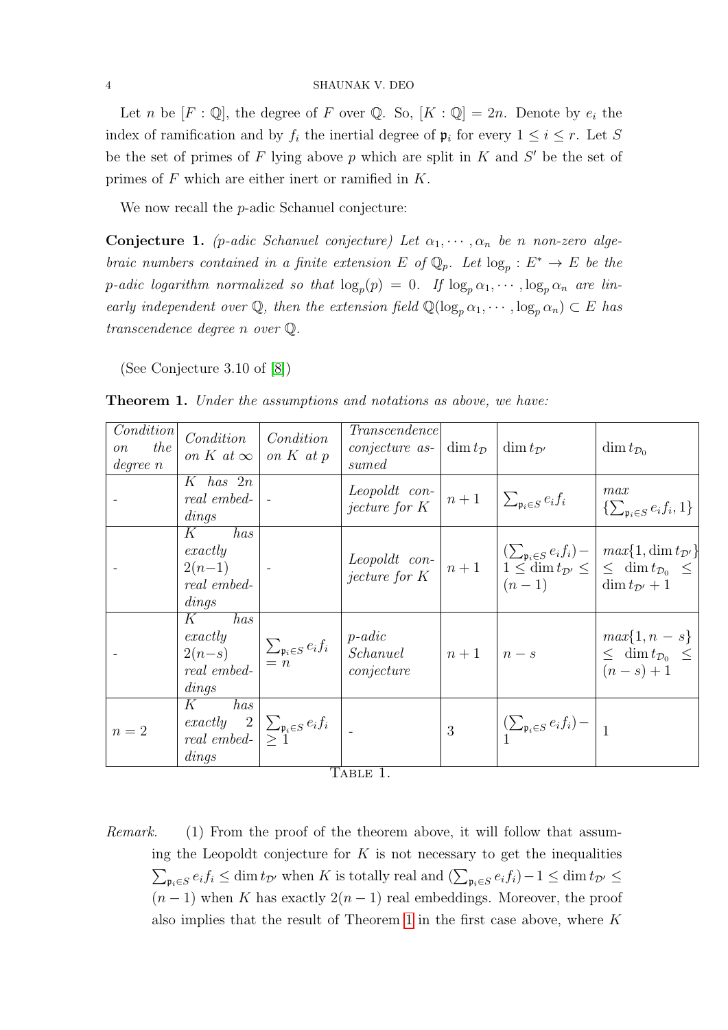Let $n$ be $[F : \mathbb{Q}]$, the degree of $F$ over $\mathbb{Q}$. So, $[K : \mathbb{Q}] = 2n$. Denote by $e_i$ the index of ramification and by $f_i$ the inertial degree of $\mathfrak{p}_i$ for every $1 \leq i \leq r$. Let $S$ be the set of primes of $F$ lying above $p$ which are split in $K$ and $S'$ be the set of primes of $F$ which are either inert or ramified in $K$.

We now recall the $p$-adic Schanuel conjecture:

**Conjecture 1.** *($p$-adic Schanuel conjecture) Let $\alpha_1, \cdots, \alpha_n$ be $n$ non-zero algebraic numbers contained in a finite extension $E$ of $\mathbb{Q}_p$. Let $\log_p : E^* \to E$ be the $p$-adic logarithm normalized so that $\log_p(p) = 0$. If $\log_p \alpha_1, \cdots, \log_p \alpha_n$ are linearly independent over $\mathbb{Q}$, then the extension field $\mathbb{Q}(\log_p \alpha_1, \cdots, \log_p \alpha_n) \subset E$ has transcendence degree $n$ over $\mathbb{Q}$.*

(See Conjecture 3.10 of [8])

**Theorem 1.** *Under the assumptions and notations as above, we have:*

| *Condition on the degree $n$* | *Condition on $K$ at $\infty$* | *Condition on $K$ at $p$* | *Transcendence conjecture assumed* | $\dim t_{\mathcal{D}}$ | $\dim t_{\mathcal{D}'}$ | $\dim t_{\mathcal{D}_0}$ |
|---|---|---|---|---|---|---|
| - | *$K$ has $2n$ real embeddings* | - | *Leopoldt conjecture for $K$* | $n+1$ | $\sum_{\mathfrak{p}_i \in S} e_i f_i$ | *max* $\{\sum_{\mathfrak{p}_i \in S} e_i f_i, 1\}$ |
| - | *$K$ has exactly $2(n-1)$ real embeddings* | - | *Leopoldt conjecture for $K$* | $n+1$ | $(\sum_{\mathfrak{p}_i \in S} e_i f_i) - 1 \leq \dim t_{\mathcal{D}'} \leq (n-1)$ | *max*$\{1, \dim t_{\mathcal{D}'}\} \leq \dim t_{\mathcal{D}_0} \leq \dim t_{\mathcal{D}'} + 1$ |
| - | *$K$ has exactly $2(n-s)$ real embeddings* | $\sum_{\mathfrak{p}_i \in S} e_i f_i = n$ | *$p$-adic Schanuel conjecture* | $n+1$ | $n-s$ | *max*$\{1, n-s\} \leq \dim t_{\mathcal{D}_0} \leq (n-s)+1$ |
| $n=2$ | *$K$ has exactly 2 real embeddings* | $\sum_{\mathfrak{p}_i \in S} e_i f_i \geq 1$ | - | 3 | $(\sum_{\mathfrak{p}_i \in S} e_i f_i) - 1$ | 1 |

TABLE 1.

*Remark.* (1) From the proof of the theorem above, it will follow that assuming the Leopoldt conjecture for $K$ is not necessary to get the inequalities $\sum_{\mathfrak{p}_i \in S} e_i f_i \leq \dim t_{\mathcal{D}'}$ when $K$ is totally real and $(\sum_{\mathfrak{p}_i \in S} e_i f_i) - 1 \leq \dim t_{\mathcal{D}'} \leq (n-1)$ when $K$ has exactly $2(n-1)$ real embeddings. Moreover, the proof also implies that the result of Theorem 1 in the first case above, where $K$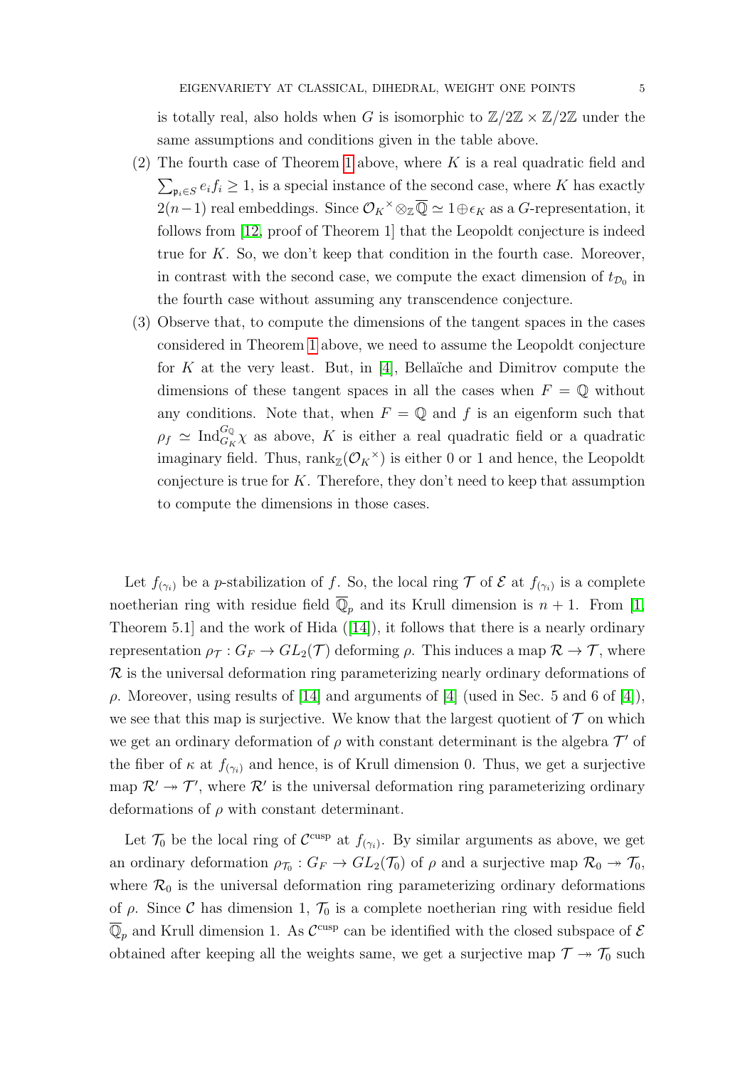is totally real, also holds when $G$ is isomorphic to $\mathbb{Z}/2\mathbb{Z} \times \mathbb{Z}/2\mathbb{Z}$ under the same assumptions and conditions given in the table above.

(2) The fourth case of Theorem 1 above, where $K$ is a real quadratic field and $\sum_{\mathfrak{p}_i \in S} e_i f_i \geq 1$, is a special instance of the second case, where $K$ has exactly $2(n-1)$ real embeddings. Since ${\mathcal{O}_K}^{\times} \otimes_{\mathbb{Z}} \overline{\mathbb{Q}} \simeq 1 \oplus \epsilon_K$ as a $G$-representation, it follows from [12, proof of Theorem 1] that the Leopoldt conjecture is indeed true for $K$. So, we don't keep that condition in the fourth case. Moreover, in contrast with the second case, we compute the exact dimension of $t_{\mathcal{D}_0}$ in the fourth case without assuming any transcendence conjecture.

(3) Observe that, to compute the dimensions of the tangent spaces in the cases considered in Theorem 1 above, we need to assume the Leopoldt conjecture for $K$ at the very least. But, in [4], Bellaïche and Dimitrov compute the dimensions of these tangent spaces in all the cases when $F = \mathbb{Q}$ without any conditions. Note that, when $F = \mathbb{Q}$ and $f$ is an eigenform such that $\rho_f \simeq \mathrm{Ind}_{G_K}^{G_{\mathbb{Q}}} \chi$ as above, $K$ is either a real quadratic field or a quadratic imaginary field. Thus, $\mathrm{rank}_{\mathbb{Z}}({\mathcal{O}_K}^{\times})$ is either 0 or 1 and hence, the Leopoldt conjecture is true for $K$. Therefore, they don't need to keep that assumption to compute the dimensions in those cases.

Let $f_{(\gamma_i)}$ be a $p$-stabilization of $f$. So, the local ring $\mathcal{T}$ of $\mathcal{E}$ at $f_{(\gamma_i)}$ is a complete noetherian ring with residue field $\overline{\mathbb{Q}}_p$ and its Krull dimension is $n+1$. From [1, Theorem 5.1] and the work of Hida ([14]), it follows that there is a nearly ordinary representation $\rho_{\mathcal{T}} : G_F \to GL_2(\mathcal{T})$ deforming $\rho$. This induces a map $\mathcal{R} \to \mathcal{T}$, where $\mathcal{R}$ is the universal deformation ring parameterizing nearly ordinary deformations of $\rho$. Moreover, using results of [14] and arguments of [4] (used in Sec. 5 and 6 of [4]), we see that this map is surjective. We know that the largest quotient of $\mathcal{T}$ on which we get an ordinary deformation of $\rho$ with constant determinant is the algebra $\mathcal{T}'$ of the fiber of $\kappa$ at $f_{(\gamma_i)}$ and hence, is of Krull dimension 0. Thus, we get a surjective map $\mathcal{R}' \twoheadrightarrow \mathcal{T}'$, where $\mathcal{R}'$ is the universal deformation ring parameterizing ordinary deformations of $\rho$ with constant determinant.

Let $\mathcal{T}_0$ be the local ring of $\mathcal{C}^{\mathrm{cusp}}$ at $f_{(\gamma_i)}$. By similar arguments as above, we get an ordinary deformation $\rho_{\mathcal{T}_0} : G_F \to GL_2(\mathcal{T}_0)$ of $\rho$ and a surjective map $\mathcal{R}_0 \twoheadrightarrow \mathcal{T}_0$, where $\mathcal{R}_0$ is the universal deformation ring parameterizing ordinary deformations of $\rho$. Since $\mathcal{C}$ has dimension 1, $\mathcal{T}_0$ is a complete noetherian ring with residue field $\overline{\mathbb{Q}}_p$ and Krull dimension 1. As $\mathcal{C}^{\mathrm{cusp}}$ can be identified with the closed subspace of $\mathcal{E}$ obtained after keeping all the weights same, we get a surjective map $\mathcal{T} \twoheadrightarrow \mathcal{T}_0$ such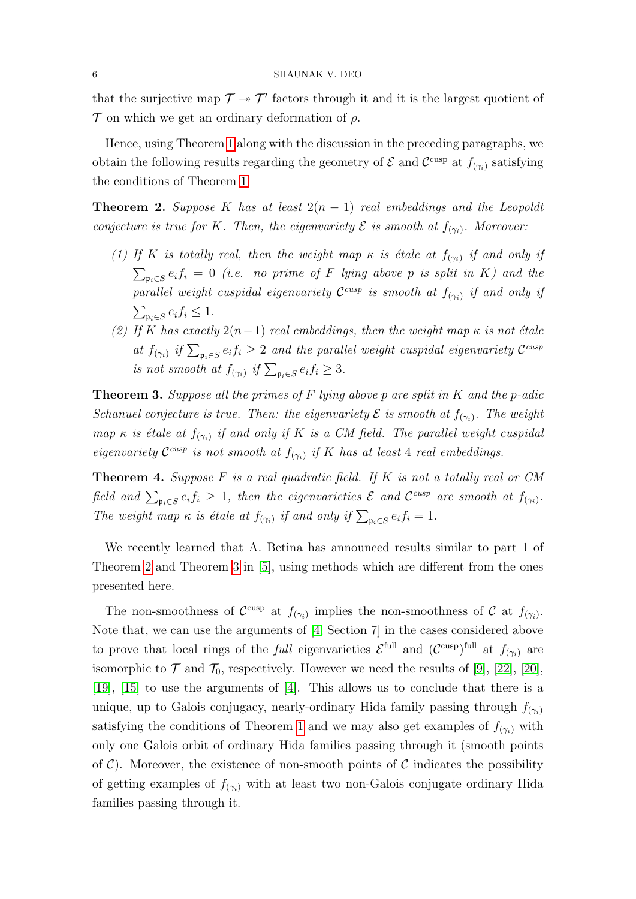that the surjective map $\mathcal{T} \twoheadrightarrow \mathcal{T}'$ factors through it and it is the largest quotient of $\mathcal{T}$ on which we get an ordinary deformation of $\rho$.

Hence, using Theorem 1 along with the discussion in the preceding paragraphs, we obtain the following results regarding the geometry of $\mathcal{E}$ and $\mathcal{C}^{\text{cusp}}$ at $f_{(\gamma_i)}$ satisfying the conditions of Theorem 1:

**Theorem 2.** *Suppose $K$ has at least $2(n-1)$ real embeddings and the Leopoldt conjecture is true for $K$. Then, the eigenvariety $\mathcal{E}$ is smooth at $f_{(\gamma_i)}$. Moreover:*

1. *If $K$ is totally real, then the weight map $\kappa$ is étale at $f_{(\gamma_i)}$ if and only if $\sum_{\mathfrak{p}_i \in S} e_i f_i = 0$ (i.e. no prime of $F$ lying above $p$ is split in $K$) and the parallel weight cuspidal eigenvariety $\mathcal{C}^{cusp}$ is smooth at $f_{(\gamma_i)}$ if and only if $\sum_{\mathfrak{p}_i \in S} e_i f_i \leq 1$.*
2. *If $K$ has exactly $2(n-1)$ real embeddings, then the weight map $\kappa$ is not étale at $f_{(\gamma_i)}$ if $\sum_{\mathfrak{p}_i \in S} e_i f_i \geq 2$ and the parallel weight cuspidal eigenvariety $\mathcal{C}^{cusp}$ is not smooth at $f_{(\gamma_i)}$ if $\sum_{\mathfrak{p}_i \in S} e_i f_i \geq 3$.*

**Theorem 3.** *Suppose all the primes of $F$ lying above $p$ are split in $K$ and the $p$-adic Schanuel conjecture is true. Then: the eigenvariety $\mathcal{E}$ is smooth at $f_{(\gamma_i)}$. The weight map $\kappa$ is étale at $f_{(\gamma_i)}$ if and only if $K$ is a CM field. The parallel weight cuspidal eigenvariety $\mathcal{C}^{cusp}$ is not smooth at $f_{(\gamma_i)}$ if $K$ has at least 4 real embeddings.*

**Theorem 4.** *Suppose $F$ is a real quadratic field. If $K$ is not a totally real or CM field and $\sum_{\mathfrak{p}_i \in S} e_i f_i \geq 1$, then the eigenvarieties $\mathcal{E}$ and $\mathcal{C}^{cusp}$ are smooth at $f_{(\gamma_i)}$. The weight map $\kappa$ is étale at $f_{(\gamma_i)}$ if and only if $\sum_{\mathfrak{p}_i \in S} e_i f_i = 1$.*

We recently learned that A. Betina has announced results similar to part 1 of Theorem 2 and Theorem 3 in [5], using methods which are different from the ones presented here.

The non-smoothness of $\mathcal{C}^{\text{cusp}}$ at $f_{(\gamma_i)}$ implies the non-smoothness of $\mathcal{C}$ at $f_{(\gamma_i)}$. Note that, we can use the arguments of [4, Section 7] in the cases considered above to prove that local rings of the *full* eigenvarieties $\mathcal{E}^{\text{full}}$ and $(\mathcal{C}^{\text{cusp}})^{\text{full}}$ at $f_{(\gamma_i)}$ are isomorphic to $\mathcal{T}$ and $\mathcal{T}_0$, respectively. However we need the results of [9], [22], [20], [19], [15] to use the arguments of [4]. This allows us to conclude that there is a unique, up to Galois conjugacy, nearly-ordinary Hida family passing through $f_{(\gamma_i)}$ satisfying the conditions of Theorem 1 and we may also get examples of $f_{(\gamma_i)}$ with only one Galois orbit of ordinary Hida families passing through it (smooth points of $\mathcal{C}$). Moreover, the existence of non-smooth points of $\mathcal{C}$ indicates the possibility of getting examples of $f_{(\gamma_i)}$ with at least two non-Galois conjugate ordinary Hida families passing through it.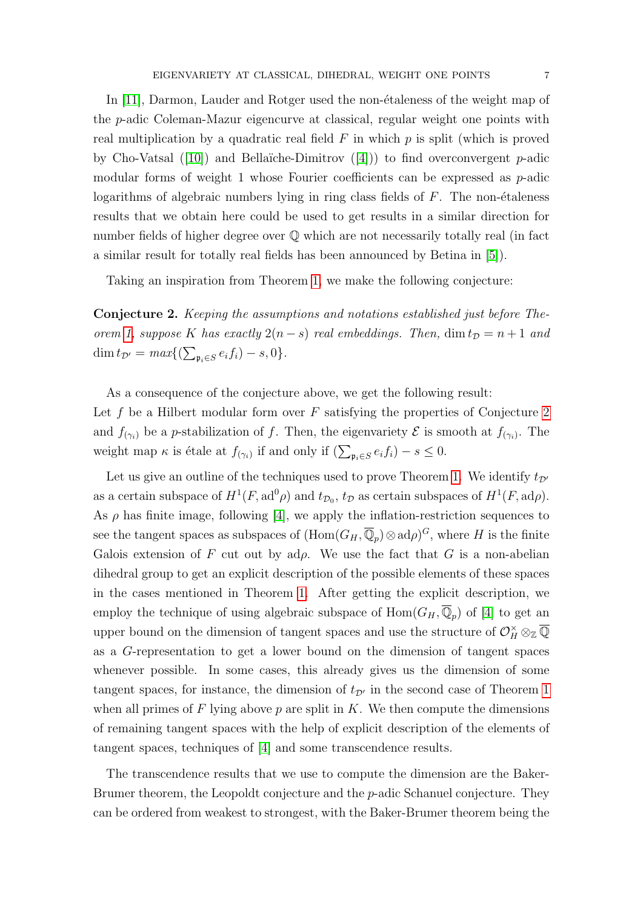In [11], Darmon, Lauder and Rotger used the non-étaleness of the weight map of the $p$-adic Coleman-Mazur eigencurve at classical, regular weight one points with real multiplication by a quadratic real field $F$ in which $p$ is split (which is proved by Cho-Vatsal ([10]) and Bellaïche-Dimitrov ([4])) to find overconvergent $p$-adic modular forms of weight 1 whose Fourier coefficients can be expressed as $p$-adic logarithms of algebraic numbers lying in ring class fields of $F$. The non-étaleness results that we obtain here could be used to get results in a similar direction for number fields of higher degree over $\mathbb{Q}$ which are not necessarily totally real (in fact a similar result for totally real fields has been announced by Betina in [5]).

Taking an inspiration from Theorem 1, we make the following conjecture:

**Conjecture 2.** *Keeping the assumptions and notations established just before Theorem 1, suppose $K$ has exactly $2(n-s)$ real embeddings. Then, $\dim t_{\mathcal{D}} = n+1$ and $\dim t_{\mathcal{D}'} = max\{(\sum_{\mathfrak{p}_i \in S} e_i f_i) - s, 0\}$.*

As a consequence of the conjecture above, we get the following result:
Let $f$ be a Hilbert modular form over $F$ satisfying the properties of Conjecture 2 and $f_{(\gamma_i)}$ be a $p$-stabilization of $f$. Then, the eigenvariety $\mathcal{E}$ is smooth at $f_{(\gamma_i)}$. The weight map $\kappa$ is étale at $f_{(\gamma_i)}$ if and only if $(\sum_{\mathfrak{p}_i \in S} e_i f_i) - s \leq 0$.

Let us give an outline of the techniques used to prove Theorem 1. We identify $t_{\mathcal{D}'}$ as a certain subspace of $H^1(F, \mathrm{ad}^0\rho)$ and $t_{\mathcal{D}_0}$, $t_{\mathcal{D}}$ as certain subspaces of $H^1(F, \mathrm{ad}\rho)$. As $\rho$ has finite image, following [4], we apply the inflation-restriction sequences to see the tangent spaces as subspaces of $(\mathrm{Hom}(G_H, \overline{\mathbb{Q}}_p) \otimes \mathrm{ad}\rho)^G$, where $H$ is the finite Galois extension of $F$ cut out by $\mathrm{ad}\rho$. We use the fact that $G$ is a non-abelian dihedral group to get an explicit description of the possible elements of these spaces in the cases mentioned in Theorem 1. After getting the explicit description, we employ the technique of using algebraic subspace of $\mathrm{Hom}(G_H, \overline{\mathbb{Q}}_p)$ of [4] to get an upper bound on the dimension of tangent spaces and use the structure of $\mathcal{O}_H^\times \otimes_{\mathbb{Z}} \overline{\mathbb{Q}}$ as a $G$-representation to get a lower bound on the dimension of tangent spaces whenever possible. In some cases, this already gives us the dimension of some tangent spaces, for instance, the dimension of $t_{\mathcal{D}'}$ in the second case of Theorem 1 when all primes of $F$ lying above $p$ are split in $K$. We then compute the dimensions of remaining tangent spaces with the help of explicit description of the elements of tangent spaces, techniques of [4] and some transcendence results.

The transcendence results that we use to compute the dimension are the Baker-Brumer theorem, the Leopoldt conjecture and the $p$-adic Schanuel conjecture. They can be ordered from weakest to strongest, with the Baker-Brumer theorem being the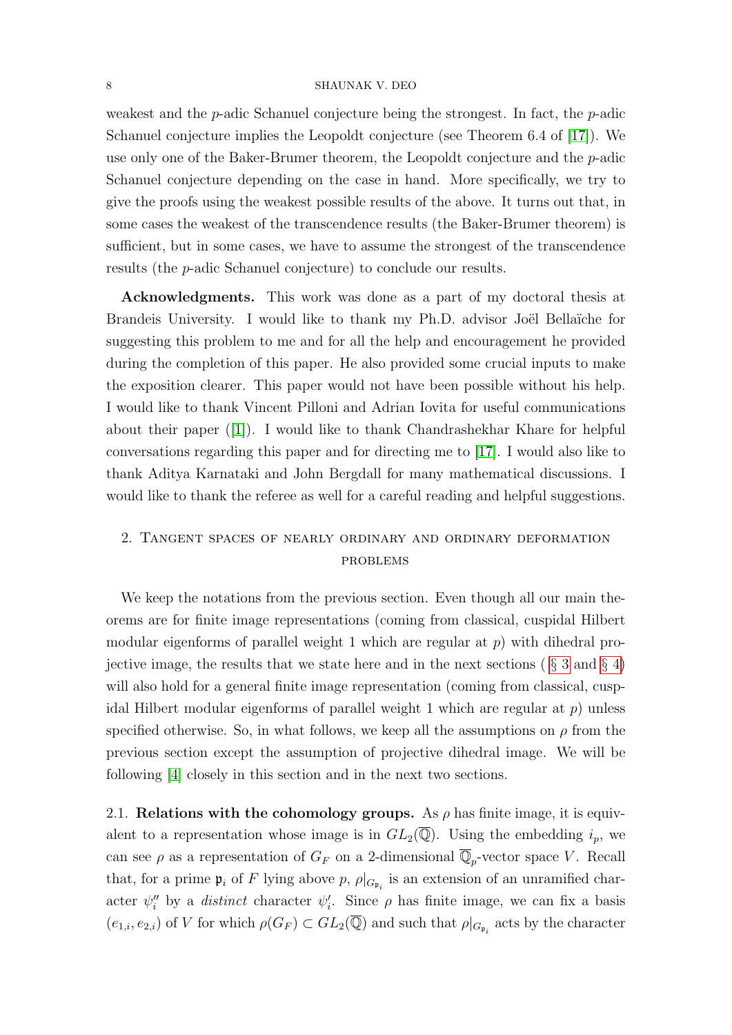weakest and the $p$-adic Schanuel conjecture being the strongest. In fact, the $p$-adic Schanuel conjecture implies the Leopoldt conjecture (see Theorem 6.4 of [17]). We use only one of the Baker-Brumer theorem, the Leopoldt conjecture and the $p$-adic Schanuel conjecture depending on the case in hand. More specifically, we try to give the proofs using the weakest possible results of the above. It turns out that, in some cases the weakest of the transcendence results (the Baker-Brumer theorem) is sufficient, but in some cases, we have to assume the strongest of the transcendence results (the $p$-adic Schanuel conjecture) to conclude our results.

**Acknowledgments.** This work was done as a part of my doctoral thesis at Brandeis University. I would like to thank my Ph.D. advisor Joël Bellaïche for suggesting this problem to me and for all the help and encouragement he provided during the completion of this paper. He also provided some crucial inputs to make the exposition clearer. This paper would not have been possible without his help. I would like to thank Vincent Pilloni and Adrian Iovita for useful communications about their paper ([1]). I would like to thank Chandrashekhar Khare for helpful conversations regarding this paper and for directing me to [17]. I would also like to thank Aditya Karnataki and John Bergdall for many mathematical discussions. I would like to thank the referee as well for a careful reading and helpful suggestions.

## 2. Tangent spaces of nearly ordinary and ordinary deformation problems

We keep the notations from the previous section. Even though all our main theorems are for finite image representations (coming from classical, cuspidal Hilbert modular eigenforms of parallel weight 1 which are regular at $p$) with dihedral projective image, the results that we state here and in the next sections (§ 3 and § 4) will also hold for a general finite image representation (coming from classical, cuspidal Hilbert modular eigenforms of parallel weight 1 which are regular at $p$) unless specified otherwise. So, in what follows, we keep all the assumptions on $\rho$ from the previous section except the assumption of projective dihedral image. We will be following [4] closely in this section and in the next two sections.

2.1. **Relations with the cohomology groups.** As $\rho$ has finite image, it is equivalent to a representation whose image is in $GL_2(\overline{\mathbb{Q}})$. Using the embedding $i_p$, we can see $\rho$ as a representation of $G_F$ on a 2-dimensional $\overline{\mathbb{Q}}_p$-vector space $V$. Recall that, for a prime $\mathfrak{p}_i$ of $F$ lying above $p$, $\rho|_{G_{\mathfrak{p}_i}}$ is an extension of an unramified character $\psi_i''$ by a *distinct* character $\psi_i'$. Since $\rho$ has finite image, we can fix a basis $(e_{1,i}, e_{2,i})$ of $V$ for which $\rho(G_F) \subset GL_2(\overline{\mathbb{Q}})$ and such that $\rho|_{G_{\mathfrak{p}_i}}$ acts by the character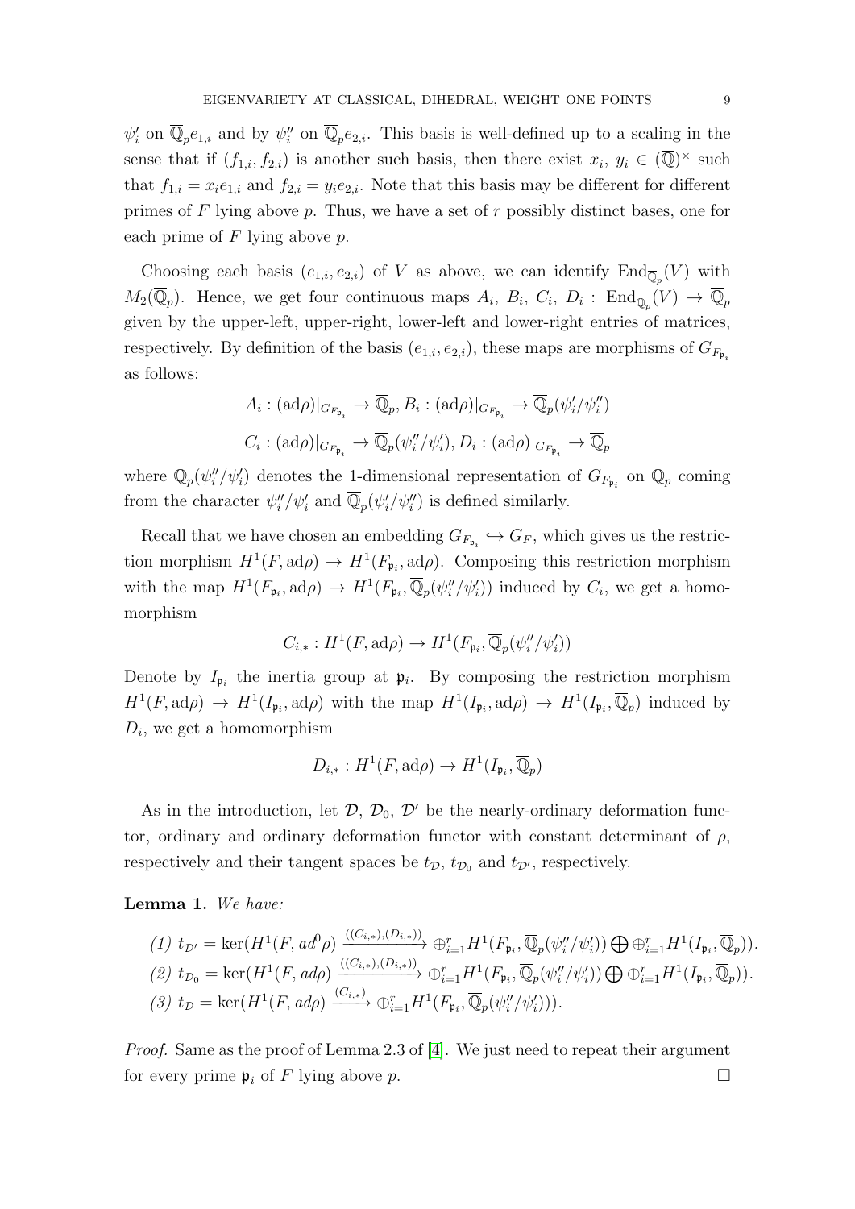$\psi_i'$ on $\overline{\mathbb{Q}}_p e_{1,i}$ and by $\psi_i''$ on $\overline{\mathbb{Q}}_p e_{2,i}$. This basis is well-defined up to a scaling in the sense that if $(f_{1,i}, f_{2,i})$ is another such basis, then there exist $x_i,\, y_i \in (\overline{\mathbb{Q}})^\times$ such that $f_{1,i} = x_i e_{1,i}$ and $f_{2,i} = y_i e_{2,i}$. Note that this basis may be different for different primes of $F$ lying above $p$. Thus, we have a set of $r$ possibly distinct bases, one for each prime of $F$ lying above $p$.

Choosing each basis $(e_{1,i}, e_{2,i})$ of $V$ as above, we can identify $\mathrm{End}_{\overline{\mathbb{Q}}_p}(V)$ with $M_2(\overline{\mathbb{Q}}_p)$. Hence, we get four continuous maps $A_i,\, B_i,\, C_i,\, D_i : \mathrm{End}_{\overline{\mathbb{Q}}_p}(V) \to \overline{\mathbb{Q}}_p$ given by the upper-left, upper-right, lower-left and lower-right entries of matrices, respectively. By definition of the basis $(e_{1,i}, e_{2,i})$, these maps are morphisms of $G_{F_{\mathfrak{p}_i}}$ as follows:

$$A_i : (\mathrm{ad}\rho)|_{G_{F_{\mathfrak{p}_i}}} \to \overline{\mathbb{Q}}_p,\, B_i : (\mathrm{ad}\rho)|_{G_{F_{\mathfrak{p}_i}}} \to \overline{\mathbb{Q}}_p(\psi_i'/\psi_i'')$$

$$C_i : (\mathrm{ad}\rho)|_{G_{F_{\mathfrak{p}_i}}} \to \overline{\mathbb{Q}}_p(\psi_i''/\psi_i'),\, D_i : (\mathrm{ad}\rho)|_{G_{F_{\mathfrak{p}_i}}} \to \overline{\mathbb{Q}}_p$$

where $\overline{\mathbb{Q}}_p(\psi_i''/\psi_i')$ denotes the 1-dimensional representation of $G_{F_{\mathfrak{p}_i}}$ on $\overline{\mathbb{Q}}_p$ coming from the character $\psi_i''/\psi_i'$ and $\overline{\mathbb{Q}}_p(\psi_i'/\psi_i'')$ is defined similarly.

Recall that we have chosen an embedding $G_{F_{\mathfrak{p}_i}} \hookrightarrow G_F$, which gives us the restriction morphism $H^1(F, \mathrm{ad}\rho) \to H^1(F_{\mathfrak{p}_i}, \mathrm{ad}\rho)$. Composing this restriction morphism with the map $H^1(F_{\mathfrak{p}_i}, \mathrm{ad}\rho) \to H^1(F_{\mathfrak{p}_i}, \overline{\mathbb{Q}}_p(\psi_i''/\psi_i'))$ induced by $C_i$, we get a homomorphism

$$C_{i,*} : H^1(F, \mathrm{ad}\rho) \to H^1(F_{\mathfrak{p}_i}, \overline{\mathbb{Q}}_p(\psi_i''/\psi_i'))$$

Denote by $I_{\mathfrak{p}_i}$ the inertia group at $\mathfrak{p}_i$. By composing the restriction morphism $H^1(F, \mathrm{ad}\rho) \to H^1(I_{\mathfrak{p}_i}, \mathrm{ad}\rho)$ with the map $H^1(I_{\mathfrak{p}_i}, \mathrm{ad}\rho) \to H^1(I_{\mathfrak{p}_i}, \overline{\mathbb{Q}}_p)$ induced by $D_i$, we get a homomorphism

$$D_{i,*} : H^1(F, \mathrm{ad}\rho) \to H^1(I_{\mathfrak{p}_i}, \overline{\mathbb{Q}}_p)$$

As in the introduction, let $\mathcal{D}$, $\mathcal{D}_0$, $\mathcal{D}'$ be the nearly-ordinary deformation functor, ordinary and ordinary deformation functor with constant determinant of $\rho$, respectively and their tangent spaces be $t_{\mathcal{D}}$, $t_{\mathcal{D}_0}$ and $t_{\mathcal{D}'}$, respectively.

**Lemma 1.** *We have:*

*(1)* $t_{\mathcal{D}'} = \ker(H^1(F, ad^0\rho) \xrightarrow{((C_{i,*}),(D_{i,*}))} \oplus_{i=1}^r H^1(F_{\mathfrak{p}_i}, \overline{\mathbb{Q}}_p(\psi_i''/\psi_i')) \bigoplus \oplus_{i=1}^r H^1(I_{\mathfrak{p}_i}, \overline{\mathbb{Q}}_p))$.

*(2)* $t_{\mathcal{D}_0} = \ker(H^1(F, ad\rho) \xrightarrow{((C_{i,*}),(D_{i,*}))} \oplus_{i=1}^r H^1(F_{\mathfrak{p}_i}, \overline{\mathbb{Q}}_p(\psi_i''/\psi_i')) \bigoplus \oplus_{i=1}^r H^1(I_{\mathfrak{p}_i}, \overline{\mathbb{Q}}_p))$.

*(3)* $t_{\mathcal{D}} = \ker(H^1(F, ad\rho) \xrightarrow{(C_{i,*})} \oplus_{i=1}^r H^1(F_{\mathfrak{p}_i}, \overline{\mathbb{Q}}_p(\psi_i''/\psi_i')))$.

*Proof.* Same as the proof of Lemma 2.3 of [4]. We just need to repeat their argument for every prime $\mathfrak{p}_i$ of $F$ lying above $p$. $\square$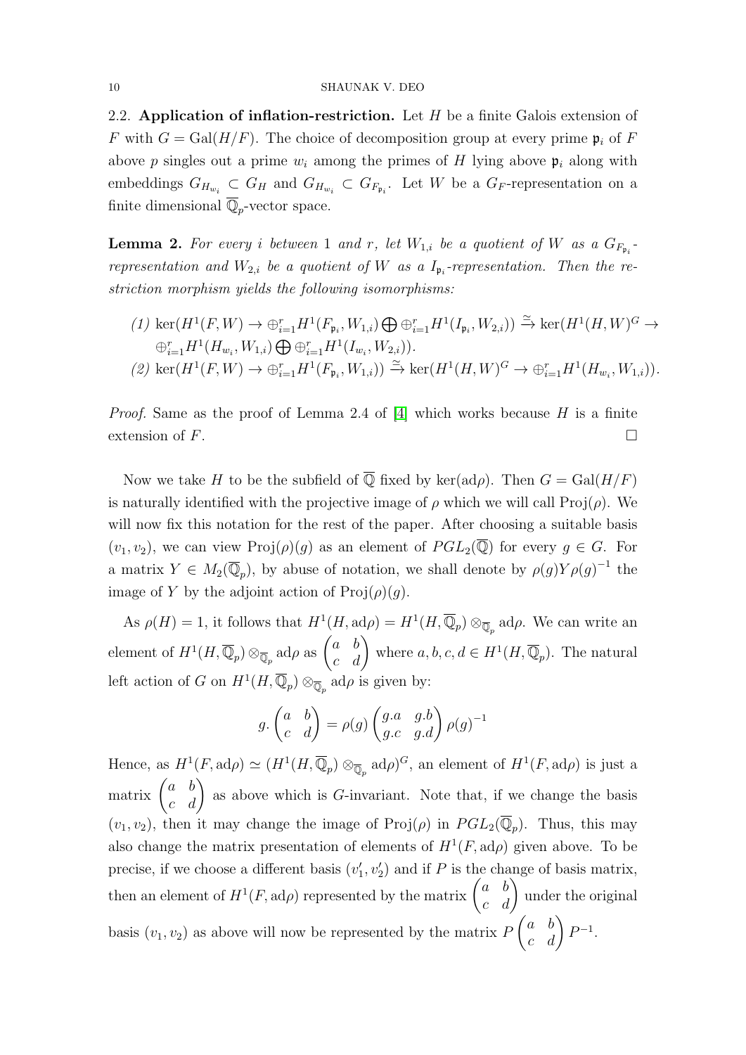2.2. **Application of inflation-restriction.** Let $H$ be a finite Galois extension of $F$ with $G = \mathrm{Gal}(H/F)$. The choice of decomposition group at every prime $\mathfrak{p}_i$ of $F$ above $p$ singles out a prime $w_i$ among the primes of $H$ lying above $\mathfrak{p}_i$ along with embeddings $G_{H_{w_i}} \subset G_H$ and $G_{H_{w_i}} \subset G_{F_{\mathfrak{p}_i}}$. Let $W$ be a $G_F$-representation on a finite dimensional $\overline{\mathbb{Q}}_p$-vector space.

**Lemma 2.** *For every $i$ between 1 and $r$, let $W_{1,i}$ be a quotient of $W$ as a $G_{F_{\mathfrak{p}_i}}$-representation and $W_{2,i}$ be a quotient of $W$ as a $I_{\mathfrak{p}_i}$-representation. Then the restriction morphism yields the following isomorphisms:*

1. $\ker(H^1(F,W) \to \oplus_{i=1}^r H^1(F_{\mathfrak{p}_i}, W_{1,i}) \bigoplus \oplus_{i=1}^r H^1(I_{\mathfrak{p}_i}, W_{2,i})) \xrightarrow{\simeq} \ker(H^1(H,W)^G \to \oplus_{i=1}^r H^1(H_{w_i}, W_{1,i}) \bigoplus \oplus_{i=1}^r H^1(I_{w_i}, W_{2,i}))$.
2. $\ker(H^1(F,W) \to \oplus_{i=1}^r H^1(F_{\mathfrak{p}_i}, W_{1,i})) \xrightarrow{\simeq} \ker(H^1(H,W)^G \to \oplus_{i=1}^r H^1(H_{w_i}, W_{1,i}))$.

*Proof.* Same as the proof of Lemma 2.4 of [4] which works because $H$ is a finite extension of $F$. $\square$

Now we take $H$ to be the subfield of $\overline{\mathbb{Q}}$ fixed by $\ker(\mathrm{ad}\rho)$. Then $G = \mathrm{Gal}(H/F)$ is naturally identified with the projective image of $\rho$ which we will call $\mathrm{Proj}(\rho)$. We will now fix this notation for the rest of the paper. After choosing a suitable basis $(v_1, v_2)$, we can view $\mathrm{Proj}(\rho)(g)$ as an element of $PGL_2(\overline{\mathbb{Q}})$ for every $g \in G$. For a matrix $Y \in M_2(\overline{\mathbb{Q}}_p)$, by abuse of notation, we shall denote by $\rho(g)Y\rho(g)^{-1}$ the image of $Y$ by the adjoint action of $\mathrm{Proj}(\rho)(g)$.

As $\rho(H) = 1$, it follows that $H^1(H, \mathrm{ad}\rho) = H^1(H, \overline{\mathbb{Q}}_p) \otimes_{\overline{\mathbb{Q}}_p} \mathrm{ad}\rho$. We can write an element of $H^1(H, \overline{\mathbb{Q}}_p) \otimes_{\overline{\mathbb{Q}}_p} \mathrm{ad}\rho$ as $\begin{pmatrix} a & b \\ c & d \end{pmatrix}$ where $a, b, c, d \in H^1(H, \overline{\mathbb{Q}}_p)$. The natural left action of $G$ on $H^1(H, \overline{\mathbb{Q}}_p) \otimes_{\overline{\mathbb{Q}}_p} \mathrm{ad}\rho$ is given by:

$$g. \begin{pmatrix} a & b \\ c & d \end{pmatrix} = \rho(g) \begin{pmatrix} g.a & g.b \\ g.c & g.d \end{pmatrix} \rho(g)^{-1}$$

Hence, as $H^1(F, \mathrm{ad}\rho) \simeq (H^1(H, \overline{\mathbb{Q}}_p) \otimes_{\overline{\mathbb{Q}}_p} \mathrm{ad}\rho)^G$, an element of $H^1(F, \mathrm{ad}\rho)$ is just a matrix $\begin{pmatrix} a & b \\ c & d \end{pmatrix}$ as above which is $G$-invariant. Note that, if we change the basis $(v_1, v_2)$, then it may change the image of $\mathrm{Proj}(\rho)$ in $PGL_2(\overline{\mathbb{Q}}_p)$. Thus, this may also change the matrix presentation of elements of $H^1(F, \mathrm{ad}\rho)$ given above. To be precise, if we choose a different basis $(v_1', v_2')$ and if $P$ is the change of basis matrix, then an element of $H^1(F, \mathrm{ad}\rho)$ represented by the matrix $\begin{pmatrix} a & b \\ c & d \end{pmatrix}$ under the original basis $(v_1, v_2)$ as above will now be represented by the matrix $P \begin{pmatrix} a & b \\ c & d \end{pmatrix} P^{-1}$.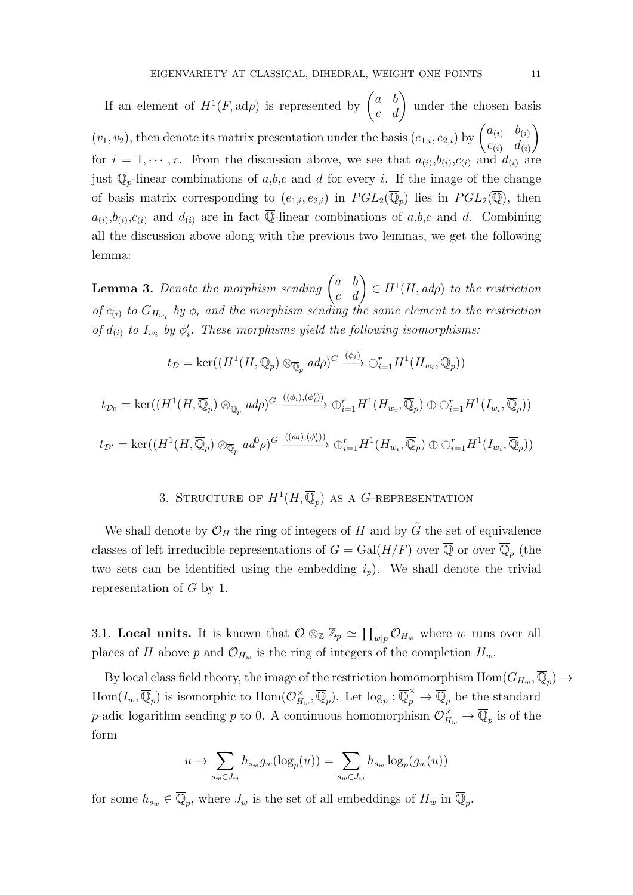If an element of $H^1(F, \mathrm{ad}\rho)$ is represented by $\begin{pmatrix} a & b \\ c & d \end{pmatrix}$ under the chosen basis $(v_1, v_2)$, then denote its matrix presentation under the basis $(e_{1,i}, e_{2,i})$ by $\begin{pmatrix} a_{(i)} & b_{(i)} \\ c_{(i)} & d_{(i)} \end{pmatrix}$ for $i = 1, \cdots, r$. From the discussion above, we see that $a_{(i)}$,$b_{(i)}$,$c_{(i)}$ and $d_{(i)}$ are just $\overline{\mathbb{Q}}_p$-linear combinations of $a$,$b$,$c$ and $d$ for every $i$. If the image of the change of basis matrix corresponding to $(e_{1,i}, e_{2,i})$ in $PGL_2(\overline{\mathbb{Q}}_p)$ lies in $PGL_2(\overline{\mathbb{Q}})$, then $a_{(i)}$,$b_{(i)}$,$c_{(i)}$ and $d_{(i)}$ are in fact $\overline{\mathbb{Q}}$-linear combinations of $a$,$b$,$c$ and $d$. Combining all the discussion above along with the previous two lemmas, we get the following lemma:

**Lemma 3.** *Denote the morphism sending $\begin{pmatrix} a & b \\ c & d \end{pmatrix} \in H^1(H, ad\rho)$ to the restriction of $c_{(i)}$ to $G_{H_{w_i}}$ by $\phi_i$ and the morphism sending the same element to the restriction of $d_{(i)}$ to $I_{w_i}$ by $\phi'_i$. These morphisms yield the following isomorphisms:*

$$t_{\mathcal{D}} = \ker((H^1(H, \overline{\mathbb{Q}}_p) \otimes_{\overline{\mathbb{Q}}_p} ad\rho)^G \xrightarrow{(\phi_i)} \oplus_{i=1}^r H^1(H_{w_i}, \overline{\mathbb{Q}}_p))$$

$$t_{\mathcal{D}_0} = \ker((H^1(H, \overline{\mathbb{Q}}_p) \otimes_{\overline{\mathbb{Q}}_p} ad\rho)^G \xrightarrow{((\phi_i),(\phi'_i))} \oplus_{i=1}^r H^1(H_{w_i}, \overline{\mathbb{Q}}_p) \oplus \oplus_{i=1}^r H^1(I_{w_i}, \overline{\mathbb{Q}}_p))$$

$$t_{\mathcal{D}'} = \ker((H^1(H, \overline{\mathbb{Q}}_p) \otimes_{\overline{\mathbb{Q}}_p} ad^0\rho)^G \xrightarrow{((\phi_i),(\phi'_i))} \oplus_{i=1}^r H^1(H_{w_i}, \overline{\mathbb{Q}}_p) \oplus \oplus_{i=1}^r H^1(I_{w_i}, \overline{\mathbb{Q}}_p))$$

## 3. Structure of $H^1(H, \overline{\mathbb{Q}}_p)$ as a $G$-representation

We shall denote by $\mathcal{O}_H$ the ring of integers of $H$ and by $\hat{G}$ the set of equivalence classes of left irreducible representations of $G = \mathrm{Gal}(H/F)$ over $\overline{\mathbb{Q}}$ or over $\overline{\mathbb{Q}}_p$ (the two sets can be identified using the embedding $i_p$). We shall denote the trivial representation of $G$ by 1.

3.1. **Local units.** It is known that $\mathcal{O} \otimes_{\mathbb{Z}} \mathbb{Z}_p \simeq \prod_{w|p} \mathcal{O}_{H_w}$ where $w$ runs over all places of $H$ above $p$ and $\mathcal{O}_{H_w}$ is the ring of integers of the completion $H_w$.

By local class field theory, the image of the restriction homomorphism $\mathrm{Hom}(G_{H_w}, \overline{\mathbb{Q}}_p) \to \mathrm{Hom}(I_w, \overline{\mathbb{Q}}_p)$ is isomorphic to $\mathrm{Hom}(\mathcal{O}_{H_w}^\times, \overline{\mathbb{Q}}_p)$. Let $\log_p : \overline{\mathbb{Q}}_p^\times \to \overline{\mathbb{Q}}_p$ be the standard $p$-adic logarithm sending $p$ to 0. A continuous homomorphism $\mathcal{O}_{H_w}^\times \to \overline{\mathbb{Q}}_p$ is of the form

$$u \mapsto \sum_{s_w \in J_w} h_{s_w} g_w(\log_p(u)) = \sum_{s_w \in J_w} h_{s_w} \log_p(g_w(u))$$

for some $h_{s_w} \in \overline{\mathbb{Q}}_p$, where $J_w$ is the set of all embeddings of $H_w$ in $\overline{\mathbb{Q}}_p$.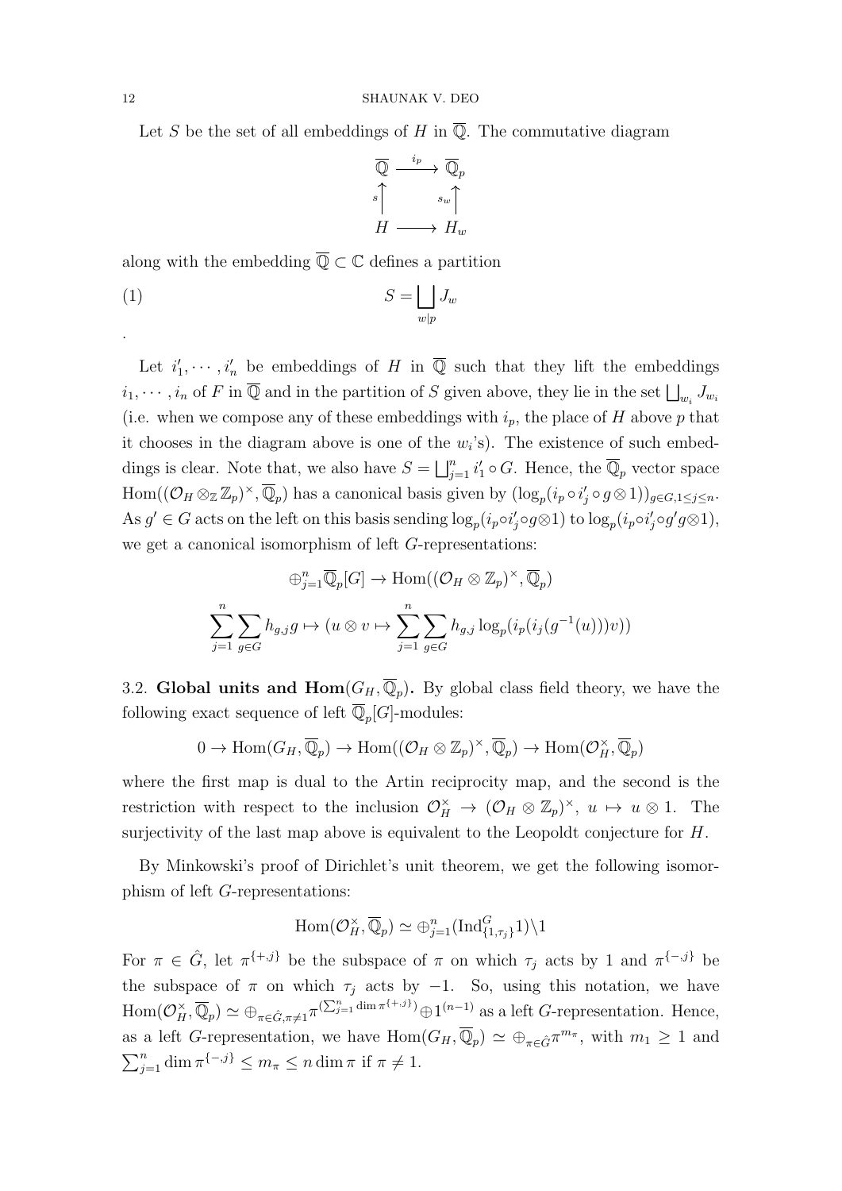Let $S$ be the set of all embeddings of $H$ in $\overline{\mathbb{Q}}$. The commutative diagram

$$\begin{array}{ccc} \overline{\mathbb{Q}} & \xrightarrow{i_p} & \overline{\mathbb{Q}}_p \\ s\uparrow & & s_w\uparrow \\ H & \longrightarrow & H_w \end{array}$$

along with the embedding $\overline{\mathbb{Q}} \subset \mathbb{C}$ defines a partition

$$S = \bigsqcup_{w|p} J_w \tag{1}$$

.

Let $i'_1, \cdots, i'_n$ be embeddings of $H$ in $\overline{\mathbb{Q}}$ such that they lift the embeddings $i_1, \cdots, i_n$ of $F$ in $\overline{\mathbb{Q}}$ and in the partition of $S$ given above, they lie in the set $\bigsqcup_{w_i} J_{w_i}$ (i.e. when we compose any of these embeddings with $i_p$, the place of $H$ above $p$ that it chooses in the diagram above is one of the $w_i$'s). The existence of such embeddings is clear. Note that, we also have $S = \bigsqcup_{j=1}^{n} i'_1 \circ G$. Hence, the $\overline{\mathbb{Q}}_p$ vector space $\mathrm{Hom}((\mathcal{O}_H \otimes_{\mathbb{Z}} \mathbb{Z}_p)^\times, \overline{\mathbb{Q}}_p)$ has a canonical basis given by $(\log_p(i_p \circ i'_j \circ g \otimes 1))_{g \in G, 1 \leq j \leq n}$. As $g' \in G$ acts on the left on this basis sending $\log_p(i_p \circ i'_j \circ g \otimes 1)$ to $\log_p(i_p \circ i'_j \circ g' g \otimes 1)$, we get a canonical isomorphism of left $G$-representations:

$$\oplus_{j=1}^{n} \overline{\mathbb{Q}}_p[G] \to \mathrm{Hom}((\mathcal{O}_H \otimes \mathbb{Z}_p)^\times, \overline{\mathbb{Q}}_p)$$

$$\sum_{j=1}^{n} \sum_{g \in G} h_{g,j} g \mapsto (u \otimes v \mapsto \sum_{j=1}^{n} \sum_{g \in G} h_{g,j} \log_p(i_p(i_j(g^{-1}(u)))v))$$

3.2. **Global units and Hom$(G_H, \overline{\mathbb{Q}}_p)$.** By global class field theory, we have the following exact sequence of left $\overline{\mathbb{Q}}_p[G]$-modules:

$$0 \to \mathrm{Hom}(G_H, \overline{\mathbb{Q}}_p) \to \mathrm{Hom}((\mathcal{O}_H \otimes \mathbb{Z}_p)^\times, \overline{\mathbb{Q}}_p) \to \mathrm{Hom}(\mathcal{O}_H^\times, \overline{\mathbb{Q}}_p)$$

where the first map is dual to the Artin reciprocity map, and the second is the restriction with respect to the inclusion $\mathcal{O}_H^\times \to (\mathcal{O}_H \otimes \mathbb{Z}_p)^\times$, $u \mapsto u \otimes 1$. The surjectivity of the last map above is equivalent to the Leopoldt conjecture for $H$.

By Minkowski's proof of Dirichlet's unit theorem, we get the following isomorphism of left $G$-representations:

$$\mathrm{Hom}(\mathcal{O}_H^\times, \overline{\mathbb{Q}}_p) \simeq \oplus_{j=1}^{n} (\mathrm{Ind}_{\{1,\tau_j\}}^{G} 1) \backslash 1$$

For $\pi \in \hat{G}$, let $\pi^{\{+,j\}}$ be the subspace of $\pi$ on which $\tau_j$ acts by 1 and $\pi^{\{-,j\}}$ be the subspace of $\pi$ on which $\tau_j$ acts by $-1$. So, using this notation, we have $\mathrm{Hom}(\mathcal{O}_H^\times, \overline{\mathbb{Q}}_p) \simeq \oplus_{\pi \in \hat{G}, \pi \neq 1} \pi^{(\sum_{j=1}^{n} \dim \pi^{\{+,j\}})} \oplus 1^{(n-1)}$ as a left $G$-representation. Hence, as a left $G$-representation, we have $\mathrm{Hom}(G_H, \overline{\mathbb{Q}}_p) \simeq \oplus_{\pi \in \hat{G}} \pi^{m_\pi}$, with $m_1 \geq 1$ and $\sum_{j=1}^{n} \dim \pi^{\{-,j\}} \leq m_\pi \leq n \dim \pi$ if $\pi \neq 1$.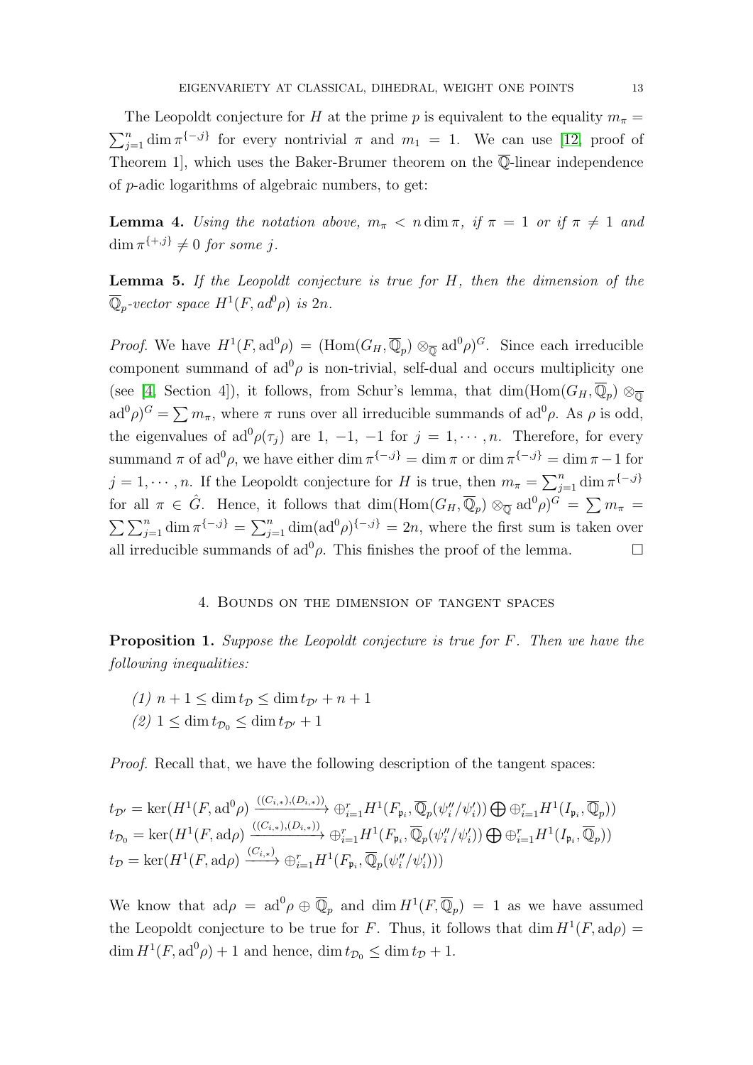The Leopoldt conjecture for $H$ at the prime $p$ is equivalent to the equality $m_\pi = \sum_{j=1}^n \dim \pi^{\{-,j\}}$ for every nontrivial $\pi$ and $m_1 = 1$. We can use [12, proof of Theorem 1], which uses the Baker-Brumer theorem on the $\overline{\mathbb{Q}}$-linear independence of $p$-adic logarithms of algebraic numbers, to get:

**Lemma 4.** *Using the notation above, $m_\pi < n \dim \pi$, if $\pi = 1$ or if $\pi \neq 1$ and $\dim \pi^{\{+,j\}} \neq 0$ for some $j$.*

**Lemma 5.** *If the Leopoldt conjecture is true for $H$, then the dimension of the $\overline{\mathbb{Q}}_p$-vector space $H^1(F, ad^0\rho)$ is $2n$.*

*Proof.* We have $H^1(F, \mathrm{ad}^0\rho) = (\mathrm{Hom}(G_H, \overline{\mathbb{Q}}_p) \otimes_{\overline{\mathbb{Q}}} \mathrm{ad}^0\rho)^G$. Since each irreducible component summand of $\mathrm{ad}^0\rho$ is non-trivial, self-dual and occurs multiplicity one (see [4, Section 4]), it follows, from Schur's lemma, that $\dim(\mathrm{Hom}(G_H, \overline{\mathbb{Q}}_p) \otimes_{\overline{\mathbb{Q}}} \mathrm{ad}^0\rho)^G = \sum m_\pi$, where $\pi$ runs over all irreducible summands of $\mathrm{ad}^0\rho$. As $\rho$ is odd, the eigenvalues of $\mathrm{ad}^0\rho(\tau_j)$ are $1$, $-1$, $-1$ for $j = 1, \cdots, n$. Therefore, for every summand $\pi$ of $\mathrm{ad}^0\rho$, we have either $\dim \pi^{\{-,j\}} = \dim \pi$ or $\dim \pi^{\{-,j\}} = \dim \pi - 1$ for $j = 1, \cdots, n$. If the Leopoldt conjecture for $H$ is true, then $m_\pi = \sum_{j=1}^n \dim \pi^{\{-,j\}}$ for all $\pi \in \hat{G}$. Hence, it follows that $\dim(\mathrm{Hom}(G_H, \overline{\mathbb{Q}}_p) \otimes_{\overline{\mathbb{Q}}} \mathrm{ad}^0\rho)^G = \sum m_\pi = \sum \sum_{j=1}^n \dim \pi^{\{-,j\}} = \sum_{j=1}^n \dim(\mathrm{ad}^0\rho)^{\{-,j\}} = 2n$, where the first sum is taken over all irreducible summands of $\mathrm{ad}^0\rho$. This finishes the proof of the lemma. $\square$

## 4. Bounds on the dimension of tangent spaces

**Proposition 1.** *Suppose the Leopoldt conjecture is true for $F$. Then we have the following inequalities:*

*(1) $n + 1 \leq \dim t_{\mathcal{D}} \leq \dim t_{\mathcal{D}'} + n + 1$*
*(2) $1 \leq \dim t_{\mathcal{D}_0} \leq \dim t_{\mathcal{D}'} + 1$*

*Proof.* Recall that, we have the following description of the tangent spaces:

$$t_{\mathcal{D}'} = \ker(H^1(F, \mathrm{ad}^0\rho) \xrightarrow{((C_{i,*}),(D_{i,*}))} \oplus_{i=1}^r H^1(F_{\mathfrak{p}_i}, \overline{\mathbb{Q}}_p(\psi_i''/\psi_i')) \bigoplus \oplus_{i=1}^r H^1(I_{\mathfrak{p}_i}, \overline{\mathbb{Q}}_p))$$
$$t_{\mathcal{D}_0} = \ker(H^1(F, \mathrm{ad}\rho) \xrightarrow{((C_{i,*}),(D_{i,*}))} \oplus_{i=1}^r H^1(F_{\mathfrak{p}_i}, \overline{\mathbb{Q}}_p(\psi_i''/\psi_i')) \bigoplus \oplus_{i=1}^r H^1(I_{\mathfrak{p}_i}, \overline{\mathbb{Q}}_p))$$
$$t_{\mathcal{D}} = \ker(H^1(F, \mathrm{ad}\rho) \xrightarrow{(C_{i,*})} \oplus_{i=1}^r H^1(F_{\mathfrak{p}_i}, \overline{\mathbb{Q}}_p(\psi_i''/\psi_i')))$$

We know that $\mathrm{ad}\rho = \mathrm{ad}^0\rho \oplus \overline{\mathbb{Q}}_p$ and $\dim H^1(F, \overline{\mathbb{Q}}_p) = 1$ as we have assumed the Leopoldt conjecture to be true for $F$. Thus, it follows that $\dim H^1(F, \mathrm{ad}\rho) = \dim H^1(F, \mathrm{ad}^0\rho) + 1$ and hence, $\dim t_{\mathcal{D}_0} \leq \dim t_{\mathcal{D}} + 1$.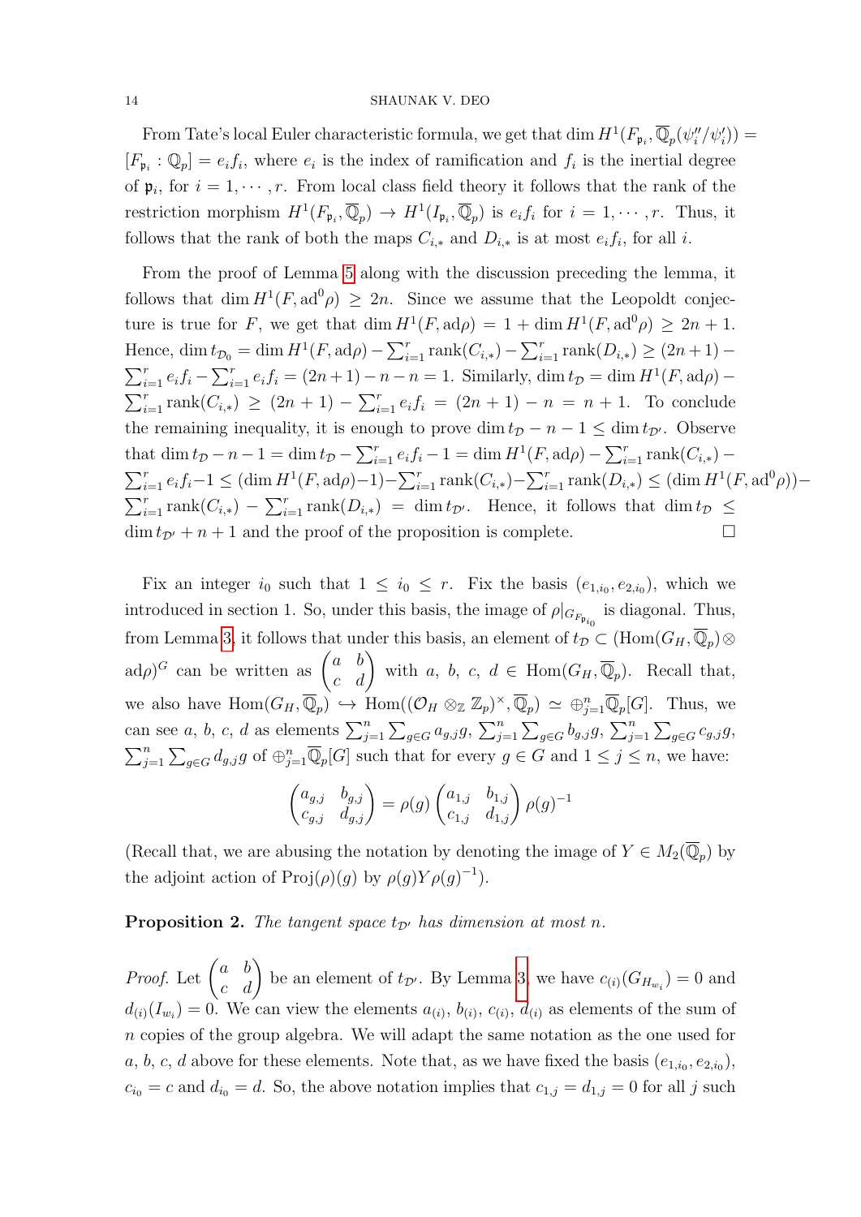From Tate's local Euler characteristic formula, we get that $\dim H^1(F_{\mathfrak{p}_i}, \overline{\mathbb{Q}}_p(\psi_i''/\psi_i')) = [F_{\mathfrak{p}_i} : \mathbb{Q}_p] = e_i f_i$, where $e_i$ is the index of ramification and $f_i$ is the inertial degree of $\mathfrak{p}_i$, for $i = 1, \cdots, r$. From local class field theory it follows that the rank of the restriction morphism $H^1(F_{\mathfrak{p}_i}, \overline{\mathbb{Q}}_p) \to H^1(I_{\mathfrak{p}_i}, \overline{\mathbb{Q}}_p)$ is $e_i f_i$ for $i = 1, \cdots, r$. Thus, it follows that the rank of both the maps $C_{i,*}$ and $D_{i,*}$ is at most $e_i f_i$, for all $i$.

From the proof of Lemma 5 along with the discussion preceding the lemma, it follows that $\dim H^1(F, \mathrm{ad}^0\rho) \geq 2n$. Since we assume that the Leopoldt conjecture is true for $F$, we get that $\dim H^1(F, \mathrm{ad}\rho) = 1 + \dim H^1(F, \mathrm{ad}^0\rho) \geq 2n + 1$. Hence, $\dim t_{\mathcal{D}_0} = \dim H^1(F, \mathrm{ad}\rho) - \sum_{i=1}^r \mathrm{rank}(C_{i,*}) - \sum_{i=1}^r \mathrm{rank}(D_{i,*}) \geq (2n+1) - \sum_{i=1}^r e_i f_i - \sum_{i=1}^r e_i f_i = (2n+1) - n - n = 1$. Similarly, $\dim t_{\mathcal{D}} = \dim H^1(F, \mathrm{ad}\rho) - \sum_{i=1}^r \mathrm{rank}(C_{i,*}) \geq (2n+1) - \sum_{i=1}^r e_i f_i = (2n+1) - n = n+1$. To conclude the remaining inequality, it is enough to prove $\dim t_{\mathcal{D}} - n - 1 \leq \dim t_{\mathcal{D}'}$. Observe that $\dim t_{\mathcal{D}} - n - 1 = \dim t_{\mathcal{D}} - \sum_{i=1}^r e_i f_i - 1 = \dim H^1(F, \mathrm{ad}\rho) - \sum_{i=1}^r \mathrm{rank}(C_{i,*}) - \sum_{i=1}^r e_i f_i - 1 \leq (\dim H^1(F, \mathrm{ad}\rho) - 1) - \sum_{i=1}^r \mathrm{rank}(C_{i,*}) - \sum_{i=1}^r \mathrm{rank}(D_{i,*}) \leq (\dim H^1(F, \mathrm{ad}^0\rho)) - \sum_{i=1}^r \mathrm{rank}(C_{i,*}) - \sum_{i=1}^r \mathrm{rank}(D_{i,*}) = \dim t_{\mathcal{D}'}$. Hence, it follows that $\dim t_{\mathcal{D}} \leq \dim t_{\mathcal{D}'} + n + 1$ and the proof of the proposition is complete. $\square$

Fix an integer $i_0$ such that $1 \leq i_0 \leq r$. Fix the basis $(e_{1,i_0}, e_{2,i_0})$, which we introduced in section 1. So, under this basis, the image of $\rho|_{G_{F_{\mathfrak{p}_{i_0}}}}$ is diagonal. Thus, from Lemma 3, it follows that under this basis, an element of $t_{\mathcal{D}} \subset (\mathrm{Hom}(G_H, \overline{\mathbb{Q}}_p) \otimes \mathrm{ad}\rho)^G$ can be written as $\begin{pmatrix} a & b \\ c & d \end{pmatrix}$ with $a, b, c, d \in \mathrm{Hom}(G_H, \overline{\mathbb{Q}}_p)$. Recall that, we also have $\mathrm{Hom}(G_H, \overline{\mathbb{Q}}_p) \hookrightarrow \mathrm{Hom}((\mathcal{O}_H \otimes_{\mathbb{Z}} \mathbb{Z}_p)^\times, \overline{\mathbb{Q}}_p) \simeq \oplus_{j=1}^n \overline{\mathbb{Q}}_p[G]$. Thus, we can see $a, b, c, d$ as elements $\sum_{j=1}^n \sum_{g \in G} a_{g,j} g$, $\sum_{j=1}^n \sum_{g \in G} b_{g,j} g$, $\sum_{j=1}^n \sum_{g \in G} c_{g,j} g$, $\sum_{j=1}^n \sum_{g \in G} d_{g,j} g$ of $\oplus_{j=1}^n \overline{\mathbb{Q}}_p[G]$ such that for every $g \in G$ and $1 \leq j \leq n$, we have:

$$\begin{pmatrix} a_{g,j} & b_{g,j} \\ c_{g,j} & d_{g,j} \end{pmatrix} = \rho(g) \begin{pmatrix} a_{1,j} & b_{1,j} \\ c_{1,j} & d_{1,j} \end{pmatrix} \rho(g)^{-1}$$

(Recall that, we are abusing the notation by denoting the image of $Y \in M_2(\overline{\mathbb{Q}}_p)$ by the adjoint action of $\mathrm{Proj}(\rho)(g)$ by $\rho(g) Y \rho(g)^{-1}$).

**Proposition 2.** *The tangent space $t_{\mathcal{D}'}$ has dimension at most $n$.*

*Proof.* Let $\begin{pmatrix} a & b \\ c & d \end{pmatrix}$ be an element of $t_{\mathcal{D}'}$. By Lemma 3, we have $c_{(i)}(G_{H_{w_i}}) = 0$ and $d_{(i)}(I_{w_i}) = 0$. We can view the elements $a_{(i)}$, $b_{(i)}$, $c_{(i)}$, $d_{(i)}$ as elements of the sum of $n$ copies of the group algebra. We will adapt the same notation as the one used for $a$, $b$, $c$, $d$ above for these elements. Note that, as we have fixed the basis $(e_{1,i_0}, e_{2,i_0})$, $c_{i_0} = c$ and $d_{i_0} = d$. So, the above notation implies that $c_{1,j} = d_{1,j} = 0$ for all $j$ such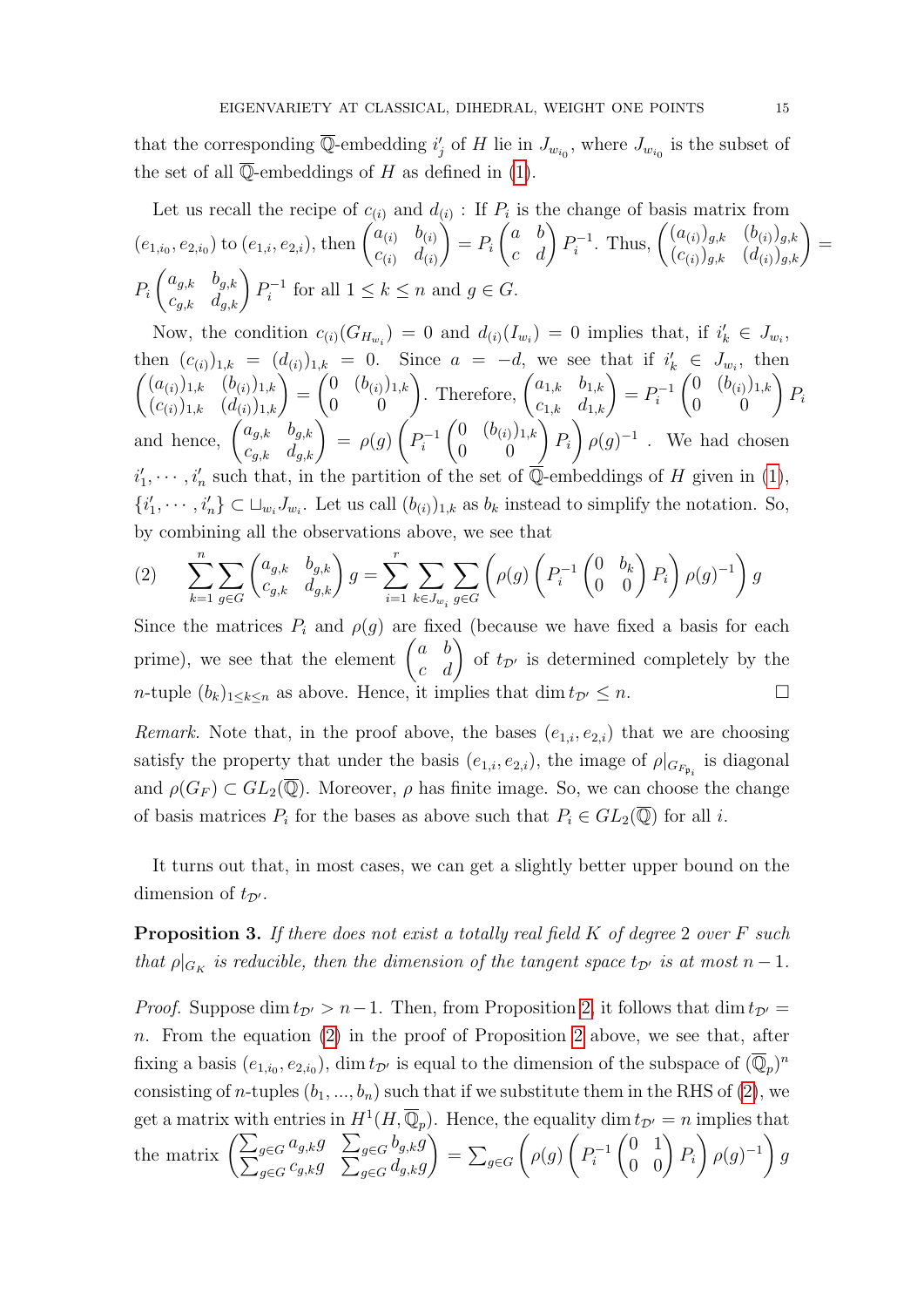that the corresponding $\overline{\mathbb{Q}}$-embedding $i'_j$ of $H$ lie in $J_{w_{i_0}}$, where $J_{w_{i_0}}$ is the subset of the set of all $\overline{\mathbb{Q}}$-embeddings of $H$ as defined in (1).

Let us recall the recipe of $c_{(i)}$ and $d_{(i)}$ : If $P_i$ is the change of basis matrix from $(e_{1,i_0}, e_{2,i_0})$ to $(e_{1,i}, e_{2,i})$, then $\begin{pmatrix} a_{(i)} & b_{(i)} \\ c_{(i)} & d_{(i)} \end{pmatrix} = P_i \begin{pmatrix} a & b \\ c & d \end{pmatrix} P_i^{-1}$. Thus, $\begin{pmatrix} (a_{(i)})_{g,k} & (b_{(i)})_{g,k} \\ (c_{(i)})_{g,k} & (d_{(i)})_{g,k} \end{pmatrix} = P_i \begin{pmatrix} a_{g,k} & b_{g,k} \\ c_{g,k} & d_{g,k} \end{pmatrix} P_i^{-1}$ for all $1 \leq k \leq n$ and $g \in G$.

Now, the condition $c_{(i)}(G_{H_{w_i}}) = 0$ and $d_{(i)}(I_{w_i}) = 0$ implies that, if $i'_k \in J_{w_i}$, then $(c_{(i)})_{1,k} = (d_{(i)})_{1,k} = 0$. Since $a = -d$, we see that if $i'_k \in J_{w_i}$, then $\begin{pmatrix} (a_{(i)})_{1,k} & (b_{(i)})_{1,k} \\ (c_{(i)})_{1,k} & (d_{(i)})_{1,k} \end{pmatrix} = \begin{pmatrix} 0 & (b_{(i)})_{1,k} \\ 0 & 0 \end{pmatrix}$. Therefore, $\begin{pmatrix} a_{1,k} & b_{1,k} \\ c_{1,k} & d_{1,k} \end{pmatrix} = P_i^{-1} \begin{pmatrix} 0 & (b_{(i)})_{1,k} \\ 0 & 0 \end{pmatrix} P_i$ and hence, $\begin{pmatrix} a_{g,k} & b_{g,k} \\ c_{g,k} & d_{g,k} \end{pmatrix} = \rho(g) \left( P_i^{-1} \begin{pmatrix} 0 & (b_{(i)})_{1,k} \\ 0 & 0 \end{pmatrix} P_i \right) \rho(g)^{-1}$ . We had chosen $i'_1, \cdots, i'_n$ such that, in the partition of the set of $\overline{\mathbb{Q}}$-embeddings of $H$ given in (1), $\{i'_1, \cdots, i'_n\} \subset \sqcup_{w_i} J_{w_i}$. Let us call $(b_{(i)})_{1,k}$ as $b_k$ instead to simplify the notation. So, by combining all the observations above, we see that

$$\sum_{k=1}^{n} \sum_{g \in G} \begin{pmatrix} a_{g,k} & b_{g,k} \\ c_{g,k} & d_{g,k} \end{pmatrix} g = \sum_{i=1}^{r} \sum_{k \in J_{w_i}} \sum_{g \in G} \left( \rho(g) \left( P_i^{-1} \begin{pmatrix} 0 & b_k \\ 0 & 0 \end{pmatrix} P_i \right) \rho(g)^{-1} \right) g \tag{2}$$

Since the matrices $P_i$ and $\rho(g)$ are fixed (because we have fixed a basis for each prime), we see that the element $\begin{pmatrix} a & b \\ c & d \end{pmatrix}$ of $t_{\mathcal{D}'}$ is determined completely by the $n$-tuple $(b_k)_{1 \leq k \leq n}$ as above. Hence, it implies that $\dim t_{\mathcal{D}'} \leq n$. $\square$

*Remark.* Note that, in the proof above, the bases $(e_{1,i}, e_{2,i})$ that we are choosing satisfy the property that under the basis $(e_{1,i}, e_{2,i})$, the image of $\rho|_{G_{F_{\mathfrak{p}_i}}}$ is diagonal and $\rho(G_F) \subset GL_2(\overline{\mathbb{Q}})$. Moreover, $\rho$ has finite image. So, we can choose the change of basis matrices $P_i$ for the bases as above such that $P_i \in GL_2(\overline{\mathbb{Q}})$ for all $i$.

It turns out that, in most cases, we can get a slightly better upper bound on the dimension of $t_{\mathcal{D}'}$.

**Proposition 3.** *If there does not exist a totally real field $K$ of degree 2 over $F$ such that $\rho|_{G_K}$ is reducible, then the dimension of the tangent space $t_{\mathcal{D}'}$ is at most $n-1$.*

*Proof.* Suppose $\dim t_{\mathcal{D}'} > n-1$. Then, from Proposition 2, it follows that $\dim t_{\mathcal{D}'} = n$. From the equation (2) in the proof of Proposition 2 above, we see that, after fixing a basis $(e_{1,i_0}, e_{2,i_0})$, $\dim t_{\mathcal{D}'}$ is equal to the dimension of the subspace of $(\overline{\mathbb{Q}}_p)^n$ consisting of $n$-tuples $(b_1, ..., b_n)$ such that if we substitute them in the RHS of (2), we get a matrix with entries in $H^1(H, \overline{\mathbb{Q}}_p)$. Hence, the equality $\dim t_{\mathcal{D}'} = n$ implies that the matrix $\begin{pmatrix} \sum_{g \in G} a_{g,k} g & \sum_{g \in G} b_{g,k} g \\ \sum_{g \in G} c_{g,k} g & \sum_{g \in G} d_{g,k} g \end{pmatrix} = \sum_{g \in G} \left( \rho(g) \left( P_i^{-1} \begin{pmatrix} 0 & 1 \\ 0 & 0 \end{pmatrix} P_i \right) \rho(g)^{-1} \right) g$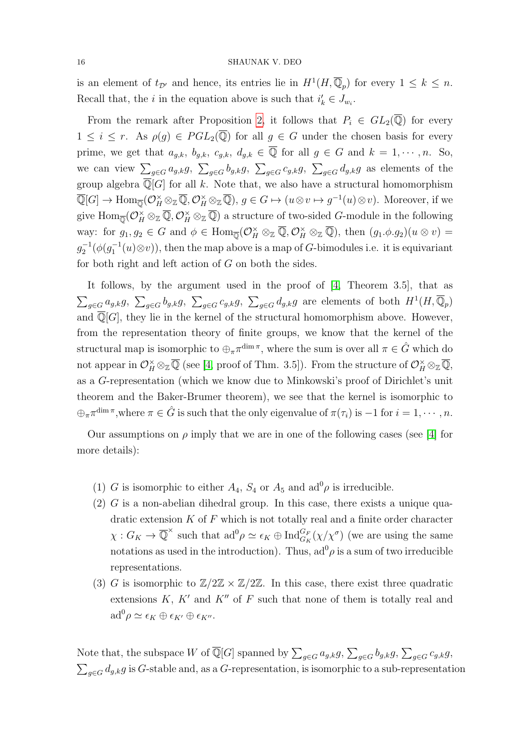is an element of $t_{\mathcal{D}'}$ and hence, its entries lie in $H^1(H, \overline{\mathbb{Q}}_p)$ for every $1 \leq k \leq n$. Recall that, the $i$ in the equation above is such that $i'_k \in J_{w_i}$.

From the remark after Proposition 2, it follows that $P_i \in GL_2(\overline{\mathbb{Q}})$ for every $1 \leq i \leq r$. As $\rho(g) \in PGL_2(\overline{\mathbb{Q}})$ for all $g \in G$ under the chosen basis for every prime, we get that $a_{g,k}$, $b_{g,k}$, $c_{g,k}$, $d_{g,k} \in \overline{\mathbb{Q}}$ for all $g \in G$ and $k = 1, \cdots, n$. So, we can view $\sum_{g \in G} a_{g,k} g$, $\sum_{g \in G} b_{g,k} g$, $\sum_{g \in G} c_{g,k} g$, $\sum_{g \in G} d_{g,k} g$ as elements of the group algebra $\overline{\mathbb{Q}}[G]$ for all $k$. Note that, we also have a structural homomorphism $\overline{\mathbb{Q}}[G] \to \mathrm{Hom}_{\overline{\mathbb{Q}}}(\mathcal{O}_H^\times \otimes_{\mathbb{Z}} \overline{\mathbb{Q}}, \mathcal{O}_H^\times \otimes_{\mathbb{Z}} \overline{\mathbb{Q}})$, $g \in G \mapsto (u \otimes v \mapsto g^{-1}(u) \otimes v)$. Moreover, if we give $\mathrm{Hom}_{\overline{\mathbb{Q}}}(\mathcal{O}_H^\times \otimes_{\mathbb{Z}} \overline{\mathbb{Q}}, \mathcal{O}_H^\times \otimes_{\mathbb{Z}} \overline{\mathbb{Q}})$ a structure of two-sided $G$-module in the following way: for $g_1, g_2 \in G$ and $\phi \in \mathrm{Hom}_{\overline{\mathbb{Q}}}(\mathcal{O}_H^\times \otimes_{\mathbb{Z}} \overline{\mathbb{Q}}, \mathcal{O}_H^\times \otimes_{\mathbb{Z}} \overline{\mathbb{Q}})$, then $(g_1.\phi.g_2)(u \otimes v) = g_2^{-1}(\phi(g_1^{-1}(u) \otimes v))$, then the map above is a map of $G$-bimodules i.e. it is equivariant for both right and left action of $G$ on both the sides.

It follows, by the argument used in the proof of [4, Theorem 3.5], that as $\sum_{g \in G} a_{g,k} g$, $\sum_{g \in G} b_{g,k} g$, $\sum_{g \in G} c_{g,k} g$, $\sum_{g \in G} d_{g,k} g$ are elements of both $H^1(H, \overline{\mathbb{Q}}_p)$ and $\overline{\mathbb{Q}}[G]$, they lie in the kernel of the structural homomorphism above. However, from the representation theory of finite groups, we know that the kernel of the structural map is isomorphic to $\oplus_\pi \pi^{\dim \pi}$, where the sum is over all $\pi \in \hat{G}$ which do not appear in $\mathcal{O}_H^\times \otimes_{\mathbb{Z}} \overline{\mathbb{Q}}$ (see [4, proof of Thm. 3.5]). From the structure of $\mathcal{O}_H^\times \otimes_{\mathbb{Z}} \overline{\mathbb{Q}}$, as a $G$-representation (which we know due to Minkowski's proof of Dirichlet's unit theorem and the Baker-Brumer theorem), we see that the kernel is isomorphic to $\oplus_\pi \pi^{\dim \pi}$, where $\pi \in \hat{G}$ is such that the only eigenvalue of $\pi(\tau_i)$ is $-1$ for $i = 1, \cdots, n$.

Our assumptions on $\rho$ imply that we are in one of the following cases (see [4] for more details):

(1) $G$ is isomorphic to either $A_4$, $S_4$ or $A_5$ and $\mathrm{ad}^0\rho$ is irreducible.
(2) $G$ is a non-abelian dihedral group. In this case, there exists a unique quadratic extension $K$ of $F$ which is not totally real and a finite order character $\chi : G_K \to \overline{\mathbb{Q}}^\times$ such that $\mathrm{ad}^0\rho \simeq \epsilon_K \oplus \mathrm{Ind}_{G_K}^{G_F}(\chi/\chi^\sigma)$ (we are using the same notations as used in the introduction). Thus, $\mathrm{ad}^0\rho$ is a sum of two irreducible representations.
(3) $G$ is isomorphic to $\mathbb{Z}/2\mathbb{Z} \times \mathbb{Z}/2\mathbb{Z}$. In this case, there exist three quadratic extensions $K$, $K'$ and $K''$ of $F$ such that none of them is totally real and $\mathrm{ad}^0\rho \simeq \epsilon_K \oplus \epsilon_{K'} \oplus \epsilon_{K''}$.

Note that, the subspace $W$ of $\overline{\mathbb{Q}}[G]$ spanned by $\sum_{g \in G} a_{g,k} g$, $\sum_{g \in G} b_{g,k} g$, $\sum_{g \in G} c_{g,k} g$, $\sum_{g \in G} d_{g,k} g$ is $G$-stable and, as a $G$-representation, is isomorphic to a sub-representation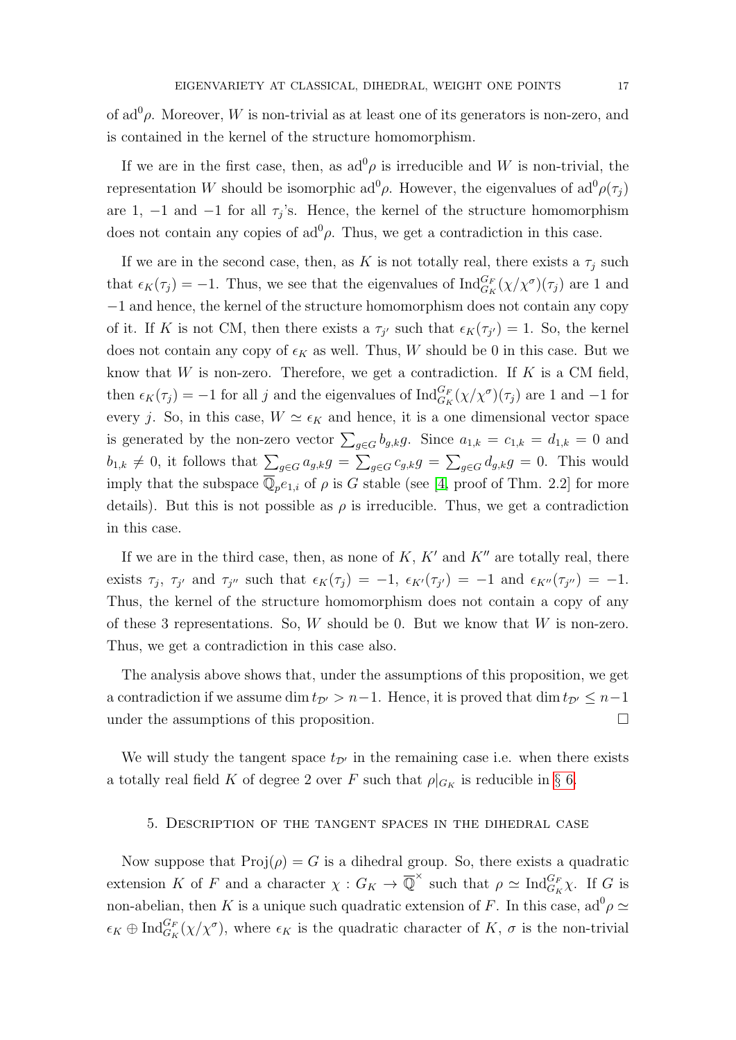of $\mathrm{ad}^0\rho$. Moreover, $W$ is non-trivial as at least one of its generators is non-zero, and is contained in the kernel of the structure homomorphism.

If we are in the first case, then, as $\mathrm{ad}^0\rho$ is irreducible and $W$ is non-trivial, the representation $W$ should be isomorphic $\mathrm{ad}^0\rho$. However, the eigenvalues of $\mathrm{ad}^0\rho(\tau_j)$ are $1$, $-1$ and $-1$ for all $\tau_j$'s. Hence, the kernel of the structure homomorphism does not contain any copies of $\mathrm{ad}^0\rho$. Thus, we get a contradiction in this case.

If we are in the second case, then, as $K$ is not totally real, there exists a $\tau_j$ such that $\epsilon_K(\tau_j) = -1$. Thus, we see that the eigenvalues of $\mathrm{Ind}_{G_K}^{G_F}(\chi/\chi^\sigma)(\tau_j)$ are $1$ and $-1$ and hence, the kernel of the structure homomorphism does not contain any copy of it. If $K$ is not CM, then there exists a $\tau_{j'}$ such that $\epsilon_K(\tau_{j'}) = 1$. So, the kernel does not contain any copy of $\epsilon_K$ as well. Thus, $W$ should be $0$ in this case. But we know that $W$ is non-zero. Therefore, we get a contradiction. If $K$ is a CM field, then $\epsilon_K(\tau_j) = -1$ for all $j$ and the eigenvalues of $\mathrm{Ind}_{G_K}^{G_F}(\chi/\chi^\sigma)(\tau_j)$ are $1$ and $-1$ for every $j$. So, in this case, $W \simeq \epsilon_K$ and hence, it is a one dimensional vector space is generated by the non-zero vector $\sum_{g\in G} b_{g,k} g$. Since $a_{1,k} = c_{1,k} = d_{1,k} = 0$ and $b_{1,k} \neq 0$, it follows that $\sum_{g\in G} a_{g,k} g = \sum_{g\in G} c_{g,k} g = \sum_{g\in G} d_{g,k} g = 0$. This would imply that the subspace $\overline{\mathbb{Q}}_p e_{1,i}$ of $\rho$ is $G$ stable (see [4, proof of Thm. 2.2] for more details). But this is not possible as $\rho$ is irreducible. Thus, we get a contradiction in this case.

If we are in the third case, then, as none of $K$, $K'$ and $K''$ are totally real, there exists $\tau_j$, $\tau_{j'}$ and $\tau_{j''}$ such that $\epsilon_K(\tau_j) = -1$, $\epsilon_{K'}(\tau_{j'}) = -1$ and $\epsilon_{K''}(\tau_{j''}) = -1$. Thus, the kernel of the structure homomorphism does not contain a copy of any of these 3 representations. So, $W$ should be $0$. But we know that $W$ is non-zero. Thus, we get a contradiction in this case also.

The analysis above shows that, under the assumptions of this proposition, we get a contradiction if we assume $\dim t_{\mathcal{D}'} > n-1$. Hence, it is proved that $\dim t_{\mathcal{D}'} \leq n-1$ under the assumptions of this proposition. ∎

We will study the tangent space $t_{\mathcal{D}'}$ in the remaining case i.e. when there exists a totally real field $K$ of degree 2 over $F$ such that $\rho|_{G_K}$ is reducible in § 6.

## 5. Description of the tangent spaces in the dihedral case

Now suppose that $\mathrm{Proj}(\rho) = G$ is a dihedral group. So, there exists a quadratic extension $K$ of $F$ and a character $\chi : G_K \to \overline{\mathbb{Q}}^\times$ such that $\rho \simeq \mathrm{Ind}_{G_K}^{G_F}\chi$. If $G$ is non-abelian, then $K$ is a unique such quadratic extension of $F$. In this case, $\mathrm{ad}^0\rho \simeq \epsilon_K \oplus \mathrm{Ind}_{G_K}^{G_F}(\chi/\chi^\sigma)$, where $\epsilon_K$ is the quadratic character of $K$, $\sigma$ is the non-trivial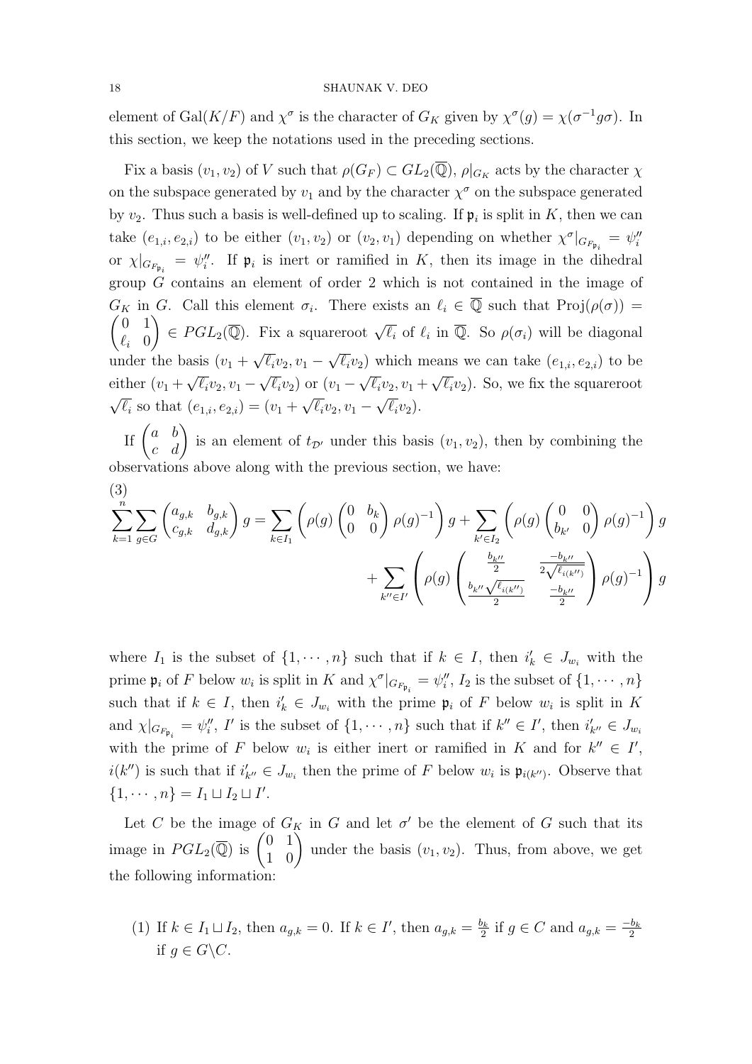element of $\mathrm{Gal}(K/F)$ and $\chi^\sigma$ is the character of $G_K$ given by $\chi^\sigma(g) = \chi(\sigma^{-1}g\sigma)$. In this section, we keep the notations used in the preceding sections.

Fix a basis $(v_1, v_2)$ of $V$ such that $\rho(G_F) \subset GL_2(\overline{\mathbb{Q}})$, $\rho|_{G_K}$ acts by the character $\chi$ on the subspace generated by $v_1$ and by the character $\chi^\sigma$ on the subspace generated by $v_2$. Thus such a basis is well-defined up to scaling. If $\mathfrak{p}_i$ is split in $K$, then we can take $(e_{1,i}, e_{2,i})$ to be either $(v_1, v_2)$ or $(v_2, v_1)$ depending on whether $\chi^\sigma|_{G_{F_{\mathfrak{p}_i}}} = \psi''_i$ or $\chi|_{G_{F_{\mathfrak{p}_i}}} = \psi''_i$. If $\mathfrak{p}_i$ is inert or ramified in $K$, then its image in the dihedral group $G$ contains an element of order 2 which is not contained in the image of $G_K$ in $G$. Call this element $\sigma_i$. There exists an $\ell_i \in \overline{\mathbb{Q}}$ such that $\mathrm{Proj}(\rho(\sigma)) = \begin{pmatrix} 0 & 1 \\ \ell_i & 0 \end{pmatrix} \in PGL_2(\overline{\mathbb{Q}})$. Fix a squareroot $\sqrt{\ell_i}$ of $\ell_i$ in $\overline{\mathbb{Q}}$. So $\rho(\sigma_i)$ will be diagonal under the basis $(v_1 + \sqrt{\ell_i}v_2, v_1 - \sqrt{\ell_i}v_2)$ which means we can take $(e_{1,i}, e_{2,i})$ to be either $(v_1 + \sqrt{\ell_i}v_2, v_1 - \sqrt{\ell_i}v_2)$ or $(v_1 - \sqrt{\ell_i}v_2, v_1 + \sqrt{\ell_i}v_2)$. So, we fix the squareroot $\sqrt{\ell_i}$ so that $(e_{1,i}, e_{2,i}) = (v_1 + \sqrt{\ell_i}v_2, v_1 - \sqrt{\ell_i}v_2)$.

If $\begin{pmatrix} a & b \\ c & d \end{pmatrix}$ is an element of $t_{\mathcal{D}'}$ under this basis $(v_1, v_2)$, then by combining the observations above along with the previous section, we have:

(3)
$$\sum_{k=1}^{n}\sum_{g \in G}\begin{pmatrix} a_{g,k} & b_{g,k} \\ c_{g,k} & d_{g,k} \end{pmatrix} g = \sum_{k \in I_1}\left(\rho(g)\begin{pmatrix} 0 & b_k \\ 0 & 0 \end{pmatrix}\rho(g)^{-1}\right)g + \sum_{k' \in I_2}\left(\rho(g)\begin{pmatrix} 0 & 0 \\ b_{k'} & 0 \end{pmatrix}\rho(g)^{-1}\right)g$$
$$+ \sum_{k'' \in I'}\left(\rho(g)\begin{pmatrix} \frac{b_{k''}}{2} & \frac{-b_{k''}}{2\sqrt{\ell_{i(k'')}}} \\ \frac{b_{k''}\sqrt{\ell_{i(k'')}}}{2} & \frac{-b_{k''}}{2} \end{pmatrix}\rho(g)^{-1}\right)g$$

where $I_1$ is the subset of $\{1, \cdots, n\}$ such that if $k \in I$, then $i'_k \in J_{w_i}$ with the prime $\mathfrak{p}_i$ of $F$ below $w_i$ is split in $K$ and $\chi^\sigma|_{G_{F_{\mathfrak{p}_i}}} = \psi''_i$, $I_2$ is the subset of $\{1, \cdots, n\}$ such that if $k \in I$, then $i'_k \in J_{w_i}$ with the prime $\mathfrak{p}_i$ of $F$ below $w_i$ is split in $K$ and $\chi|_{G_{F_{\mathfrak{p}_i}}} = \psi''_i$, $I'$ is the subset of $\{1, \cdots, n\}$ such that if $k'' \in I'$, then $i'_{k''} \in J_{w_i}$ with the prime of $F$ below $w_i$ is either inert or ramified in $K$ and for $k'' \in I'$, $i(k'')$ is such that if $i'_{k''} \in J_{w_i}$ then the prime of $F$ below $w_i$ is $\mathfrak{p}_{i(k'')}$. Observe that $\{1, \cdots, n\} = I_1 \sqcup I_2 \sqcup I'$.

Let $C$ be the image of $G_K$ in $G$ and let $\sigma'$ be the element of $G$ such that its image in $PGL_2(\overline{\mathbb{Q}})$ is $\begin{pmatrix} 0 & 1 \\ 1 & 0 \end{pmatrix}$ under the basis $(v_1, v_2)$. Thus, from above, we get the following information:

(1) If $k \in I_1 \sqcup I_2$, then $a_{g,k} = 0$. If $k \in I'$, then $a_{g,k} = \frac{b_k}{2}$ if $g \in C$ and $a_{g,k} = \frac{-b_k}{2}$ if $g \in G \backslash C$.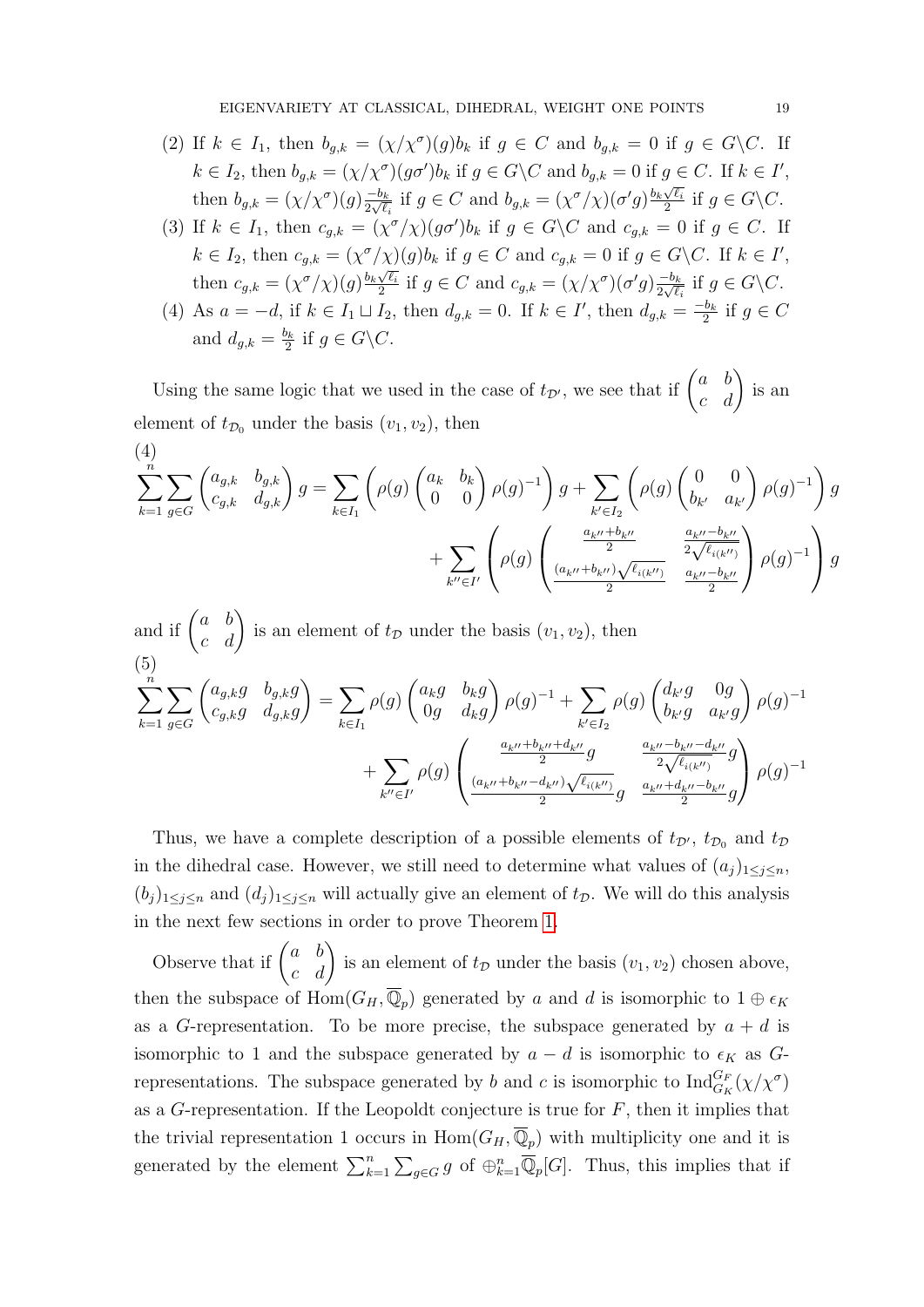(2) If $k \in I_1$, then $b_{g,k} = (\chi/\chi^\sigma)(g)b_k$ if $g \in C$ and $b_{g,k} = 0$ if $g \in G\backslash C$. If $k \in I_2$, then $b_{g,k} = (\chi/\chi^\sigma)(g\sigma')b_k$ if $g \in G\backslash C$ and $b_{g,k} = 0$ if $g \in C$. If $k \in I'$, then $b_{g,k} = (\chi/\chi^\sigma)(g)\frac{-b_k}{2\sqrt{\ell_i}}$ if $g \in C$ and $b_{g,k} = (\chi^\sigma/\chi)(\sigma' g)\frac{b_k\sqrt{\ell_i}}{2}$ if $g \in G\backslash C$.

(3) If $k \in I_1$, then $c_{g,k} = (\chi^\sigma/\chi)(g\sigma')b_k$ if $g \in G\backslash C$ and $c_{g,k} = 0$ if $g \in C$. If $k \in I_2$, then $c_{g,k} = (\chi^\sigma/\chi)(g)b_k$ if $g \in C$ and $c_{g,k} = 0$ if $g \in G\backslash C$. If $k \in I'$, then $c_{g,k} = (\chi^\sigma/\chi)(g)\frac{b_k\sqrt{\ell_i}}{2}$ if $g \in C$ and $c_{g,k} = (\chi/\chi^\sigma)(\sigma' g)\frac{-b_k}{2\sqrt{\ell_i}}$ if $g \in G\backslash C$.

(4) As $a = -d$, if $k \in I_1 \sqcup I_2$, then $d_{g,k} = 0$. If $k \in I'$, then $d_{g,k} = \frac{-b_k}{2}$ if $g \in C$ and $d_{g,k} = \frac{b_k}{2}$ if $g \in G\backslash C$.

Using the same logic that we used in the case of $t_{\mathcal{D}'}$, we see that if $\begin{pmatrix} a & b \\ c & d \end{pmatrix}$ is an element of $t_{\mathcal{D}_0}$ under the basis $(v_1, v_2)$, then

(4)
$$\sum_{k=1}^{n}\sum_{g\in G}\begin{pmatrix} a_{g,k} & b_{g,k} \\ c_{g,k} & d_{g,k}\end{pmatrix} g = \sum_{k\in I_1}\left(\rho(g)\begin{pmatrix} a_k & b_k \\ 0 & 0\end{pmatrix}\rho(g)^{-1}\right)g + \sum_{k'\in I_2}\left(\rho(g)\begin{pmatrix} 0 & 0 \\ b_{k'} & a_{k'}\end{pmatrix}\rho(g)^{-1}\right)g + \sum_{k''\in I'}\left(\rho(g)\begin{pmatrix} \frac{a_{k''}+b_{k''}}{2} & \frac{a_{k''}-b_{k''}}{2\sqrt{\ell_{i(k'')}}} \\ \frac{(a_{k''}+b_{k''})\sqrt{\ell_{i(k'')}}}{2} & \frac{a_{k''}-b_{k''}}{2}\end{pmatrix}\rho(g)^{-1}\right)g$$

and if $\begin{pmatrix} a & b \\ c & d \end{pmatrix}$ is an element of $t_{\mathcal{D}}$ under the basis $(v_1, v_2)$, then

(5)
$$\sum_{k=1}^{n}\sum_{g\in G}\begin{pmatrix} a_{g,k}g & b_{g,k}g \\ c_{g,k}g & d_{g,k}g\end{pmatrix} = \sum_{k\in I_1}\rho(g)\begin{pmatrix} a_k g & b_k g \\ 0g & d_k g\end{pmatrix}\rho(g)^{-1} + \sum_{k'\in I_2}\rho(g)\begin{pmatrix} d_{k'}g & 0g \\ b_{k'}g & a_{k'}g\end{pmatrix}\rho(g)^{-1} + \sum_{k''\in I'}\rho(g)\begin{pmatrix} \frac{a_{k''}+b_{k''}+d_{k''}}{2}g & \frac{a_{k''}-b_{k''}-d_{k''}}{2\sqrt{\ell_{i(k'')}}}g \\ \frac{(a_{k''}+b_{k''}-d_{k''})\sqrt{\ell_{i(k'')}}}{2}g & \frac{a_{k''}+d_{k''}-b_{k''}}{2}g\end{pmatrix}\rho(g)^{-1}$$

Thus, we have a complete description of a possible elements of $t_{\mathcal{D}'}$, $t_{\mathcal{D}_0}$ and $t_{\mathcal{D}}$ in the dihedral case. However, we still need to determine what values of $(a_j)_{1\le j\le n}$, $(b_j)_{1\le j\le n}$ and $(d_j)_{1\le j\le n}$ will actually give an element of $t_{\mathcal{D}}$. We will do this analysis in the next few sections in order to prove Theorem 1.

Observe that if $\begin{pmatrix} a & b \\ c & d \end{pmatrix}$ is an element of $t_{\mathcal{D}}$ under the basis $(v_1, v_2)$ chosen above, then the subspace of $\mathrm{Hom}(G_H, \overline{\mathbb{Q}}_p)$ generated by $a$ and $d$ is isomorphic to $1 \oplus \epsilon_K$ as a $G$-representation. To be more precise, the subspace generated by $a + d$ is isomorphic to 1 and the subspace generated by $a - d$ is isomorphic to $\epsilon_K$ as $G$-representations. The subspace generated by $b$ and $c$ is isomorphic to $\mathrm{Ind}_{G_K}^{G_F}(\chi/\chi^\sigma)$ as a $G$-representation. If the Leopoldt conjecture is true for $F$, then it implies that the trivial representation 1 occurs in $\mathrm{Hom}(G_H, \overline{\mathbb{Q}}_p)$ with multiplicity one and it is generated by the element $\sum_{k=1}^{n}\sum_{g\in G} g$ of $\oplus_{k=1}^{n}\overline{\mathbb{Q}}_p[G]$. Thus, this implies that if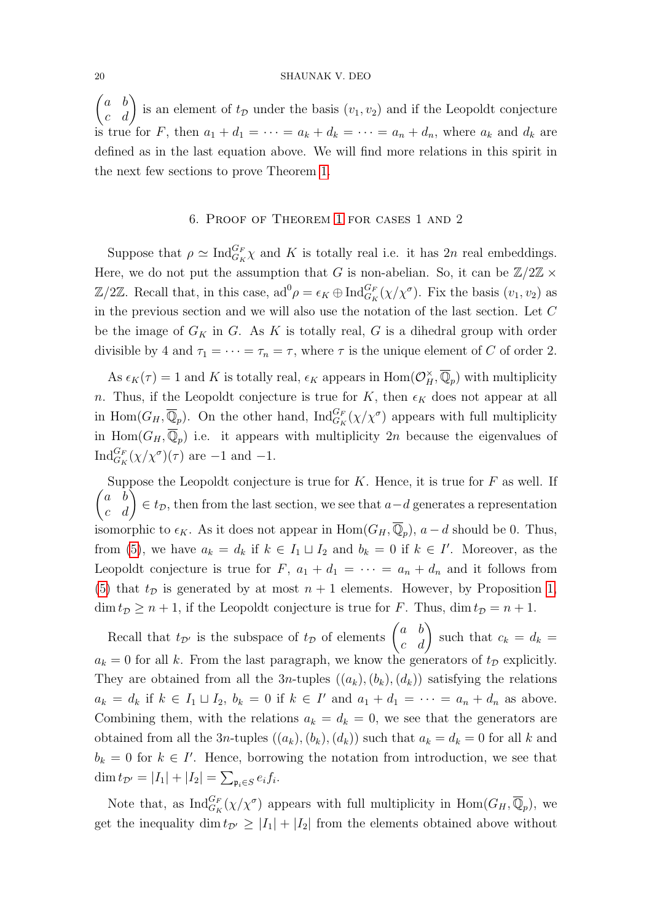$\begin{pmatrix} a & b \\ c & d \end{pmatrix}$ is an element of $t_{\mathcal{D}}$ under the basis $(v_1, v_2)$ and if the Leopoldt conjecture is true for $F$, then $a_1 + d_1 = \cdots = a_k + d_k = \cdots = a_n + d_n$, where $a_k$ and $d_k$ are defined as in the last equation above. We will find more relations in this spirit in the next few sections to prove Theorem 1.

## 6. Proof of Theorem 1 for cases 1 and 2

Suppose that $\rho \simeq \mathrm{Ind}_{G_K}^{G_F}\chi$ and $K$ is totally real i.e. it has $2n$ real embeddings. Here, we do not put the assumption that $G$ is non-abelian. So, it can be $\mathbb{Z}/2\mathbb{Z} \times \mathbb{Z}/2\mathbb{Z}$. Recall that, in this case, $\mathrm{ad}^0\rho = \epsilon_K \oplus \mathrm{Ind}_{G_K}^{G_F}(\chi/\chi^\sigma)$. Fix the basis $(v_1, v_2)$ as in the previous section and we will also use the notation of the last section. Let $C$ be the image of $G_K$ in $G$. As $K$ is totally real, $G$ is a dihedral group with order divisible by 4 and $\tau_1 = \cdots = \tau_n = \tau$, where $\tau$ is the unique element of $C$ of order 2.

As $\epsilon_K(\tau) = 1$ and $K$ is totally real, $\epsilon_K$ appears in $\mathrm{Hom}(\mathcal{O}_H^\times, \overline{\mathbb{Q}}_p)$ with multiplicity $n$. Thus, if the Leopoldt conjecture is true for $K$, then $\epsilon_K$ does not appear at all in $\mathrm{Hom}(G_H, \overline{\mathbb{Q}}_p)$. On the other hand, $\mathrm{Ind}_{G_K}^{G_F}(\chi/\chi^\sigma)$ appears with full multiplicity in $\mathrm{Hom}(G_H, \overline{\mathbb{Q}}_p)$ i.e. it appears with multiplicity $2n$ because the eigenvalues of $\mathrm{Ind}_{G_K}^{G_F}(\chi/\chi^\sigma)(\tau)$ are $-1$ and $-1$.

Suppose the Leopoldt conjecture is true for $K$. Hence, it is true for $F$ as well. If $\begin{pmatrix} a & b \\ c & d \end{pmatrix} \in t_{\mathcal{D}}$, then from the last section, we see that $a - d$ generates a representation isomorphic to $\epsilon_K$. As it does not appear in $\mathrm{Hom}(G_H, \overline{\mathbb{Q}}_p)$, $a - d$ should be 0. Thus, from (5), we have $a_k = d_k$ if $k \in I_1 \sqcup I_2$ and $b_k = 0$ if $k \in I'$. Moreover, as the Leopoldt conjecture is true for $F$, $a_1 + d_1 = \cdots = a_n + d_n$ and it follows from (5) that $t_{\mathcal{D}}$ is generated by at most $n + 1$ elements. However, by Proposition 1, $\dim t_{\mathcal{D}} \geq n + 1$, if the Leopoldt conjecture is true for $F$. Thus, $\dim t_{\mathcal{D}} = n + 1$.

Recall that $t_{\mathcal{D}'}$ is the subspace of $t_{\mathcal{D}}$ of elements $\begin{pmatrix} a & b \\ c & d \end{pmatrix}$ such that $c_k = d_k = a_k = 0$ for all $k$. From the last paragraph, we know the generators of $t_{\mathcal{D}}$ explicitly. They are obtained from all the $3n$-tuples $((a_k), (b_k), (d_k))$ satisfying the relations $a_k = d_k$ if $k \in I_1 \sqcup I_2$, $b_k = 0$ if $k \in I'$ and $a_1 + d_1 = \cdots = a_n + d_n$ as above. Combining them, with the relations $a_k = d_k = 0$, we see that the generators are obtained from all the $3n$-tuples $((a_k), (b_k), (d_k))$ such that $a_k = d_k = 0$ for all $k$ and $b_k = 0$ for $k \in I'$. Hence, borrowing the notation from introduction, we see that $\dim t_{\mathcal{D}'} = |I_1| + |I_2| = \sum_{\mathfrak{p}_i \in S} e_i f_i$.

Note that, as $\mathrm{Ind}_{G_K}^{G_F}(\chi/\chi^\sigma)$ appears with full multiplicity in $\mathrm{Hom}(G_H, \overline{\mathbb{Q}}_p)$, we get the inequality $\dim t_{\mathcal{D}'} \geq |I_1| + |I_2|$ from the elements obtained above without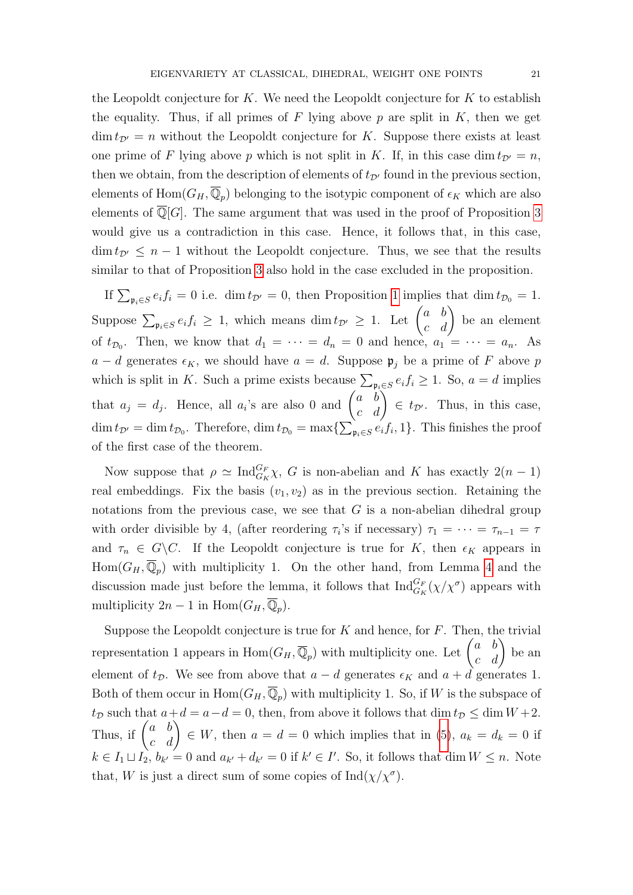the Leopoldt conjecture for $K$. We need the Leopoldt conjecture for $K$ to establish the equality. Thus, if all primes of $F$ lying above $p$ are split in $K$, then we get $\dim t_{\mathcal{D}'} = n$ without the Leopoldt conjecture for $K$. Suppose there exists at least one prime of $F$ lying above $p$ which is not split in $K$. If, in this case $\dim t_{\mathcal{D}'} = n$, then we obtain, from the description of elements of $t_{\mathcal{D}'}$ found in the previous section, elements of $\mathrm{Hom}(G_H, \overline{\mathbb{Q}}_p)$ belonging to the isotypic component of $\epsilon_K$ which are also elements of $\overline{\mathbb{Q}}[G]$. The same argument that was used in the proof of Proposition 3 would give us a contradiction in this case. Hence, it follows that, in this case, $\dim t_{\mathcal{D}'} \leq n-1$ without the Leopoldt conjecture. Thus, we see that the results similar to that of Proposition 3 also hold in the case excluded in the proposition.

If $\sum_{\mathfrak{p}_i \in S} e_i f_i = 0$ i.e. $\dim t_{\mathcal{D}'} = 0$, then Proposition 1 implies that $\dim t_{\mathcal{D}_0} = 1$. Suppose $\sum_{\mathfrak{p}_i \in S} e_i f_i \geq 1$, which means $\dim t_{\mathcal{D}'} \geq 1$. Let $\begin{pmatrix} a & b \\ c & d \end{pmatrix}$ be an element of $t_{\mathcal{D}_0}$. Then, we know that $d_1 = \cdots = d_n = 0$ and hence, $a_1 = \cdots = a_n$. As $a - d$ generates $\epsilon_K$, we should have $a = d$. Suppose $\mathfrak{p}_j$ be a prime of $F$ above $p$ which is split in $K$. Such a prime exists because $\sum_{\mathfrak{p}_i \in S} e_i f_i \geq 1$. So, $a = d$ implies that $a_j = d_j$. Hence, all $a_i$'s are also 0 and $\begin{pmatrix} a & b \\ c & d \end{pmatrix} \in t_{\mathcal{D}'}$. Thus, in this case, $\dim t_{\mathcal{D}'} = \dim t_{\mathcal{D}_0}$. Therefore, $\dim t_{\mathcal{D}_0} = \max\{\sum_{\mathfrak{p}_i \in S} e_i f_i, 1\}$. This finishes the proof of the first case of the theorem.

Now suppose that $\rho \simeq \mathrm{Ind}_{G_K}^{G_F} \chi$, $G$ is non-abelian and $K$ has exactly $2(n-1)$ real embeddings. Fix the basis $(v_1, v_2)$ as in the previous section. Retaining the notations from the previous case, we see that $G$ is a non-abelian dihedral group with order divisible by 4, (after reordering $\tau_i$'s if necessary) $\tau_1 = \cdots = \tau_{n-1} = \tau$ and $\tau_n \in G \backslash C$. If the Leopoldt conjecture is true for $K$, then $\epsilon_K$ appears in $\mathrm{Hom}(G_H, \overline{\mathbb{Q}}_p)$ with multiplicity 1. On the other hand, from Lemma 4 and the discussion made just before the lemma, it follows that $\mathrm{Ind}_{G_K}^{G_F}(\chi/\chi^\sigma)$ appears with multiplicity $2n-1$ in $\mathrm{Hom}(G_H, \overline{\mathbb{Q}}_p)$.

Suppose the Leopoldt conjecture is true for $K$ and hence, for $F$. Then, the trivial representation 1 appears in $\mathrm{Hom}(G_H, \overline{\mathbb{Q}}_p)$ with multiplicity one. Let $\begin{pmatrix} a & b \\ c & d \end{pmatrix}$ be an element of $t_{\mathcal{D}}$. We see from above that $a - d$ generates $\epsilon_K$ and $a + d$ generates 1. Both of them occur in $\mathrm{Hom}(G_H, \overline{\mathbb{Q}}_p)$ with multiplicity 1. So, if $W$ is the subspace of $t_{\mathcal{D}}$ such that $a + d = a - d = 0$, then, from above it follows that $\dim t_{\mathcal{D}} \leq \dim W + 2$. Thus, if $\begin{pmatrix} a & b \\ c & d \end{pmatrix} \in W$, then $a = d = 0$ which implies that in (5), $a_k = d_k = 0$ if $k \in I_1 \sqcup I_2$, $b_{k'} = 0$ and $a_{k'} + d_{k'} = 0$ if $k' \in I'$. So, it follows that $\dim W \leq n$. Note that, $W$ is just a direct sum of some copies of $\mathrm{Ind}(\chi/\chi^\sigma)$.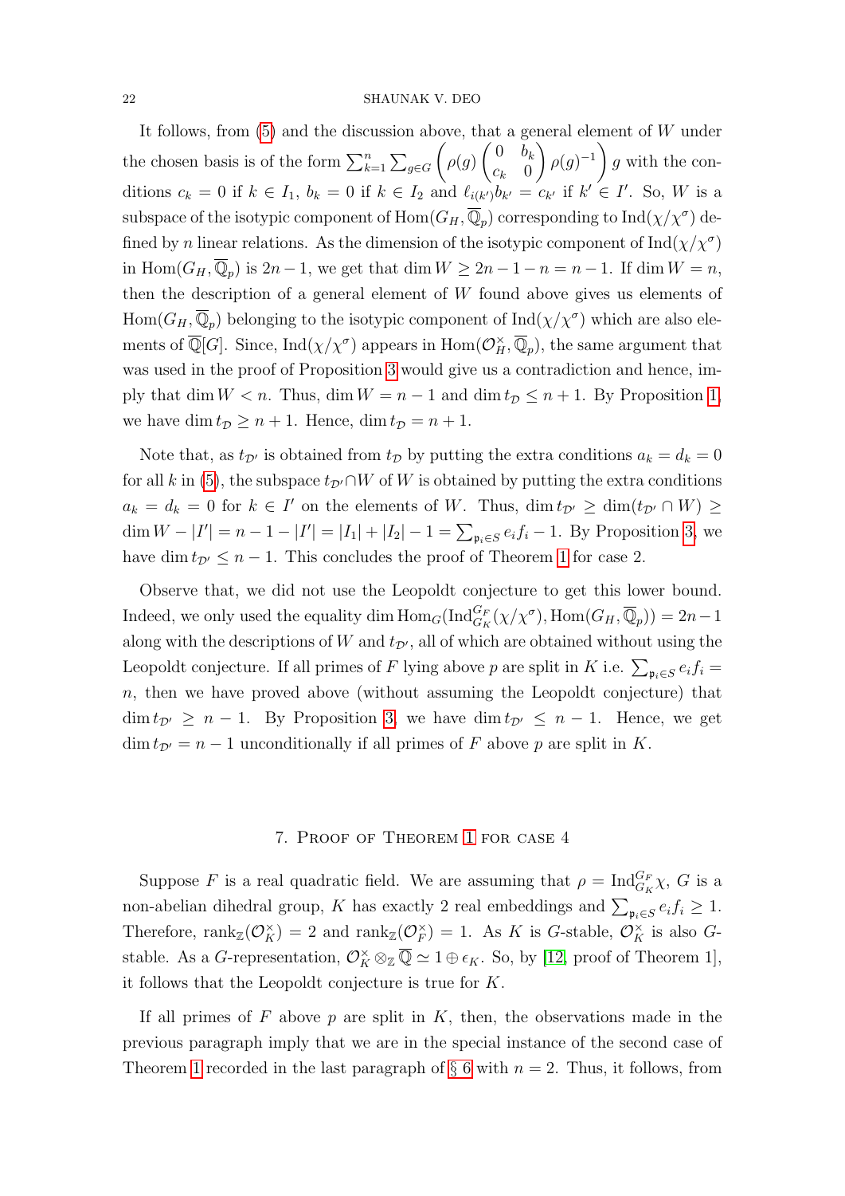It follows, from (5) and the discussion above, that a general element of $W$ under the chosen basis is of the form $\sum_{k=1}^{n}\sum_{g\in G}\left(\rho(g)\begin{pmatrix}0 & b_k\\ c_k & 0\end{pmatrix}\rho(g)^{-1}\right)g$ with the conditions $c_k = 0$ if $k \in I_1$, $b_k = 0$ if $k \in I_2$ and $\ell_{i(k')}b_{k'} = c_{k'}$ if $k' \in I'$. So, $W$ is a subspace of the isotypic component of $\mathrm{Hom}(G_H, \overline{\mathbb{Q}}_p)$ corresponding to $\mathrm{Ind}(\chi/\chi^\sigma)$ defined by $n$ linear relations. As the dimension of the isotypic component of $\mathrm{Ind}(\chi/\chi^\sigma)$ in $\mathrm{Hom}(G_H, \overline{\mathbb{Q}}_p)$ is $2n-1$, we get that $\dim W \geq 2n-1-n = n-1$. If $\dim W = n$, then the description of a general element of $W$ found above gives us elements of $\mathrm{Hom}(G_H, \overline{\mathbb{Q}}_p)$ belonging to the isotypic component of $\mathrm{Ind}(\chi/\chi^\sigma)$ which are also elements of $\overline{\mathbb{Q}}[G]$. Since, $\mathrm{Ind}(\chi/\chi^\sigma)$ appears in $\mathrm{Hom}(\mathcal{O}_H^\times, \overline{\mathbb{Q}}_p)$, the same argument that was used in the proof of Proposition 3 would give us a contradiction and hence, imply that $\dim W < n$. Thus, $\dim W = n-1$ and $\dim t_{\mathcal{D}} \leq n+1$. By Proposition 1, we have $\dim t_{\mathcal{D}} \geq n+1$. Hence, $\dim t_{\mathcal{D}} = n+1$.

Note that, as $t_{\mathcal{D}'}$ is obtained from $t_{\mathcal{D}}$ by putting the extra conditions $a_k = d_k = 0$ for all $k$ in (5), the subspace $t_{\mathcal{D}'} \cap W$ of $W$ is obtained by putting the extra conditions $a_k = d_k = 0$ for $k \in I'$ on the elements of $W$. Thus, $\dim t_{\mathcal{D}'} \geq \dim(t_{\mathcal{D}'} \cap W) \geq \dim W - |I'| = n-1-|I'| = |I_1| + |I_2| - 1 = \sum_{\mathfrak{p}_i \in S} e_i f_i - 1$. By Proposition 3, we have $\dim t_{\mathcal{D}'} \leq n-1$. This concludes the proof of Theorem 1 for case 2.

Observe that, we did not use the Leopoldt conjecture to get this lower bound. Indeed, we only used the equality $\dim \mathrm{Hom}_G(\mathrm{Ind}_{G_K}^{G_F}(\chi/\chi^\sigma), \mathrm{Hom}(G_H, \overline{\mathbb{Q}}_p)) = 2n-1$ along with the descriptions of $W$ and $t_{\mathcal{D}'}$, all of which are obtained without using the Leopoldt conjecture. If all primes of $F$ lying above $p$ are split in $K$ i.e. $\sum_{\mathfrak{p}_i \in S} e_i f_i = n$, then we have proved above (without assuming the Leopoldt conjecture) that $\dim t_{\mathcal{D}'} \geq n-1$. By Proposition 3, we have $\dim t_{\mathcal{D}'} \leq n-1$. Hence, we get $\dim t_{\mathcal{D}'} = n-1$ unconditionally if all primes of $F$ above $p$ are split in $K$.

## 7. Proof of Theorem 1 for case 4

Suppose $F$ is a real quadratic field. We are assuming that $\rho = \mathrm{Ind}_{G_K}^{G_F}\chi$, $G$ is a non-abelian dihedral group, $K$ has exactly 2 real embeddings and $\sum_{\mathfrak{p}_i \in S} e_i f_i \geq 1$. Therefore, $\mathrm{rank}_{\mathbb{Z}}(\mathcal{O}_K^\times) = 2$ and $\mathrm{rank}_{\mathbb{Z}}(\mathcal{O}_F^\times) = 1$. As $K$ is $G$-stable, $\mathcal{O}_K^\times$ is also $G$-stable. As a $G$-representation, $\mathcal{O}_K^\times \otimes_{\mathbb{Z}} \overline{\mathbb{Q}} \simeq 1 \oplus \epsilon_K$. So, by [12, proof of Theorem 1], it follows that the Leopoldt conjecture is true for $K$.

If all primes of $F$ above $p$ are split in $K$, then, the observations made in the previous paragraph imply that we are in the special instance of the second case of Theorem 1 recorded in the last paragraph of § 6 with $n = 2$. Thus, it follows, from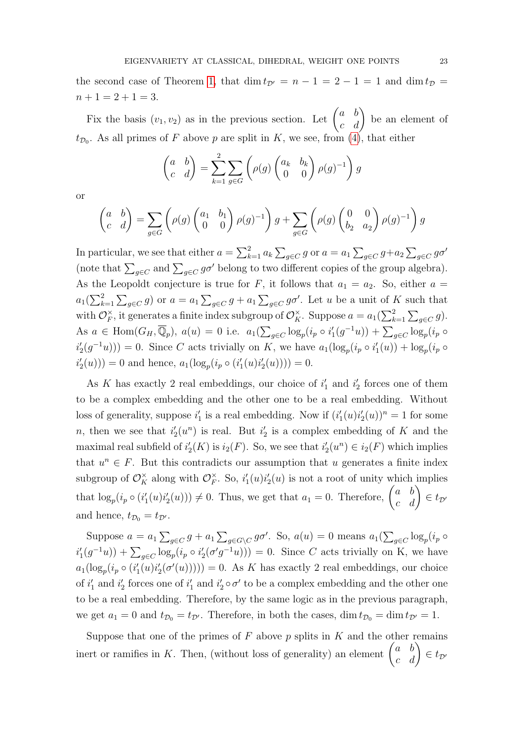the second case of Theorem 1, that $\dim t_{\mathcal{D}'} = n - 1 = 2 - 1 = 1$ and $\dim t_{\mathcal{D}} = n + 1 = 2 + 1 = 3$.

Fix the basis $(v_1, v_2)$ as in the previous section. Let $\begin{pmatrix} a & b \\ c & d \end{pmatrix}$ be an element of $t_{\mathcal{D}_0}$. As all primes of $F$ above $p$ are split in $K$, we see, from (4), that either

$$\begin{pmatrix} a & b \\ c & d \end{pmatrix} = \sum_{k=1}^{2} \sum_{g \in G} \left( \rho(g) \begin{pmatrix} a_k & b_k \\ 0 & 0 \end{pmatrix} \rho(g)^{-1} \right) g$$

or

$$\begin{pmatrix} a & b \\ c & d \end{pmatrix} = \sum_{g \in G} \left( \rho(g) \begin{pmatrix} a_1 & b_1 \\ 0 & 0 \end{pmatrix} \rho(g)^{-1} \right) g + \sum_{g \in G} \left( \rho(g) \begin{pmatrix} 0 & 0 \\ b_2 & a_2 \end{pmatrix} \rho(g)^{-1} \right) g$$

In particular, we see that either $a = \sum_{k=1}^{2} a_k \sum_{g \in C} g$ or $a = a_1 \sum_{g \in C} g + a_2 \sum_{g \in C} g\sigma'$ (note that $\sum_{g \in C}$ and $\sum_{g \in C} g\sigma'$ belong to two different copies of the group algebra). As the Leopoldt conjecture is true for $F$, it follows that $a_1 = a_2$. So, either $a = a_1(\sum_{k=1}^{2} \sum_{g \in C} g)$ or $a = a_1 \sum_{g \in C} g + a_1 \sum_{g \in C} g\sigma'$. Let $u$ be a unit of $K$ such that with $\mathcal{O}_F^\times$, it generates a finite index subgroup of $\mathcal{O}_K^\times$. Suppose $a = a_1(\sum_{k=1}^{2} \sum_{g \in C} g)$. As $a \in \mathrm{Hom}(G_H, \overline{\mathbb{Q}}_p)$, $a(u) = 0$ i.e. $a_1(\sum_{g \in C} \log_p(i_p \circ i_1'(g^{-1}u)) + \sum_{g \in C} \log_p(i_p \circ i_2'(g^{-1}u))) = 0$. Since $C$ acts trivially on $K$, we have $a_1(\log_p(i_p \circ i_1'(u)) + \log_p(i_p \circ i_2'(u))) = 0$ and hence, $a_1(\log_p(i_p \circ (i_1'(u)i_2'(u)))) = 0$.

As $K$ has exactly 2 real embeddings, our choice of $i_1'$ and $i_2'$ forces one of them to be a complex embedding and the other one to be a real embedding. Without loss of generality, suppose $i_1'$ is a real embedding. Now if $(i_1'(u)i_2'(u))^n = 1$ for some $n$, then we see that $i_2'(u^n)$ is real. But $i_2'$ is a complex embedding of $K$ and the maximal real subfield of $i_2'(K)$ is $i_2(F)$. So, we see that $i_2'(u^n) \in i_2(F)$ which implies that $u^n \in F$. But this contradicts our assumption that $u$ generates a finite index subgroup of $\mathcal{O}_K^\times$ along with $\mathcal{O}_F^\times$. So, $i_1'(u)i_2'(u)$ is not a root of unity which implies that $\log_p(i_p \circ (i_1'(u)i_2'(u))) \neq 0$. Thus, we get that $a_1 = 0$. Therefore, $\begin{pmatrix} a & b \\ c & d \end{pmatrix} \in t_{\mathcal{D}'}$ and hence, $t_{\mathcal{D}_0} = t_{\mathcal{D}'}$.

Suppose $a = a_1 \sum_{g \in C} g + a_1 \sum_{g \in G \setminus C} g\sigma'$. So, $a(u) = 0$ means $a_1(\sum_{g \in C} \log_p(i_p \circ i_1'(g^{-1}u)) + \sum_{g \in C} \log_p(i_p \circ i_2'(\sigma' g^{-1}u))) = 0$. Since $C$ acts trivially on K, we have $a_1(\log_p(i_p \circ (i_1'(u)i_2'(\sigma'(u))))) = 0$. As $K$ has exactly 2 real embeddings, our choice of $i_1'$ and $i_2'$ forces one of $i_1'$ and $i_2' \circ \sigma'$ to be a complex embedding and the other one to be a real embedding. Therefore, by the same logic as in the previous paragraph, we get $a_1 = 0$ and $t_{\mathcal{D}_0} = t_{\mathcal{D}'}$. Therefore, in both the cases, $\dim t_{\mathcal{D}_0} = \dim t_{\mathcal{D}'} = 1$.

Suppose that one of the primes of $F$ above $p$ splits in $K$ and the other remains inert or ramifies in $K$. Then, (without loss of generality) an element $\begin{pmatrix} a & b \\ c & d \end{pmatrix} \in t_{\mathcal{D}'}$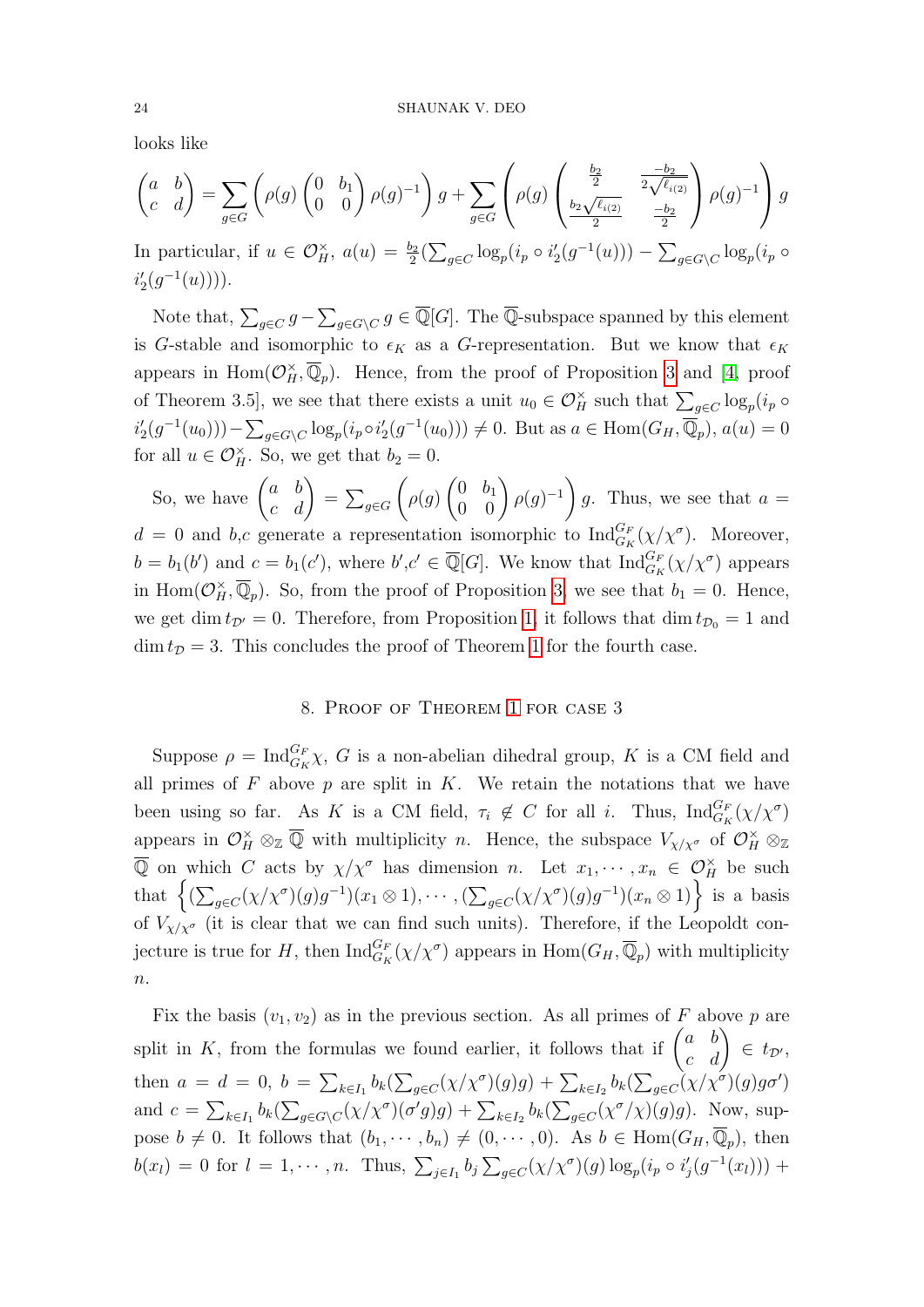looks like

$$\begin{pmatrix} a & b \\ c & d \end{pmatrix} = \sum_{g \in G} \left( \rho(g) \begin{pmatrix} 0 & b_1 \\ 0 & 0 \end{pmatrix} \rho(g)^{-1} \right) g + \sum_{g \in G} \left( \rho(g) \begin{pmatrix} \frac{b_2}{2} & \frac{-b_2}{2\sqrt{\ell_{i(2)}}} \\ \frac{b_2 \sqrt{\ell_{i(2)}}}{2} & \frac{-b_2}{2} \end{pmatrix} \rho(g)^{-1} \right) g$$

In particular, if $u \in \mathcal{O}_H^\times$, $a(u) = \frac{b_2}{2}(\sum_{g \in C} \log_p(i_p \circ i_2'(g^{-1}(u))) - \sum_{g \in G \setminus C} \log_p(i_p \circ i_2'(g^{-1}(u))))$.

Note that, $\sum_{g \in C} g - \sum_{g \in G \setminus C} g \in \overline{\mathbb{Q}}[G]$. The $\overline{\mathbb{Q}}$-subspace spanned by this element is $G$-stable and isomorphic to $\epsilon_K$ as a $G$-representation. But we know that $\epsilon_K$ appears in $\mathrm{Hom}(\mathcal{O}_H^\times, \overline{\mathbb{Q}}_p)$. Hence, from the proof of Proposition 3 and [4, proof of Theorem 3.5], we see that there exists a unit $u_0 \in \mathcal{O}_H^\times$ such that $\sum_{g \in C} \log_p(i_p \circ i_2'(g^{-1}(u_0))) - \sum_{g \in G \setminus C} \log_p(i_p \circ i_2'(g^{-1}(u_0))) \neq 0$. But as $a \in \mathrm{Hom}(G_H, \overline{\mathbb{Q}}_p)$, $a(u) = 0$ for all $u \in \mathcal{O}_H^\times$. So, we get that $b_2 = 0$.

So, we have $\begin{pmatrix} a & b \\ c & d \end{pmatrix} = \sum_{g \in G} \left( \rho(g) \begin{pmatrix} 0 & b_1 \\ 0 & 0 \end{pmatrix} \rho(g)^{-1} \right) g$. Thus, we see that $a = d = 0$ and $b$,$c$ generate a representation isomorphic to $\mathrm{Ind}_{G_K}^{G_F}(\chi/\chi^\sigma)$. Moreover, $b = b_1(b')$ and $c = b_1(c')$, where $b'$,$c' \in \overline{\mathbb{Q}}[G]$. We know that $\mathrm{Ind}_{G_K}^{G_F}(\chi/\chi^\sigma)$ appears in $\mathrm{Hom}(\mathcal{O}_H^\times, \overline{\mathbb{Q}}_p)$. So, from the proof of Proposition 3, we see that $b_1 = 0$. Hence, we get $\dim t_{\mathcal{D}'} = 0$. Therefore, from Proposition 1, it follows that $\dim t_{\mathcal{D}_0} = 1$ and $\dim t_{\mathcal{D}} = 3$. This concludes the proof of Theorem 1 for the fourth case.

## 8. Proof of Theorem 1 for case 3

Suppose $\rho = \mathrm{Ind}_{G_K}^{G_F} \chi$, $G$ is a non-abelian dihedral group, $K$ is a CM field and all primes of $F$ above $p$ are split in $K$. We retain the notations that we have been using so far. As $K$ is a CM field, $\tau_i \notin C$ for all $i$. Thus, $\mathrm{Ind}_{G_K}^{G_F}(\chi/\chi^\sigma)$ appears in $\mathcal{O}_H^\times \otimes_{\mathbb{Z}} \overline{\mathbb{Q}}$ with multiplicity $n$. Hence, the subspace $V_{\chi/\chi^\sigma}$ of $\mathcal{O}_H^\times \otimes_{\mathbb{Z}} \overline{\mathbb{Q}}$ on which $C$ acts by $\chi/\chi^\sigma$ has dimension $n$. Let $x_1, \cdots, x_n \in \mathcal{O}_H^\times$ be such that $\left\{ (\sum_{g \in C} (\chi/\chi^\sigma)(g) g^{-1})(x_1 \otimes 1), \cdots, (\sum_{g \in C} (\chi/\chi^\sigma)(g) g^{-1})(x_n \otimes 1) \right\}$ is a basis of $V_{\chi/\chi^\sigma}$ (it is clear that we can find such units). Therefore, if the Leopoldt conjecture is true for $H$, then $\mathrm{Ind}_{G_K}^{G_F}(\chi/\chi^\sigma)$ appears in $\mathrm{Hom}(G_H, \overline{\mathbb{Q}}_p)$ with multiplicity $n$.

Fix the basis $(v_1, v_2)$ as in the previous section. As all primes of $F$ above $p$ are split in $K$, from the formulas we found earlier, it follows that if $\begin{pmatrix} a & b \\ c & d \end{pmatrix} \in t_{\mathcal{D}'}$, then $a = d = 0$, $b = \sum_{k \in I_1} b_k (\sum_{g \in C} (\chi/\chi^\sigma)(g) g) + \sum_{k \in I_2} b_k (\sum_{g \in C} (\chi/\chi^\sigma)(g) g \sigma')$ and $c = \sum_{k \in I_1} b_k (\sum_{g \in G \setminus C} (\chi/\chi^\sigma)(\sigma' g) g) + \sum_{k \in I_2} b_k (\sum_{g \in C} (\chi^\sigma/\chi)(g) g)$. Now, suppose $b \neq 0$. It follows that $(b_1, \cdots, b_n) \neq (0, \cdots, 0)$. As $b \in \mathrm{Hom}(G_H, \overline{\mathbb{Q}}_p)$, then $b(x_l) = 0$ for $l = 1, \cdots, n$. Thus, $\sum_{j \in I_1} b_j \sum_{g \in C} (\chi/\chi^\sigma)(g) \log_p(i_p \circ i_j'(g^{-1}(x_l))) +$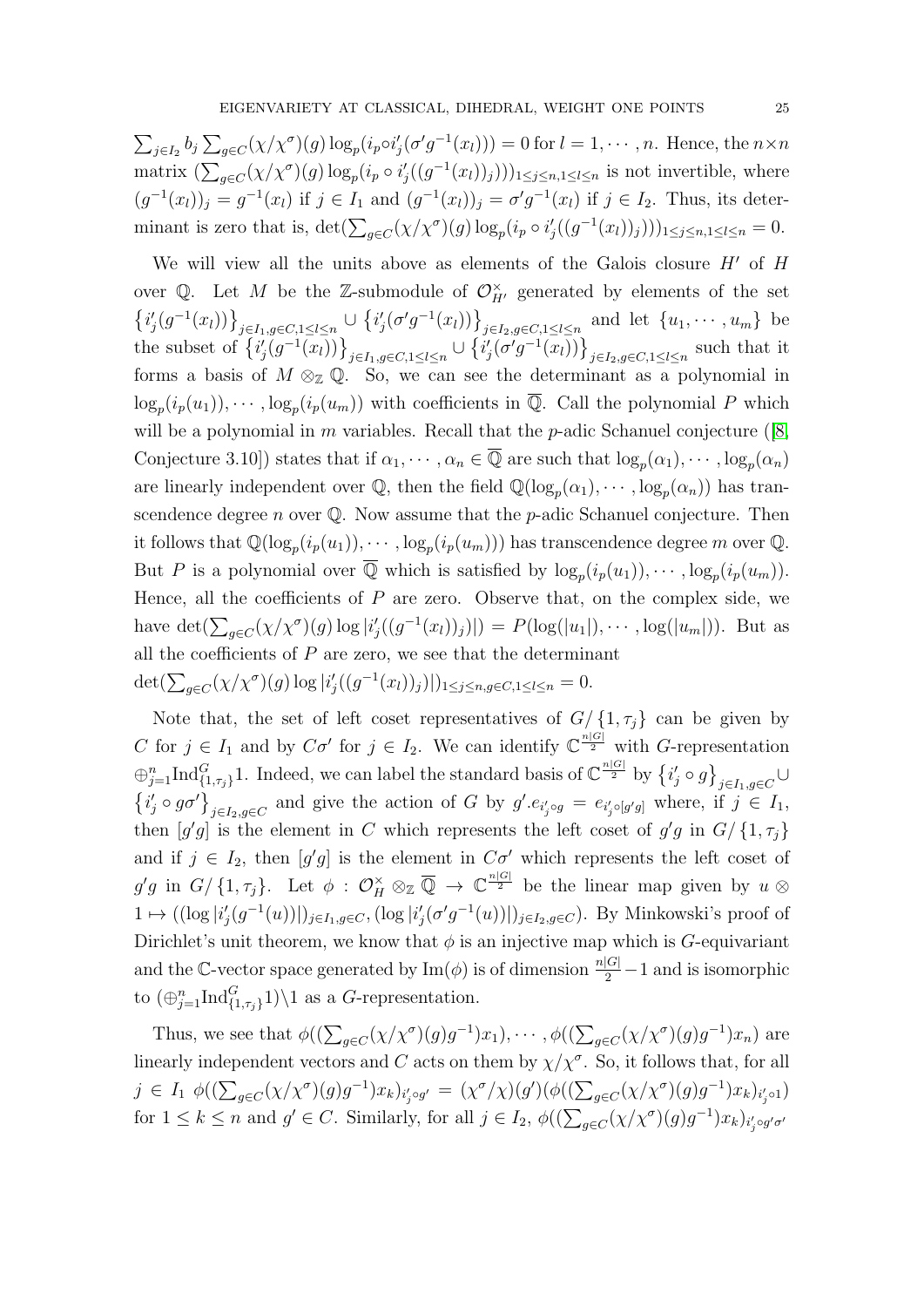$\sum_{j\in I_2} b_j \sum_{g\in C}(\chi/\chi^\sigma)(g)\log_p(i_p\circ i'_j(\sigma' g^{-1}(x_l))) = 0$ for $l = 1, \cdots, n$. Hence, the $n\times n$ matrix $(\sum_{g\in C}(\chi/\chi^\sigma)(g)\log_p(i_p\circ i'_j((g^{-1}(x_l))_j)))_{1\le j\le n, 1\le l\le n}$ is not invertible, where $(g^{-1}(x_l))_j = g^{-1}(x_l)$ if $j\in I_1$ and $(g^{-1}(x_l))_j = \sigma' g^{-1}(x_l)$ if $j\in I_2$. Thus, its determinant is zero that is, $\det(\sum_{g\in C}(\chi/\chi^\sigma)(g)\log_p(i_p\circ i'_j((g^{-1}(x_l))_j)))_{1\le j\le n,1\le l\le n} = 0$.

We will view all the units above as elements of the Galois closure $H'$ of $H$ over $\mathbb{Q}$. Let $M$ be the $\mathbb{Z}$-submodule of $\mathcal{O}_{H'}^\times$ generated by elements of the set $\left\{i'_j(g^{-1}(x_l))\right\}_{j\in I_1, g\in C, 1\le l\le n} \cup \left\{i'_j(\sigma' g^{-1}(x_l))\right\}_{j\in I_2, g\in C, 1\le l\le n}$ and let $\{u_1,\cdots,u_m\}$ be the subset of $\left\{i'_j(g^{-1}(x_l))\right\}_{j\in I_1, g\in C, 1\le l\le n} \cup \left\{i'_j(\sigma' g^{-1}(x_l))\right\}_{j\in I_2, g\in C, 1\le l\le n}$ such that it forms a basis of $M\otimes_{\mathbb{Z}}\mathbb{Q}$. So, we can see the determinant as a polynomial in $\log_p(i_p(u_1)),\cdots,\log_p(i_p(u_m))$ with coefficients in $\overline{\mathbb{Q}}$. Call the polynomial $P$ which will be a polynomial in $m$ variables. Recall that the $p$-adic Schanuel conjecture ([8, Conjecture 3.10]) states that if $\alpha_1,\cdots,\alpha_n\in\overline{\mathbb{Q}}$ are such that $\log_p(\alpha_1),\cdots,\log_p(\alpha_n)$ are linearly independent over $\mathbb{Q}$, then the field $\mathbb{Q}(\log_p(\alpha_1),\cdots,\log_p(\alpha_n))$ has transcendence degree $n$ over $\mathbb{Q}$. Now assume that the $p$-adic Schanuel conjecture. Then it follows that $\mathbb{Q}(\log_p(i_p(u_1)),\cdots,\log_p(i_p(u_m)))$ has transcendence degree $m$ over $\mathbb{Q}$. But $P$ is a polynomial over $\overline{\mathbb{Q}}$ which is satisfied by $\log_p(i_p(u_1)),\cdots,\log_p(i_p(u_m))$. Hence, all the coefficients of $P$ are zero. Observe that, on the complex side, we have $\det(\sum_{g\in C}(\chi/\chi^\sigma)(g)\log|i'_j((g^{-1}(x_l))_j)|) = P(\log(|u_1|),\cdots,\log(|u_m|))$. But as all the coefficients of $P$ are zero, we see that the determinant $\det(\sum_{g\in C}(\chi/\chi^\sigma)(g)\log|i'_j((g^{-1}(x_l))_j)|)_{1\le j\le n, g\in C, 1\le l\le n} = 0$.

Note that, the set of left coset representatives of $G/\{1,\tau_j\}$ can be given by $C$ for $j\in I_1$ and by $C\sigma'$ for $j\in I_2$. We can identify $\mathbb{C}^{\frac{n|G|}{2}}$ with $G$-representation $\oplus_{j=1}^n \mathrm{Ind}_{\{1,\tau_j\}}^G 1$. Indeed, we can label the standard basis of $\mathbb{C}^{\frac{n|G|}{2}}$ by $\left\{i'_j\circ g\right\}_{j\in I_1, g\in C}\cup\left\{i'_j\circ g\sigma'\right\}_{j\in I_2, g\in C}$ and give the action of $G$ by $g'.e_{i'_j\circ g} = e_{i'_j\circ[g'g]}$ where, if $j\in I_1$, then $[g'g]$ is the element in $C$ which represents the left coset of $g'g$ in $G/\{1,\tau_j\}$ and if $j\in I_2$, then $[g'g]$ is the element in $C\sigma'$ which represents the left coset of $g'g$ in $G/\{1,\tau_j\}$. Let $\phi: \mathcal{O}_H^\times\otimes_{\mathbb{Z}}\overline{\mathbb{Q}}\to\mathbb{C}^{\frac{n|G|}{2}}$ be the linear map given by $u\otimes 1\mapsto ((\log|i'_j(g^{-1}(u))|)_{j\in I_1, g\in C}, (\log|i'_j(\sigma' g^{-1}(u))|)_{j\in I_2, g\in C})$. By Minkowski's proof of Dirichlet's unit theorem, we know that $\phi$ is an injective map which is $G$-equivariant and the $\mathbb{C}$-vector space generated by $\mathrm{Im}(\phi)$ is of dimension $\frac{n|G|}{2}-1$ and is isomorphic to $(\oplus_{j=1}^n\mathrm{Ind}_{\{1,\tau_j\}}^G 1)\backslash 1$ as a $G$-representation.

Thus, we see that $\phi((\sum_{g\in C}(\chi/\chi^\sigma)(g)g^{-1})x_1),\cdots,\phi((\sum_{g\in C}(\chi/\chi^\sigma)(g)g^{-1})x_n)$ are linearly independent vectors and $C$ acts on them by $\chi/\chi^\sigma$. So, it follows that, for all $j\in I_1$ $\phi((\sum_{g\in C}(\chi/\chi^\sigma)(g)g^{-1})x_k)_{i'_j\circ g'} = (\chi^\sigma/\chi)(g')(\phi((\sum_{g\in C}(\chi/\chi^\sigma)(g)g^{-1})x_k)_{i'_j\circ 1})$ for $1\le k\le n$ and $g'\in C$. Similarly, for all $j\in I_2$, $\phi((\sum_{g\in C}(\chi/\chi^\sigma)(g)g^{-1})x_k)_{i'_j\circ g'\sigma'}$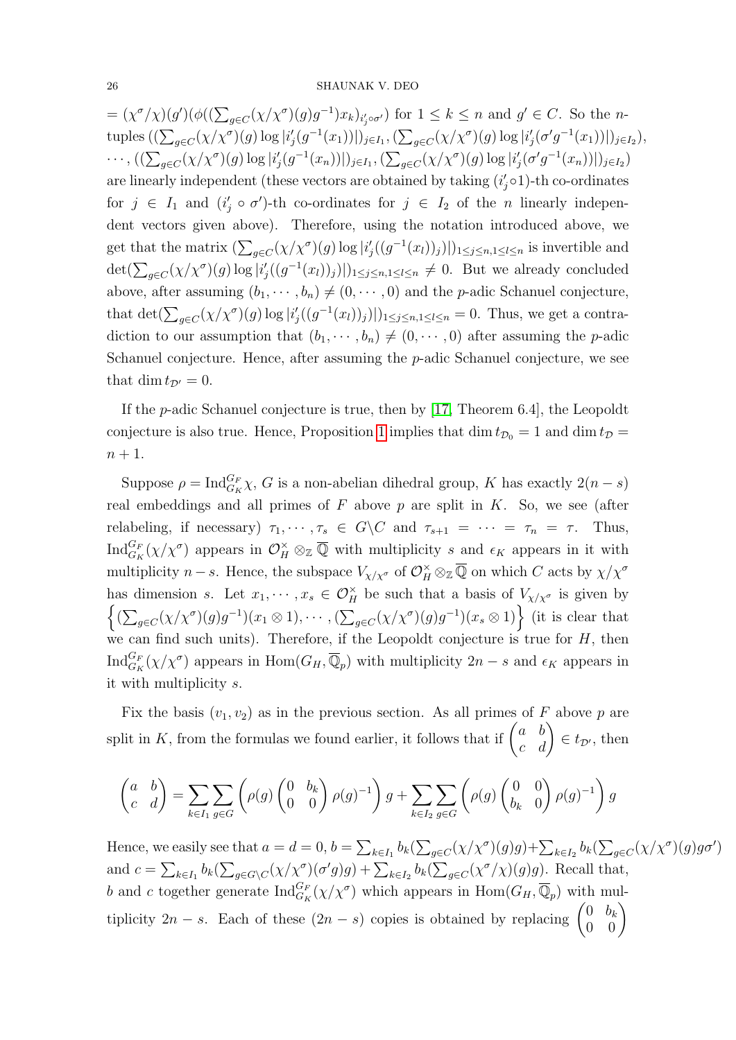$= (\chi^\sigma/\chi)(g')(\phi((\sum_{g \in C}(\chi/\chi^\sigma)(g)g^{-1})x_k)_{i'_j \circ \sigma'})$ for $1 \leq k \leq n$ and $g' \in C$. So the $n$-tuples $((\sum_{g\in C}(\chi/\chi^\sigma)(g)\log|i'_j(g^{-1}(x_1))|)_{j\in I_1}, (\sum_{g\in C}(\chi/\chi^\sigma)(g)\log|i'_j(\sigma' g^{-1}(x_1))|)_{j\in I_2})$, $\cdots, ((\sum_{g\in C}(\chi/\chi^\sigma)(g)\log|i'_j(g^{-1}(x_n))|)_{j\in I_1}, (\sum_{g\in C}(\chi/\chi^\sigma)(g)\log|i'_j(\sigma' g^{-1}(x_n))|)_{j\in I_2})$ are linearly independent (these vectors are obtained by taking $(i'_j \circ 1)$-th co-ordinates for $j \in I_1$ and $(i'_j \circ \sigma')$-th co-ordinates for $j \in I_2$ of the $n$ linearly independent vectors given above). Therefore, using the notation introduced above, we get that the matrix $(\sum_{g\in C}(\chi/\chi^\sigma)(g)\log|i'_j((g^{-1}(x_l))_j)|)_{1\leq j\leq n, 1\leq l\leq n}$ is invertible and $\det(\sum_{g\in C}(\chi/\chi^\sigma)(g)\log|i'_j((g^{-1}(x_l))_j)|)_{1\leq j\leq n,1\leq l\leq n} \neq 0$. But we already concluded above, after assuming $(b_1,\cdots,b_n) \neq (0,\cdots,0)$ and the $p$-adic Schanuel conjecture, that $\det(\sum_{g\in C}(\chi/\chi^\sigma)(g)\log|i'_j((g^{-1}(x_l))_j)|)_{1\leq j\leq n,1\leq l\leq n} = 0$. Thus, we get a contradiction to our assumption that $(b_1,\cdots,b_n) \neq (0,\cdots,0)$ after assuming the $p$-adic Schanuel conjecture. Hence, after assuming the $p$-adic Schanuel conjecture, we see that $\dim t_{\mathcal{D}'} = 0$.

If the $p$-adic Schanuel conjecture is true, then by [17, Theorem 6.4], the Leopoldt conjecture is also true. Hence, Proposition 1 implies that $\dim t_{\mathcal{D}_0} = 1$ and $\dim t_{\mathcal{D}} = n+1$.

Suppose $\rho = \mathrm{Ind}_{G_K}^{G_F}\chi$, $G$ is a non-abelian dihedral group, $K$ has exactly $2(n-s)$ real embeddings and all primes of $F$ above $p$ are split in $K$. So, we see (after relabeling, if necessary) $\tau_1,\cdots,\tau_s \in G\backslash C$ and $\tau_{s+1} = \cdots = \tau_n = \tau$. Thus, $\mathrm{Ind}_{G_K}^{G_F}(\chi/\chi^\sigma)$ appears in $\mathcal{O}_H^\times \otimes_{\mathbb{Z}} \overline{\mathbb{Q}}$ with multiplicity $s$ and $\epsilon_K$ appears in it with multiplicity $n-s$. Hence, the subspace $V_{\chi/\chi^\sigma}$ of $\mathcal{O}_H^\times \otimes_{\mathbb{Z}} \overline{\mathbb{Q}}$ on which $C$ acts by $\chi/\chi^\sigma$ has dimension $s$. Let $x_1,\cdots,x_s \in \mathcal{O}_H^\times$ be such that a basis of $V_{\chi/\chi^\sigma}$ is given by $\left\{(\sum_{g\in C}(\chi/\chi^\sigma)(g)g^{-1})(x_1\otimes 1),\cdots,(\sum_{g\in C}(\chi/\chi^\sigma)(g)g^{-1})(x_s\otimes 1)\right\}$ (it is clear that we can find such units). Therefore, if the Leopoldt conjecture is true for $H$, then $\mathrm{Ind}_{G_K}^{G_F}(\chi/\chi^\sigma)$ appears in $\mathrm{Hom}(G_H, \overline{\mathbb{Q}}_p)$ with multiplicity $2n-s$ and $\epsilon_K$ appears in it with multiplicity $s$.

Fix the basis $(v_1, v_2)$ as in the previous section. As all primes of $F$ above $p$ are split in $K$, from the formulas we found earlier, it follows that if $\begin{pmatrix} a & b \\ c & d \end{pmatrix} \in t_{\mathcal{D}'}$, then

$$\begin{pmatrix} a & b \\ c & d \end{pmatrix} = \sum_{k\in I_1}\sum_{g\in G}\left(\rho(g)\begin{pmatrix} 0 & b_k \\ 0 & 0 \end{pmatrix}\rho(g)^{-1}\right)g + \sum_{k\in I_2}\sum_{g\in G}\left(\rho(g)\begin{pmatrix} 0 & 0 \\ b_k & 0 \end{pmatrix}\rho(g)^{-1}\right)g$$

Hence, we easily see that $a = d = 0$, $b = \sum_{k\in I_1} b_k(\sum_{g\in C}(\chi/\chi^\sigma)(g)g) + \sum_{k\in I_2} b_k(\sum_{g\in C}(\chi/\chi^\sigma)(g)g\sigma')$ and $c = \sum_{k\in I_1} b_k(\sum_{g\in G\backslash C}(\chi/\chi^\sigma)(\sigma' g)g) + \sum_{k\in I_2} b_k(\sum_{g\in C}(\chi^\sigma/\chi)(g)g)$. Recall that, $b$ and $c$ together generate $\mathrm{Ind}_{G_K}^{G_F}(\chi/\chi^\sigma)$ which appears in $\mathrm{Hom}(G_H, \overline{\mathbb{Q}}_p)$ with multiplicity $2n-s$. Each of these $(2n-s)$ copies is obtained by replacing $\begin{pmatrix} 0 & b_k \\ 0 & 0 \end{pmatrix}$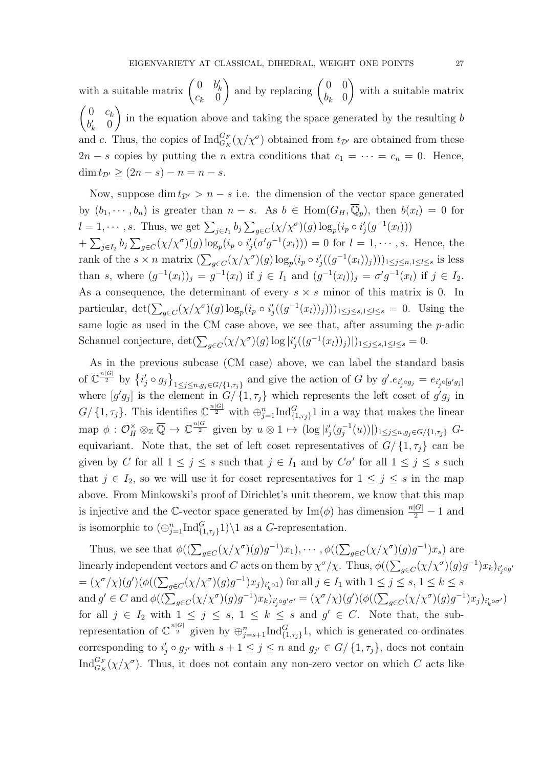with a suitable matrix $\begin{pmatrix} 0 & b'_k \\ c_k & 0 \end{pmatrix}$ and by replacing $\begin{pmatrix} 0 & 0 \\ b_k & 0 \end{pmatrix}$ with a suitable matrix $\begin{pmatrix} 0 & c_k \\ b'_k & 0 \end{pmatrix}$ in the equation above and taking the space generated by the resulting $b$ and $c$. Thus, the copies of $\mathrm{Ind}_{G_K}^{G_F}(\chi/\chi^\sigma)$ obtained from $t_{\mathcal{D}'}$ are obtained from these $2n-s$ copies by putting the $n$ extra conditions that $c_1 = \cdots = c_n = 0$. Hence, $\dim t_{\mathcal{D}'} \geq (2n-s) - n = n-s$.

Now, suppose $\dim t_{\mathcal{D}'} > n-s$ i.e. the dimension of the vector space generated by $(b_1, \cdots, b_n)$ is greater than $n-s$. As $b \in \mathrm{Hom}(G_H, \overline{\mathbb{Q}}_p)$, then $b(x_l) = 0$ for $l = 1, \cdots, s$. Thus, we get $\sum_{j \in I_1} b_j \sum_{g \in C} (\chi/\chi^\sigma)(g) \log_p(i_p \circ i'_j(g^{-1}(x_l)))$ $+ \sum_{j \in I_2} b_j \sum_{g \in C} (\chi/\chi^\sigma)(g) \log_p(i_p \circ i'_j(\sigma' g^{-1}(x_l))) = 0$ for $l = 1, \cdots, s$. Hence, the rank of the $s \times n$ matrix $(\sum_{g \in C} (\chi/\chi^\sigma)(g) \log_p(i_p \circ i'_j((g^{-1}(x_l))_j)))_{1 \leq j \leq n, 1 \leq l \leq s}$ is less than $s$, where $(g^{-1}(x_l))_j = g^{-1}(x_l)$ if $j \in I_1$ and $(g^{-1}(x_l))_j = \sigma' g^{-1}(x_l)$ if $j \in I_2$. As a consequence, the determinant of every $s \times s$ minor of this matrix is 0. In particular, $\det(\sum_{g \in C} (\chi/\chi^\sigma)(g) \log_p(i_p \circ i'_j((g^{-1}(x_l))_j)))_{1 \leq j \leq s, 1 \leq l \leq s} = 0$. Using the same logic as used in the CM case above, we see that, after assuming the $p$-adic Schanuel conjecture, $\det(\sum_{g \in C} (\chi/\chi^\sigma)(g) \log |i'_j((g^{-1}(x_l))_j)|)_{1 \leq j \leq s, 1 \leq l \leq s} = 0$.

As in the previous subcase (CM case) above, we can label the standard basis of $\mathbb{C}^{\frac{n|G|}{2}}$ by $\{i'_j \circ g_j\}_{1 \leq j \leq n, g_j \in G/\{1, \tau_j\}}$ and give the action of $G$ by $g'.e_{i'_j \circ g_j} = e_{i'_j \circ [g' g_j]}$ where $[g' g_j]$ is the element in $G/\{1, \tau_j\}$ which represents the left coset of $g' g_j$ in $G/\{1, \tau_j\}$. This identifies $\mathbb{C}^{\frac{n|G|}{2}}$ with $\oplus_{j=1}^n \mathrm{Ind}_{\{1, \tau_j\}}^G 1$ in a way that makes the linear map $\phi : \mathcal{O}_H^\times \otimes_{\mathbb{Z}} \overline{\mathbb{Q}} \to \mathbb{C}^{\frac{n|G|}{2}}$ given by $u \otimes 1 \mapsto (\log |i'_j(g_j^{-1}(u))|)_{1 \leq j \leq n, g_j \in G/\{1, \tau_j\}}$ $G$-equivariant. Note that, the set of left coset representatives of $G/\{1, \tau_j\}$ can be given by $C$ for all $1 \leq j \leq s$ such that $j \in I_1$ and by $C\sigma'$ for all $1 \leq j \leq s$ such that $j \in I_2$, so we will use it for coset representatives for $1 \leq j \leq s$ in the map above. From Minkowski's proof of Dirichlet's unit theorem, we know that this map is injective and the $\mathbb{C}$-vector space generated by $\mathrm{Im}(\phi)$ has dimension $\frac{n|G|}{2} - 1$ and is isomorphic to $(\oplus_{j=1}^n \mathrm{Ind}_{\{1, \tau_j\}}^G 1) \backslash 1$ as a $G$-representation.

Thus, we see that $\phi((\sum_{g \in C} (\chi/\chi^\sigma)(g) g^{-1}) x_1), \cdots, \phi((\sum_{g \in C} (\chi/\chi^\sigma)(g) g^{-1}) x_s)$ are linearly independent vectors and $C$ acts on them by $\chi^\sigma/\chi$. Thus, $\phi((\sum_{g \in C} (\chi/\chi^\sigma)(g) g^{-1}) x_k)_{i'_j \circ g'}$ $= (\chi^\sigma/\chi)(g') (\phi((\sum_{g \in C} (\chi/\chi^\sigma)(g) g^{-1}) x_j)_{i'_k \circ 1})$ for all $j \in I_1$ with $1 \leq j \leq s$, $1 \leq k \leq s$ and $g' \in C$ and $\phi((\sum_{g \in C} (\chi/\chi^\sigma)(g) g^{-1}) x_k)_{i'_j \circ g' \sigma'} = (\chi^\sigma/\chi)(g') (\phi((\sum_{g \in C} (\chi/\chi^\sigma)(g) g^{-1}) x_j)_{i'_k \circ \sigma'})$ for all $j \in I_2$ with $1 \leq j \leq s$, $1 \leq k \leq s$ and $g' \in C$. Note that, the sub-representation of $\mathbb{C}^{\frac{n|G|}{2}}$ given by $\oplus_{j=s+1}^n \mathrm{Ind}_{\{1, \tau_j\}}^G 1$, which is generated co-ordinates corresponding to $i'_j \circ g_{j'}$ with $s+1 \leq j \leq n$ and $g_{j'} \in G/\{1, \tau_j\}$, does not contain $\mathrm{Ind}_{G_K}^{G_F}(\chi/\chi^\sigma)$. Thus, it does not contain any non-zero vector on which $C$ acts like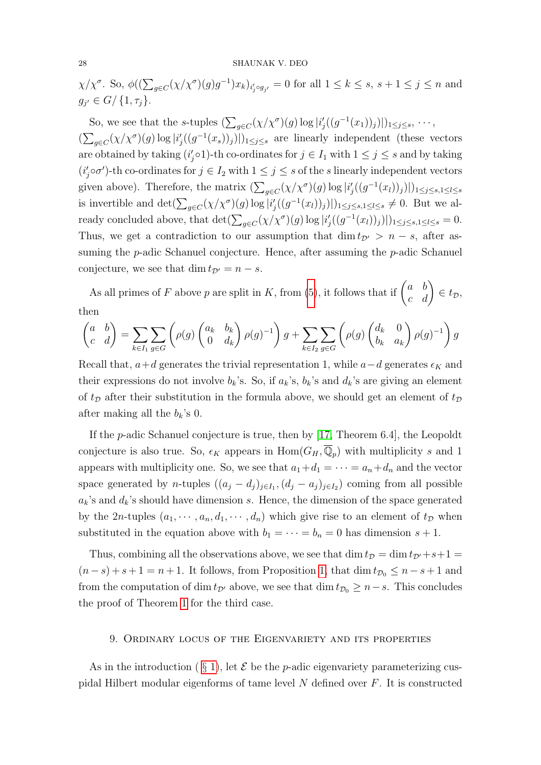$\chi/\chi^\sigma$. So, $\phi((\sum_{g\in C}(\chi/\chi^\sigma)(g)g^{-1})x_k)_{i'_{j'}\circ g_{j'}} = 0$ for all $1 \le k \le s$, $s+1 \le j \le n$ and $g_{j'} \in G/\{1, \tau_j\}$.

So, we see that the $s$-tuples $(\sum_{g\in C}(\chi/\chi^\sigma)(g)\log|i'_j((g^{-1}(x_1))_j)|)_{1\le j\le s}, \cdots,$ $(\sum_{g\in C}(\chi/\chi^\sigma)(g)\log|i'_j((g^{-1}(x_s))_j)|)_{1\le j\le s}$ are linearly independent (these vectors are obtained by taking $(i'_j\circ 1)$-th co-ordinates for $j \in I_1$ with $1 \le j \le s$ and by taking $(i'_j\circ\sigma')$-th co-ordinates for $j \in I_2$ with $1 \le j \le s$ of the $s$ linearly independent vectors given above). Therefore, the matrix $(\sum_{g\in C}(\chi/\chi^\sigma)(g)\log|i'_j((g^{-1}(x_l))_j)|)_{1\le j\le s, 1\le l\le s}$ is invertible and $\det(\sum_{g\in C}(\chi/\chi^\sigma)(g)\log|i'_j((g^{-1}(x_l))_j)|)_{1\le j\le s,1\le l\le s} \neq 0$. But we already concluded above, that $\det(\sum_{g\in C}(\chi/\chi^\sigma)(g)\log|i'_j((g^{-1}(x_l))_j)|)_{1\le j\le s,1\le l\le s} = 0$. Thus, we get a contradiction to our assumption that $\dim t_{\mathcal{D}'} > n-s$, after assuming the $p$-adic Schanuel conjecture. Hence, after assuming the $p$-adic Schanuel conjecture, we see that $\dim t_{\mathcal{D}'} = n-s$.

As all primes of $F$ above $p$ are split in $K$, from (5), it follows that if $\begin{pmatrix} a & b \\ c & d \end{pmatrix} \in t_{\mathcal{D}}$, then

$$\begin{pmatrix} a & b \\ c & d \end{pmatrix} = \sum_{k\in I_1}\sum_{g\in G}\left(\rho(g)\begin{pmatrix} a_k & b_k \\ 0 & d_k \end{pmatrix}\rho(g)^{-1}\right)g + \sum_{k\in I_2}\sum_{g\in G}\left(\rho(g)\begin{pmatrix} d_k & 0 \\ b_k & a_k \end{pmatrix}\rho(g)^{-1}\right)g$$

Recall that, $a+d$ generates the trivial representation 1, while $a-d$ generates $\epsilon_K$ and their expressions do not involve $b_k$'s. So, if $a_k$'s, $b_k$'s and $d_k$'s are giving an element of $t_{\mathcal{D}}$ after their substitution in the formula above, we should get an element of $t_{\mathcal{D}}$ after making all the $b_k$'s 0.

If the $p$-adic Schanuel conjecture is true, then by [17, Theorem 6.4], the Leopoldt conjecture is also true. So, $\epsilon_K$ appears in $\mathrm{Hom}(G_H, \overline{\mathbb{Q}}_p)$ with multiplicity $s$ and 1 appears with multiplicity one. So, we see that $a_1+d_1 = \cdots = a_n+d_n$ and the vector space generated by $n$-tuples $((a_j-d_j)_{j\in I_1}, (d_j-a_j)_{j\in I_2})$ coming from all possible $a_k$'s and $d_k$'s should have dimension $s$. Hence, the dimension of the space generated by the $2n$-tuples $(a_1,\cdots,a_n,d_1,\cdots,d_n)$ which give rise to an element of $t_{\mathcal{D}}$ when substituted in the equation above with $b_1 = \cdots = b_n = 0$ has dimension $s+1$.

Thus, combining all the observations above, we see that $\dim t_{\mathcal{D}} = \dim t_{\mathcal{D}'} + s + 1 = (n-s)+s+1 = n+1$. It follows, from Proposition 1, that $\dim t_{\mathcal{D}_0} \le n-s+1$ and from the computation of $\dim t_{\mathcal{D}'}$ above, we see that $\dim t_{\mathcal{D}_0} \ge n-s$. This concludes the proof of Theorem 1 for the third case.

## 9. Ordinary locus of the Eigenvariety and its properties

As in the introduction (§ 1), let $\mathcal{E}$ be the $p$-adic eigenvariety parameterizing cuspidal Hilbert modular eigenforms of tame level $N$ defined over $F$. It is constructed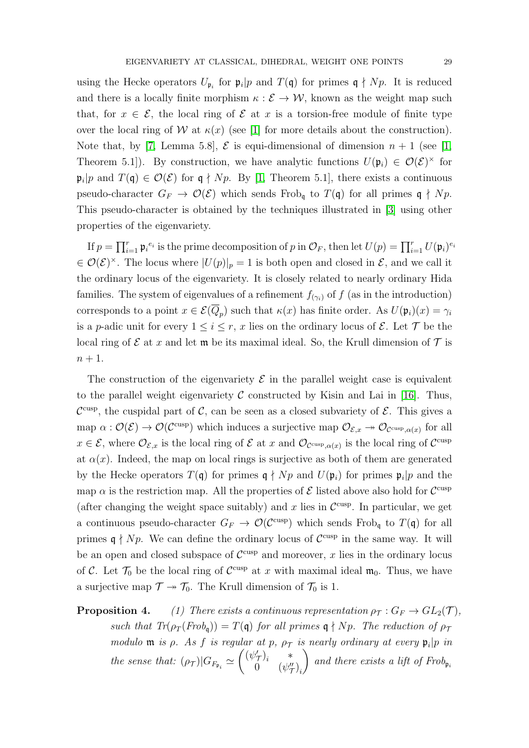using the Hecke operators $U_{\mathfrak{p}_i}$ for $\mathfrak{p}_i|p$ and $T(\mathfrak{q})$ for primes $\mathfrak{q} \nmid Np$. It is reduced and there is a locally finite morphism $\kappa : \mathcal{E} \to \mathcal{W}$, known as the weight map such that, for $x \in \mathcal{E}$, the local ring of $\mathcal{E}$ at $x$ is a torsion-free module of finite type over the local ring of $\mathcal{W}$ at $\kappa(x)$ (see [1] for more details about the construction). Note that, by [7, Lemma 5.8], $\mathcal{E}$ is equi-dimensional of dimension $n+1$ (see [1, Theorem 5.1]). By construction, we have analytic functions $U(\mathfrak{p}_i) \in \mathcal{O}(\mathcal{E})^\times$ for $\mathfrak{p}_i|p$ and $T(\mathfrak{q}) \in \mathcal{O}(\mathcal{E})$ for $\mathfrak{q} \nmid Np$. By [1, Theorem 5.1], there exists a continuous pseudo-character $G_F \to \mathcal{O}(\mathcal{E})$ which sends $\mathrm{Frob}_\mathfrak{q}$ to $T(\mathfrak{q})$ for all primes $\mathfrak{q} \nmid Np$. This pseudo-character is obtained by the techniques illustrated in [3] using other properties of the eigenvariety.

If $p = \prod_{i=1}^r \mathfrak{p}_i^{e_i}$ is the prime decomposition of $p$ in $\mathcal{O}_F$, then let $U(p) = \prod_{i=1}^r U(\mathfrak{p}_i)^{e_i} \in \mathcal{O}(\mathcal{E})^\times$. The locus where $|U(p)|_p = 1$ is both open and closed in $\mathcal{E}$, and we call it the ordinary locus of the eigenvariety. It is closely related to nearly ordinary Hida families. The system of eigenvalues of a refinement $f_{(\gamma_i)}$ of $f$ (as in the introduction) corresponds to a point $x \in \mathcal{E}(\overline{Q}_p)$ such that $\kappa(x)$ has finite order. As $U(\mathfrak{p}_i)(x) = \gamma_i$ is a $p$-adic unit for every $1 \leq i \leq r$, $x$ lies on the ordinary locus of $\mathcal{E}$. Let $\mathcal{T}$ be the local ring of $\mathcal{E}$ at $x$ and let $\mathfrak{m}$ be its maximal ideal. So, the Krull dimension of $\mathcal{T}$ is $n+1$.

The construction of the eigenvariety $\mathcal{E}$ in the parallel weight case is equivalent to the parallel weight eigenvariety $\mathcal{C}$ constructed by Kisin and Lai in [16]. Thus, $\mathcal{C}^{\mathrm{cusp}}$, the cuspidal part of $\mathcal{C}$, can be seen as a closed subvariety of $\mathcal{E}$. This gives a map $\alpha : \mathcal{O}(\mathcal{E}) \to \mathcal{O}(\mathcal{C}^{\mathrm{cusp}})$ which induces a surjective map $\mathcal{O}_{\mathcal{E},x} \twoheadrightarrow \mathcal{O}_{\mathcal{C}^{\mathrm{cusp}},\alpha(x)}$ for all $x \in \mathcal{E}$, where $\mathcal{O}_{\mathcal{E},x}$ is the local ring of $\mathcal{E}$ at $x$ and $\mathcal{O}_{\mathcal{C}^{\mathrm{cusp}},\alpha(x)}$ is the local ring of $\mathcal{C}^{\mathrm{cusp}}$ at $\alpha(x)$. Indeed, the map on local rings is surjective as both of them are generated by the Hecke operators $T(\mathfrak{q})$ for primes $\mathfrak{q} \nmid Np$ and $U(\mathfrak{p}_i)$ for primes $\mathfrak{p}_i|p$ and the map $\alpha$ is the restriction map. All the properties of $\mathcal{E}$ listed above also hold for $\mathcal{C}^{\mathrm{cusp}}$ (after changing the weight space suitably) and $x$ lies in $\mathcal{C}^{\mathrm{cusp}}$. In particular, we get a continuous pseudo-character $G_F \to \mathcal{O}(\mathcal{C}^{\mathrm{cusp}})$ which sends $\mathrm{Frob}_\mathfrak{q}$ to $T(\mathfrak{q})$ for all primes $\mathfrak{q} \nmid Np$. We can define the ordinary locus of $\mathcal{C}^{\mathrm{cusp}}$ in the same way. It will be an open and closed subspace of $\mathcal{C}^{\mathrm{cusp}}$ and moreover, $x$ lies in the ordinary locus of $\mathcal{C}$. Let $\mathcal{T}_0$ be the local ring of $\mathcal{C}^{\mathrm{cusp}}$ at $x$ with maximal ideal $\mathfrak{m}_0$. Thus, we have a surjective map $\mathcal{T} \twoheadrightarrow \mathcal{T}_0$. The Krull dimension of $\mathcal{T}_0$ is 1.

**Proposition 4.** *(1) There exists a continuous representation $\rho_\mathcal{T} : G_F \to GL_2(\mathcal{T})$, such that $Tr(\rho_T(Frob_\mathfrak{q})) = T(\mathfrak{q})$ for all primes $\mathfrak{q} \nmid Np$. The reduction of $\rho_\mathcal{T}$ modulo $\mathfrak{m}$ is $\rho$. As $f$ is regular at $p$, $\rho_\mathcal{T}$ is nearly ordinary at every $\mathfrak{p}_i|p$ in the sense that: $(\rho_\mathcal{T})|G_{F_{\mathfrak{p}_i}} \simeq \begin{pmatrix} (\psi'_\mathcal{T})_i & * \\ 0 & (\psi''_\mathcal{T})_i \end{pmatrix}$ and there exists a lift of $Frob_{\mathfrak{p}_i}$*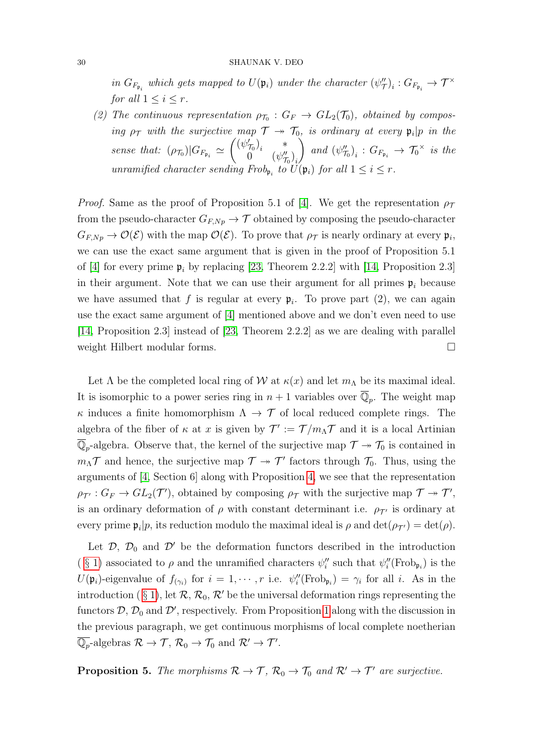*in $G_{F_{\mathfrak{p}_i}}$ which gets mapped to $U(\mathfrak{p}_i)$ under the character $(\psi''_{\mathcal{T}})_i : G_{F_{\mathfrak{p}_i}} \to \mathcal{T}^\times$ for all $1 \le i \le r$.*

(2) *The continuous representation $\rho_{\mathcal{T}_0} : G_F \to GL_2(\mathcal{T}_0)$, obtained by composing $\rho_{\mathcal{T}}$ with the surjective map $\mathcal{T} \twoheadrightarrow \mathcal{T}_0$, is ordinary at every $\mathfrak{p}_i | p$ in the sense that: $(\rho_{\mathcal{T}_0})|G_{F_{\mathfrak{p}_i}} \simeq \begin{pmatrix} (\psi'_{\mathcal{T}_0})_i & * \\ 0 & (\psi''_{\mathcal{T}_0})_i \end{pmatrix}$ and $(\psi''_{\mathcal{T}_0})_i : G_{F_{\mathfrak{p}_i}} \to \mathcal{T}_0{}^\times$ is the unramified character sending Frob$_{\mathfrak{p}_i}$ to $U(\mathfrak{p}_i)$ for all $1 \le i \le r$.*

*Proof.* Same as the proof of Proposition 5.1 of [4]. We get the representation $\rho_{\mathcal{T}}$ from the pseudo-character $G_{F,Np} \to \mathcal{T}$ obtained by composing the pseudo-character $G_{F,Np} \to \mathcal{O}(\mathcal{E})$ with the map $\mathcal{O}(\mathcal{E})$. To prove that $\rho_{\mathcal{T}}$ is nearly ordinary at every $\mathfrak{p}_i$, we can use the exact same argument that is given in the proof of Proposition 5.1 of [4] for every prime $\mathfrak{p}_i$ by replacing [23, Theorem 2.2.2] with [14, Proposition 2.3] in their argument. Note that we can use their argument for all primes $\mathfrak{p}_i$ because we have assumed that $f$ is regular at every $\mathfrak{p}_i$. To prove part (2), we can again use the exact same argument of [4] mentioned above and we don't even need to use [14, Proposition 2.3] instead of [23, Theorem 2.2.2] as we are dealing with parallel weight Hilbert modular forms. □

Let $\Lambda$ be the completed local ring of $\mathcal{W}$ at $\kappa(x)$ and let $m_\Lambda$ be its maximal ideal. It is isomorphic to a power series ring in $n+1$ variables over $\overline{\mathbb{Q}}_p$. The weight map $\kappa$ induces a finite homomorphism $\Lambda \to \mathcal{T}$ of local reduced complete rings. The algebra of the fiber of $\kappa$ at $x$ is given by $\mathcal{T}' := \mathcal{T}/m_\Lambda\mathcal{T}$ and it is a local Artinian $\overline{\mathbb{Q}}_p$-algebra. Observe that, the kernel of the surjective map $\mathcal{T} \twoheadrightarrow \mathcal{T}_0$ is contained in $m_\Lambda\mathcal{T}$ and hence, the surjective map $\mathcal{T} \twoheadrightarrow \mathcal{T}'$ factors through $\mathcal{T}_0$. Thus, using the arguments of [4, Section 6] along with Proposition 4, we see that the representation $\rho_{\mathcal{T}'} : G_F \to GL_2(\mathcal{T}')$, obtained by composing $\rho_{\mathcal{T}}$ with the surjective map $\mathcal{T} \twoheadrightarrow \mathcal{T}'$, is an ordinary deformation of $\rho$ with constant determinant i.e. $\rho_{\mathcal{T}'}$ is ordinary at every prime $\mathfrak{p}_i | p$, its reduction modulo the maximal ideal is $\rho$ and $\det(\rho_{\mathcal{T}'}) = \det(\rho)$.

Let $\mathcal{D}$, $\mathcal{D}_0$ and $\mathcal{D}'$ be the deformation functors described in the introduction (§ 1) associated to $\rho$ and the unramified characters $\psi''_i$ such that $\psi''_i(\text{Frob}_{\mathfrak{p}_i})$ is the $U(\mathfrak{p}_i)$-eigenvalue of $f_{(\gamma_i)}$ for $i = 1, \cdots, r$ i.e. $\psi''_i(\text{Frob}_{\mathfrak{p}_i}) = \gamma_i$ for all $i$. As in the introduction (§ 1), let $\mathcal{R}$, $\mathcal{R}_0$, $\mathcal{R}'$ be the universal deformation rings representing the functors $\mathcal{D}$, $\mathcal{D}_0$ and $\mathcal{D}'$, respectively. From Proposition 1 along with the discussion in the previous paragraph, we get continuous morphisms of local complete noetherian $\overline{\mathbb{Q}_p}$-algebras $\mathcal{R} \to \mathcal{T}$, $\mathcal{R}_0 \to \mathcal{T}_0$ and $\mathcal{R}' \to \mathcal{T}'$.

**Proposition 5.** *The morphisms $\mathcal{R} \to \mathcal{T}$, $\mathcal{R}_0 \to \mathcal{T}_0$ and $\mathcal{R}' \to \mathcal{T}'$ are surjective.*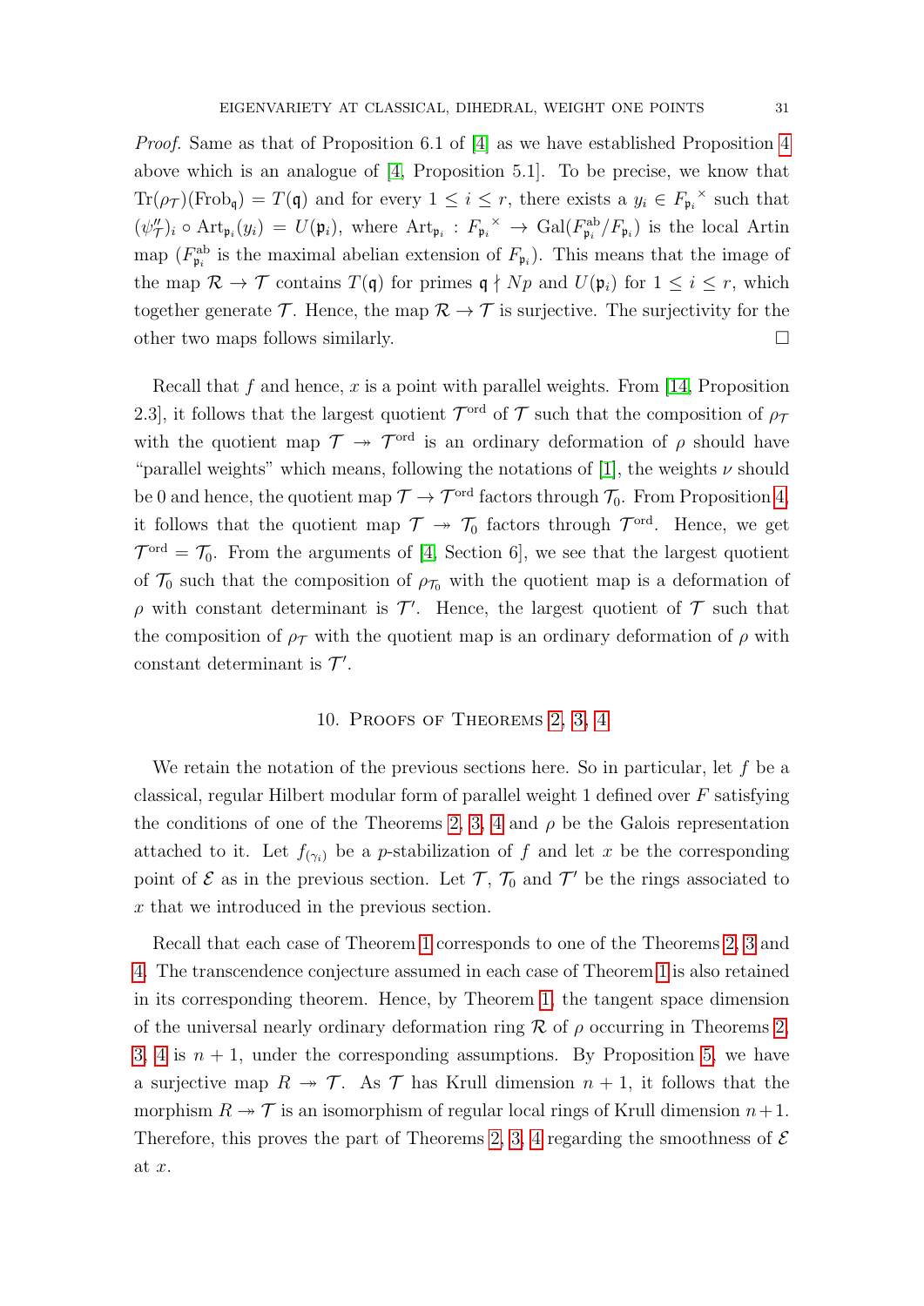*Proof.* Same as that of Proposition 6.1 of [4] as we have established Proposition 4 above which is an analogue of [4, Proposition 5.1]. To be precise, we know that $\mathrm{Tr}(\rho_{\mathcal{T}})(\mathrm{Frob}_{\mathfrak{q}}) = T(\mathfrak{q})$ and for every $1 \leq i \leq r$, there exists a $y_i \in F_{\mathfrak{p}_i}{}^{\times}$ such that $(\psi''_{\mathcal{T}})_i \circ \mathrm{Art}_{\mathfrak{p}_i}(y_i) = U(\mathfrak{p}_i)$, where $\mathrm{Art}_{\mathfrak{p}_i} : F_{\mathfrak{p}_i}{}^{\times} \to \mathrm{Gal}(F_{\mathfrak{p}_i}^{\mathrm{ab}}/F_{\mathfrak{p}_i})$ is the local Artin map ($F_{\mathfrak{p}_i}^{\mathrm{ab}}$ is the maximal abelian extension of $F_{\mathfrak{p}_i}$). This means that the image of the map $\mathcal{R} \to \mathcal{T}$ contains $T(\mathfrak{q})$ for primes $\mathfrak{q} \nmid Np$ and $U(\mathfrak{p}_i)$ for $1 \leq i \leq r$, which together generate $\mathcal{T}$. Hence, the map $\mathcal{R} \to \mathcal{T}$ is surjective. The surjectivity for the other two maps follows similarly. $\square$

Recall that $f$ and hence, $x$ is a point with parallel weights. From [14, Proposition 2.3], it follows that the largest quotient $\mathcal{T}^{\mathrm{ord}}$ of $\mathcal{T}$ such that the composition of $\rho_{\mathcal{T}}$ with the quotient map $\mathcal{T} \twoheadrightarrow \mathcal{T}^{\mathrm{ord}}$ is an ordinary deformation of $\rho$ should have "parallel weights" which means, following the notations of [1], the weights $\nu$ should be 0 and hence, the quotient map $\mathcal{T} \to \mathcal{T}^{\mathrm{ord}}$ factors through $\mathcal{T}_0$. From Proposition 4, it follows that the quotient map $\mathcal{T} \twoheadrightarrow \mathcal{T}_0$ factors through $\mathcal{T}^{\mathrm{ord}}$. Hence, we get $\mathcal{T}^{\mathrm{ord}} = \mathcal{T}_0$. From the arguments of [4, Section 6], we see that the largest quotient of $\mathcal{T}_0$ such that the composition of $\rho_{\mathcal{T}_0}$ with the quotient map is a deformation of $\rho$ with constant determinant is $\mathcal{T}'$. Hence, the largest quotient of $\mathcal{T}$ such that the composition of $\rho_{\mathcal{T}}$ with the quotient map is an ordinary deformation of $\rho$ with constant determinant is $\mathcal{T}'$.

## 10. Proofs of Theorems 2, 3, 4

We retain the notation of the previous sections here. So in particular, let $f$ be a classical, regular Hilbert modular form of parallel weight 1 defined over $F$ satisfying the conditions of one of the Theorems 2, 3, 4 and $\rho$ be the Galois representation attached to it. Let $f_{(\gamma_i)}$ be a $p$-stabilization of $f$ and let $x$ be the corresponding point of $\mathcal{E}$ as in the previous section. Let $\mathcal{T}$, $\mathcal{T}_0$ and $\mathcal{T}'$ be the rings associated to $x$ that we introduced in the previous section.

Recall that each case of Theorem 1 corresponds to one of the Theorems 2, 3 and 4. The transcendence conjecture assumed in each case of Theorem 1 is also retained in its corresponding theorem. Hence, by Theorem 1, the tangent space dimension of the universal nearly ordinary deformation ring $\mathcal{R}$ of $\rho$ occurring in Theorems 2, 3, 4 is $n+1$, under the corresponding assumptions. By Proposition 5, we have a surjective map $R \twoheadrightarrow \mathcal{T}$. As $\mathcal{T}$ has Krull dimension $n+1$, it follows that the morphism $R \twoheadrightarrow \mathcal{T}$ is an isomorphism of regular local rings of Krull dimension $n+1$. Therefore, this proves the part of Theorems 2, 3, 4 regarding the smoothness of $\mathcal{E}$ at $x$.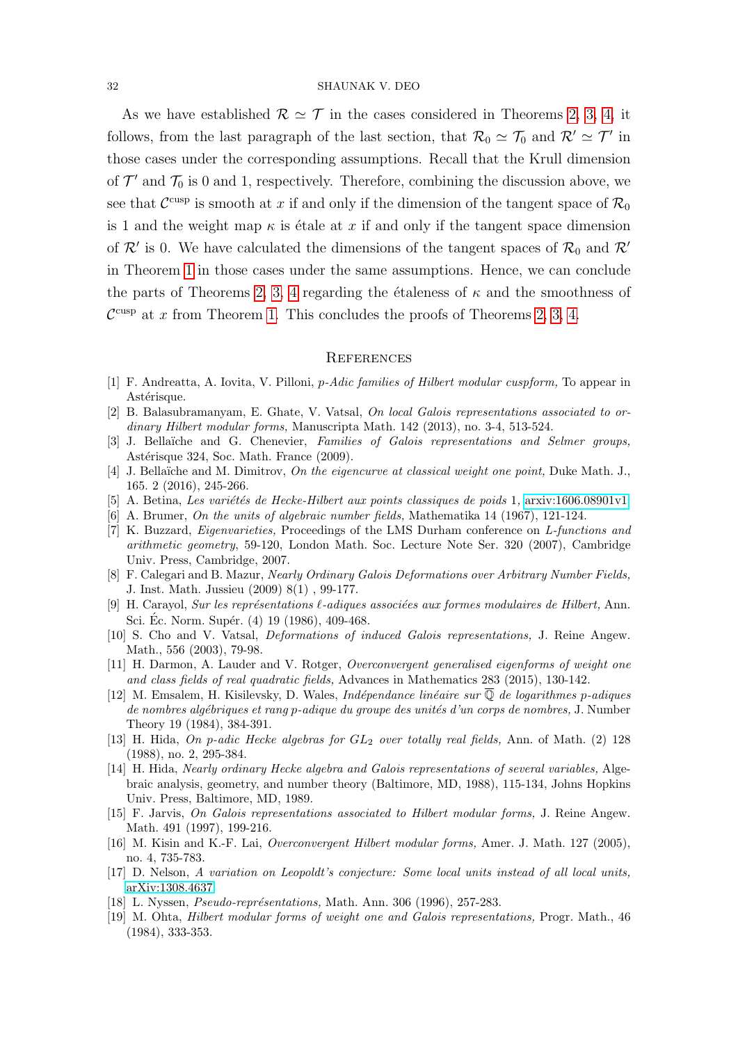As we have established $\mathcal{R} \simeq \mathcal{T}$ in the cases considered in Theorems 2, 3, 4, it follows, from the last paragraph of the last section, that $\mathcal{R}_0 \simeq \mathcal{T}_0$ and $\mathcal{R}' \simeq \mathcal{T}'$ in those cases under the corresponding assumptions. Recall that the Krull dimension of $\mathcal{T}'$ and $\mathcal{T}_0$ is 0 and 1, respectively. Therefore, combining the discussion above, we see that $\mathcal{C}^{\text{cusp}}$ is smooth at $x$ if and only if the dimension of the tangent space of $\mathcal{R}_0$ is 1 and the weight map $\kappa$ is étale at $x$ if and only if the tangent space dimension of $\mathcal{R}'$ is 0. We have calculated the dimensions of the tangent spaces of $\mathcal{R}_0$ and $\mathcal{R}'$ in Theorem 1 in those cases under the same assumptions. Hence, we can conclude the parts of Theorems 2, 3, 4 regarding the étaleness of $\kappa$ and the smoothness of $\mathcal{C}^{\text{cusp}}$ at $x$ from Theorem 1. This concludes the proofs of Theorems 2, 3, 4.

## References

[1] F. Andreatta, A. Iovita, V. Pilloni, *p-Adic families of Hilbert modular cuspform,* To appear in Astérisque.

[2] B. Balasubramanyam, E. Ghate, V. Vatsal, *On local Galois representations associated to ordinary Hilbert modular forms,* Manuscripta Math. 142 (2013), no. 3-4, 513-524.

[3] J. Bellaïche and G. Chenevier, *Families of Galois representations and Selmer groups,* Astérisque 324, Soc. Math. France (2009).

[4] J. Bellaïche and M. Dimitrov, *On the eigencurve at classical weight one point,* Duke Math. J., 165. 2 (2016), 245-266.

[5] A. Betina, *Les variétés de Hecke-Hilbert aux points classiques de poids* 1, arxiv:1606.08901v1.

[6] A. Brumer, *On the units of algebraic number fields,* Mathematika 14 (1967), 121-124.

[7] K. Buzzard, *Eigenvarieties,* Proceedings of the LMS Durham conference on *L-functions and arithmetic geometry*, 59-120, London Math. Soc. Lecture Note Ser. 320 (2007), Cambridge Univ. Press, Cambridge, 2007.

[8] F. Calegari and B. Mazur, *Nearly Ordinary Galois Deformations over Arbitrary Number Fields,* J. Inst. Math. Jussieu (2009) 8(1) , 99-177.

[9] H. Carayol, *Sur les représentations $\ell$-adiques associées aux formes modulaires de Hilbert,* Ann. Sci. Éc. Norm. Supér. (4) 19 (1986), 409-468.

[10] S. Cho and V. Vatsal, *Deformations of induced Galois representations,* J. Reine Angew. Math., 556 (2003), 79-98.

[11] H. Darmon, A. Lauder and V. Rotger, *Overconvergent generalised eigenforms of weight one and class fields of real quadratic fields,* Advances in Mathematics 283 (2015), 130-142.

[12] M. Emsalem, H. Kisilevsky, D. Wales, *Indépendance linéaire sur $\overline{\mathbb{Q}}$ de logarithmes p-adiques de nombres algébriques et rang p-adique du groupe des unités d'un corps de nombres,* J. Number Theory 19 (1984), 384-391.

[13] H. Hida, *On p-adic Hecke algebras for $GL_2$ over totally real fields,* Ann. of Math. (2) 128 (1988), no. 2, 295-384.

[14] H. Hida, *Nearly ordinary Hecke algebra and Galois representations of several variables,* Algebraic analysis, geometry, and number theory (Baltimore, MD, 1988), 115-134, Johns Hopkins Univ. Press, Baltimore, MD, 1989.

[15] F. Jarvis, *On Galois representations associated to Hilbert modular forms,* J. Reine Angew. Math. 491 (1997), 199-216.

[16] M. Kisin and K.-F. Lai, *Overconvergent Hilbert modular forms,* Amer. J. Math. 127 (2005), no. 4, 735-783.

[17] D. Nelson, *A variation on Leopoldt's conjecture: Some local units instead of all local units,* arXiv:1308.4637.

[18] L. Nyssen, *Pseudo-représentations,* Math. Ann. 306 (1996), 257-283.

[19] M. Ohta, *Hilbert modular forms of weight one and Galois representations,* Progr. Math., 46 (1984), 333-353.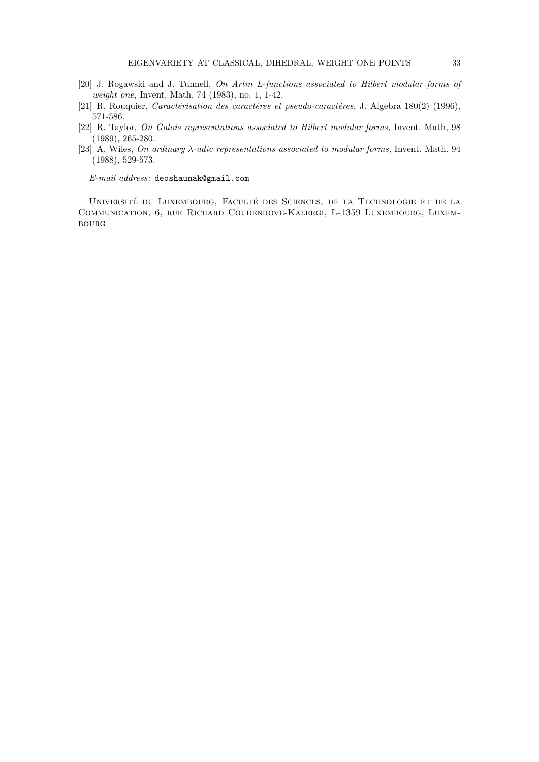[20] J. Rogawski and J. Tunnell, *On Artin L-functions associated to Hilbert modular forms of weight one,* Invent. Math. 74 (1983), no. 1, 1-42.

[21] R. Rouquier, *Caractérisation des caractéres et pseudo-caractéres,* J. Algebra 180(2) (1996), 571-586.

[22] R. Taylor, *On Galois representations associated to Hilbert modular forms,* Invent. Math, 98 (1989), 265-280.

[23] A. Wiles, *On ordinary $\lambda$-adic representations associated to modular forms,* Invent. Math. 94 (1988), 529-573.

*E-mail address*: `deoshaunak@gmail.com`

Université du Luxembourg, Faculté des Sciences, de la Technologie et de la Communication, 6, rue Richard Coudenhove-Kalergi, L-1359 Luxembourg, Luxembourg